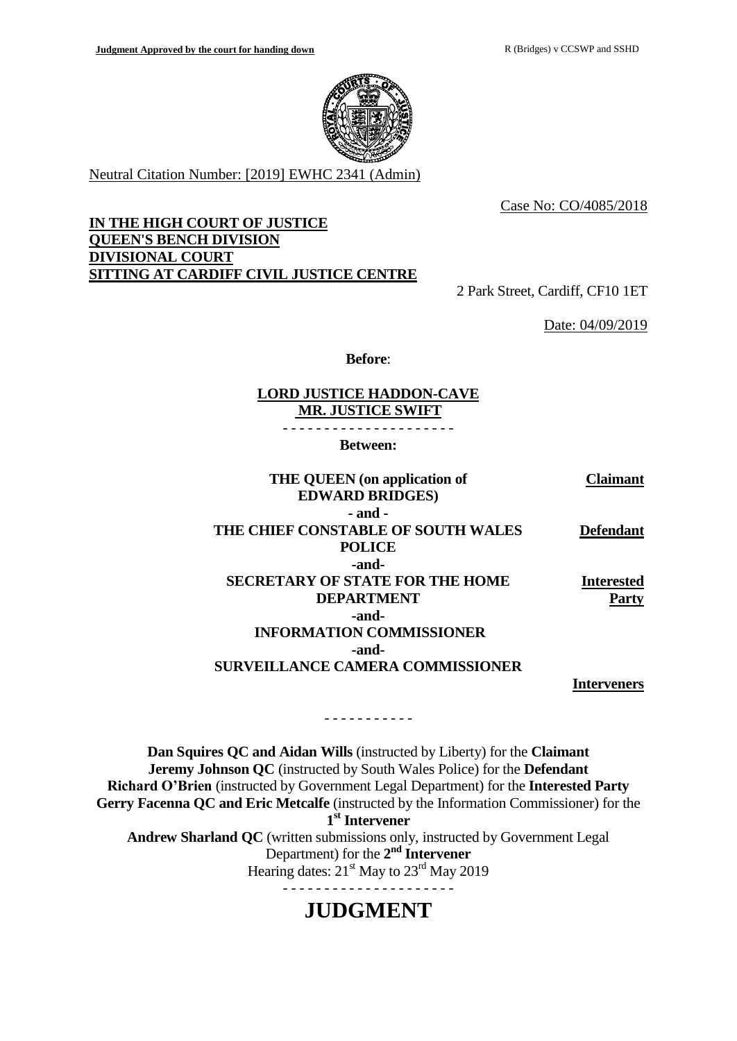Neutral Citation Number: [2019] EWHC 2341 (Admin)

Case No: CO/4085/2018

**IN THE HIGH COURT OF JUSTICE**
**QUEEN'S BENCH DIVISION**
**DIVISIONAL COURT**
**SITTING AT CARDIFF CIVIL JUSTICE CENTRE**

2 Park Street, Cardiff, CF10 1ET

Date: 04/09/2019

**Before**:

**LORD JUSTICE HADDON-CAVE**
**MR. JUSTICE SWIFT**

- - - - - - - - - - - - - - - - - - - - -

**Between:**

| | |
|---|---|
| **THE QUEEN (on application of EDWARD BRIDGES)** | **Claimant** |
| **- and -** | |
| **THE CHIEF CONSTABLE OF SOUTH WALES POLICE** | **Defendant** |
| **-and-** | |
| **SECRETARY OF STATE FOR THE HOME DEPARTMENT** | **Interested Party** |
| **-and-** | |
| **INFORMATION COMMISSIONER** | |
| **-and-** | |
| **SURVEILLANCE CAMERA COMMISSIONER** | **Interveners** |

- - - - - - - - - - -

**Dan Squires QC and Aidan Wills** (instructed by Liberty) for the **Claimant**
**Jeremy Johnson QC** (instructed by South Wales Police) for the **Defendant**
**Richard O'Brien** (instructed by Government Legal Department) for the **Interested Party**
**Gerry Facenna QC and Eric Metcalfe** (instructed by the Information Commissioner) for the **1st Intervener**
**Andrew Sharland QC** (written submissions only, instructed by Government Legal Department) for the **2nd Intervener**
Hearing dates: 21st May to 23rd May 2019

- - - - - - - - - - - - - - - - - - - - -

# JUDGMENT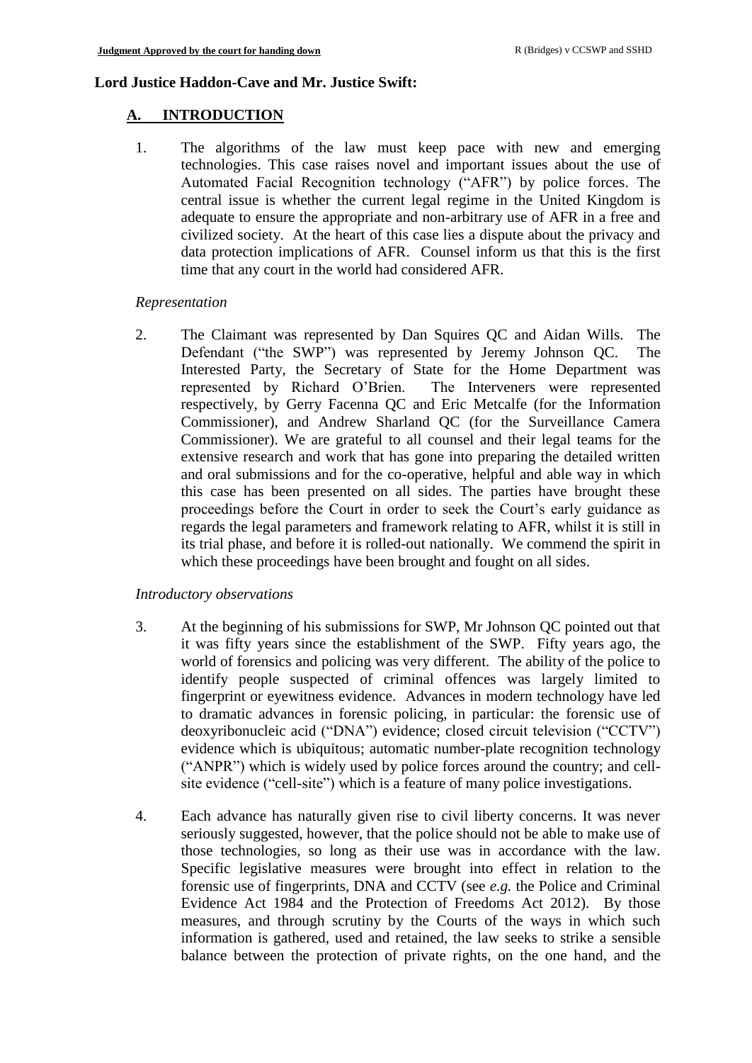**Lord Justice Haddon-Cave and Mr. Justice Swift:**

## A. INTRODUCTION

1. The algorithms of the law must keep pace with new and emerging technologies. This case raises novel and important issues about the use of Automated Facial Recognition technology ("AFR") by police forces. The central issue is whether the current legal regime in the United Kingdom is adequate to ensure the appropriate and non-arbitrary use of AFR in a free and civilized society. At the heart of this case lies a dispute about the privacy and data protection implications of AFR. Counsel inform us that this is the first time that any court in the world had considered AFR.

*Representation*

2. The Claimant was represented by Dan Squires QC and Aidan Wills. The Defendant ("the SWP") was represented by Jeremy Johnson QC. The Interested Party, the Secretary of State for the Home Department was represented by Richard O'Brien. The Interveners were represented respectively, by Gerry Facenna QC and Eric Metcalfe (for the Information Commissioner), and Andrew Sharland QC (for the Surveillance Camera Commissioner). We are grateful to all counsel and their legal teams for the extensive research and work that has gone into preparing the detailed written and oral submissions and for the co-operative, helpful and able way in which this case has been presented on all sides. The parties have brought these proceedings before the Court in order to seek the Court's early guidance as regards the legal parameters and framework relating to AFR, whilst it is still in its trial phase, and before it is rolled-out nationally. We commend the spirit in which these proceedings have been brought and fought on all sides.

*Introductory observations*

3. At the beginning of his submissions for SWP, Mr Johnson QC pointed out that it was fifty years since the establishment of the SWP. Fifty years ago, the world of forensics and policing was very different. The ability of the police to identify people suspected of criminal offences was largely limited to fingerprint or eyewitness evidence. Advances in modern technology have led to dramatic advances in forensic policing, in particular: the forensic use of deoxyribonucleic acid ("DNA") evidence; closed circuit television ("CCTV") evidence which is ubiquitous; automatic number-plate recognition technology ("ANPR") which is widely used by police forces around the country; and cell-site evidence ("cell-site") which is a feature of many police investigations.

4. Each advance has naturally given rise to civil liberty concerns. It was never seriously suggested, however, that the police should not be able to make use of those technologies, so long as their use was in accordance with the law. Specific legislative measures were brought into effect in relation to the forensic use of fingerprints, DNA and CCTV (see *e.g.* the Police and Criminal Evidence Act 1984 and the Protection of Freedoms Act 2012). By those measures, and through scrutiny by the Courts of the ways in which such information is gathered, used and retained, the law seeks to strike a sensible balance between the protection of private rights, on the one hand, and the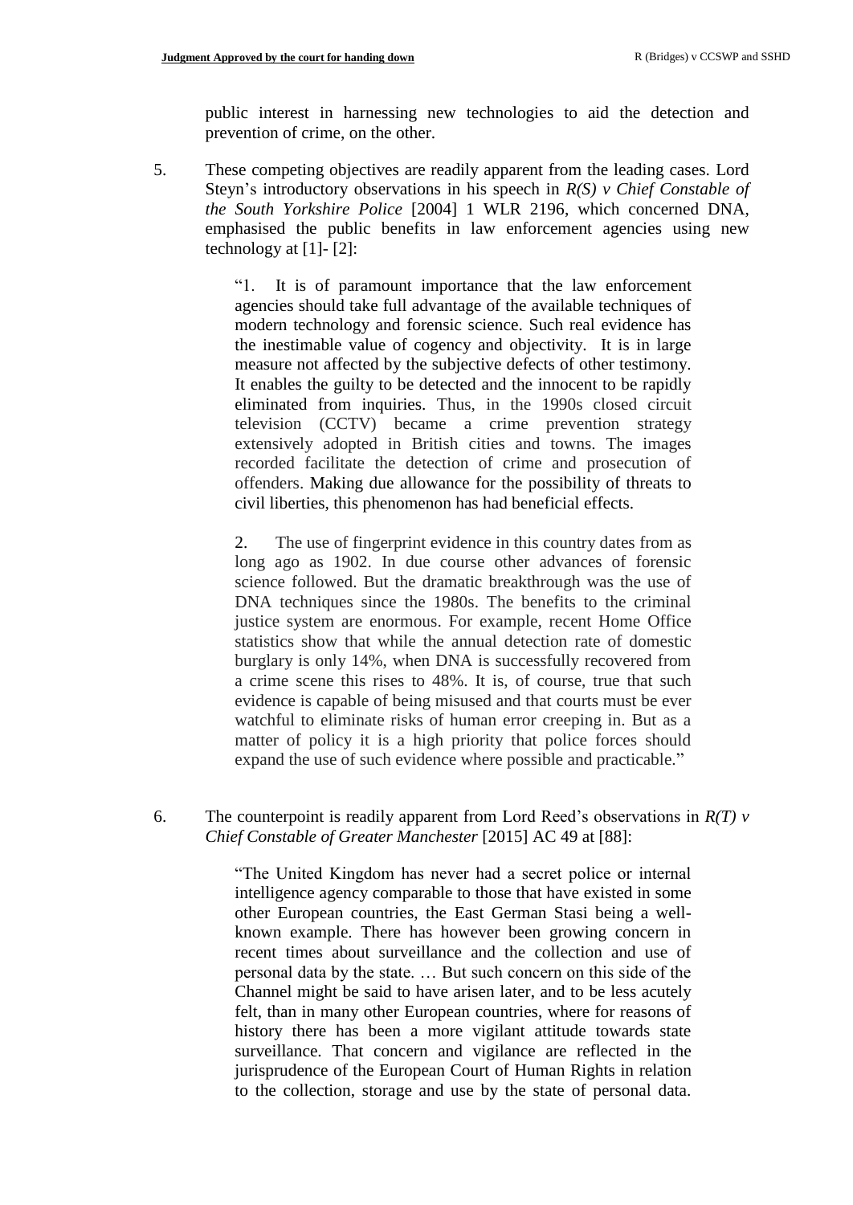public interest in harnessing new technologies to aid the detection and prevention of crime, on the other.

5. These competing objectives are readily apparent from the leading cases. Lord Steyn's introductory observations in his speech in *R(S) v Chief Constable of the South Yorkshire Police* [2004] 1 WLR 2196, which concerned DNA, emphasised the public benefits in law enforcement agencies using new technology at [1]- [2]:

> "1. It is of paramount importance that the law enforcement agencies should take full advantage of the available techniques of modern technology and forensic science. Such real evidence has the inestimable value of cogency and objectivity. It is in large measure not affected by the subjective defects of other testimony. It enables the guilty to be detected and the innocent to be rapidly eliminated from inquiries. Thus, in the 1990s closed circuit television (CCTV) became a crime prevention strategy extensively adopted in British cities and towns. The images recorded facilitate the detection of crime and prosecution of offenders. Making due allowance for the possibility of threats to civil liberties, this phenomenon has had beneficial effects.
>
> 2. The use of fingerprint evidence in this country dates from as long ago as 1902. In due course other advances of forensic science followed. But the dramatic breakthrough was the use of DNA techniques since the 1980s. The benefits to the criminal justice system are enormous. For example, recent Home Office statistics show that while the annual detection rate of domestic burglary is only 14%, when DNA is successfully recovered from a crime scene this rises to 48%. It is, of course, true that such evidence is capable of being misused and that courts must be ever watchful to eliminate risks of human error creeping in. But as a matter of policy it is a high priority that police forces should expand the use of such evidence where possible and practicable."

6. The counterpoint is readily apparent from Lord Reed's observations in *R(T) v Chief Constable of Greater Manchester* [2015] AC 49 at [88]:

> "The United Kingdom has never had a secret police or internal intelligence agency comparable to those that have existed in some other European countries, the East German Stasi being a well-known example. There has however been growing concern in recent times about surveillance and the collection and use of personal data by the state. … But such concern on this side of the Channel might be said to have arisen later, and to be less acutely felt, than in many other European countries, where for reasons of history there has been a more vigilant attitude towards state surveillance. That concern and vigilance are reflected in the jurisprudence of the European Court of Human Rights in relation to the collection, storage and use by the state of personal data.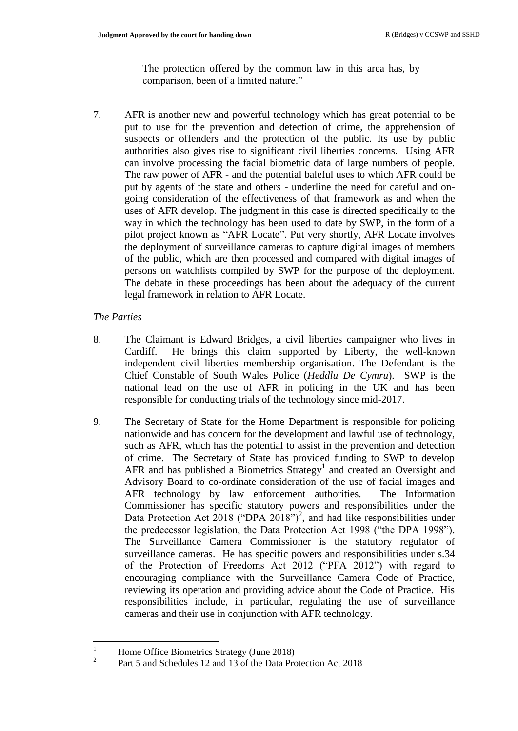The protection offered by the common law in this area has, by comparison, been of a limited nature."

7. AFR is another new and powerful technology which has great potential to be put to use for the prevention and detection of crime, the apprehension of suspects or offenders and the protection of the public. Its use by public authorities also gives rise to significant civil liberties concerns. Using AFR can involve processing the facial biometric data of large numbers of people. The raw power of AFR - and the potential baleful uses to which AFR could be put by agents of the state and others - underline the need for careful and on-going consideration of the effectiveness of that framework as and when the uses of AFR develop. The judgment in this case is directed specifically to the way in which the technology has been used to date by SWP, in the form of a pilot project known as "AFR Locate". Put very shortly, AFR Locate involves the deployment of surveillance cameras to capture digital images of members of the public, which are then processed and compared with digital images of persons on watchlists compiled by SWP for the purpose of the deployment. The debate in these proceedings has been about the adequacy of the current legal framework in relation to AFR Locate.

*The Parties*

8. The Claimant is Edward Bridges, a civil liberties campaigner who lives in Cardiff. He brings this claim supported by Liberty, the well-known independent civil liberties membership organisation. The Defendant is the Chief Constable of South Wales Police (*Heddlu De Cymru*). SWP is the national lead on the use of AFR in policing in the UK and has been responsible for conducting trials of the technology since mid-2017.

9. The Secretary of State for the Home Department is responsible for policing nationwide and has concern for the development and lawful use of technology, such as AFR, which has the potential to assist in the prevention and detection of crime. The Secretary of State has provided funding to SWP to develop AFR and has published a Biometrics Strategy[1] and created an Oversight and Advisory Board to co-ordinate consideration of the use of facial images and AFR technology by law enforcement authorities. The Information Commissioner has specific statutory powers and responsibilities under the Data Protection Act 2018 ("DPA 2018")[2], and had like responsibilities under the predecessor legislation, the Data Protection Act 1998 ("the DPA 1998"). The Surveillance Camera Commissioner is the statutory regulator of surveillance cameras. He has specific powers and responsibilities under s.34 of the Protection of Freedoms Act 2012 ("PFA 2012") with regard to encouraging compliance with the Surveillance Camera Code of Practice, reviewing its operation and providing advice about the Code of Practice. His responsibilities include, in particular, regulating the use of surveillance cameras and their use in conjunction with AFR technology.

---

[1] Home Office Biometrics Strategy (June 2018)

[2] Part 5 and Schedules 12 and 13 of the Data Protection Act 2018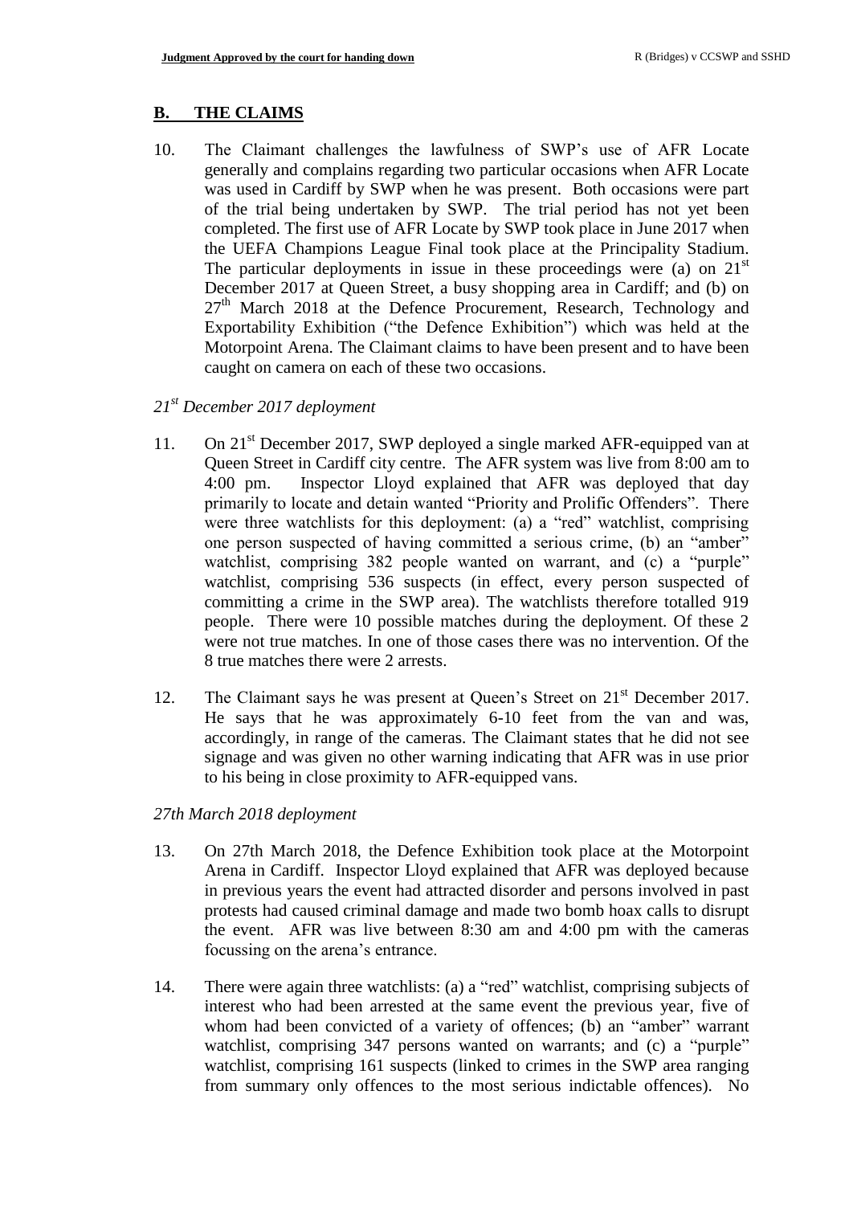## B. THE CLAIMS

10. The Claimant challenges the lawfulness of SWP's use of AFR Locate generally and complains regarding two particular occasions when AFR Locate was used in Cardiff by SWP when he was present. Both occasions were part of the trial being undertaken by SWP. The trial period has not yet been completed. The first use of AFR Locate by SWP took place in June 2017 when the UEFA Champions League Final took place at the Principality Stadium. The particular deployments in issue in these proceedings were (a) on 21st December 2017 at Queen Street, a busy shopping area in Cardiff; and (b) on 27th March 2018 at the Defence Procurement, Research, Technology and Exportability Exhibition ("the Defence Exhibition") which was held at the Motorpoint Arena. The Claimant claims to have been present and to have been caught on camera on each of these two occasions.

*21st December 2017 deployment*

11. On 21st December 2017, SWP deployed a single marked AFR-equipped van at Queen Street in Cardiff city centre. The AFR system was live from 8:00 am to 4:00 pm. Inspector Lloyd explained that AFR was deployed that day primarily to locate and detain wanted "Priority and Prolific Offenders". There were three watchlists for this deployment: (a) a "red" watchlist, comprising one person suspected of having committed a serious crime, (b) an "amber" watchlist, comprising 382 people wanted on warrant, and (c) a "purple" watchlist, comprising 536 suspects (in effect, every person suspected of committing a crime in the SWP area). The watchlists therefore totalled 919 people. There were 10 possible matches during the deployment. Of these 2 were not true matches. In one of those cases there was no intervention. Of the 8 true matches there were 2 arrests.

12. The Claimant says he was present at Queen's Street on 21st December 2017. He says that he was approximately 6-10 feet from the van and was, accordingly, in range of the cameras. The Claimant states that he did not see signage and was given no other warning indicating that AFR was in use prior to his being in close proximity to AFR-equipped vans.

*27th March 2018 deployment*

13. On 27th March 2018, the Defence Exhibition took place at the Motorpoint Arena in Cardiff. Inspector Lloyd explained that AFR was deployed because in previous years the event had attracted disorder and persons involved in past protests had caused criminal damage and made two bomb hoax calls to disrupt the event. AFR was live between 8:30 am and 4:00 pm with the cameras focussing on the arena's entrance.

14. There were again three watchlists: (a) a "red" watchlist, comprising subjects of interest who had been arrested at the same event the previous year, five of whom had been convicted of a variety of offences; (b) an "amber" warrant watchlist, comprising 347 persons wanted on warrants; and (c) a "purple" watchlist, comprising 161 suspects (linked to crimes in the SWP area ranging from summary only offences to the most serious indictable offences). No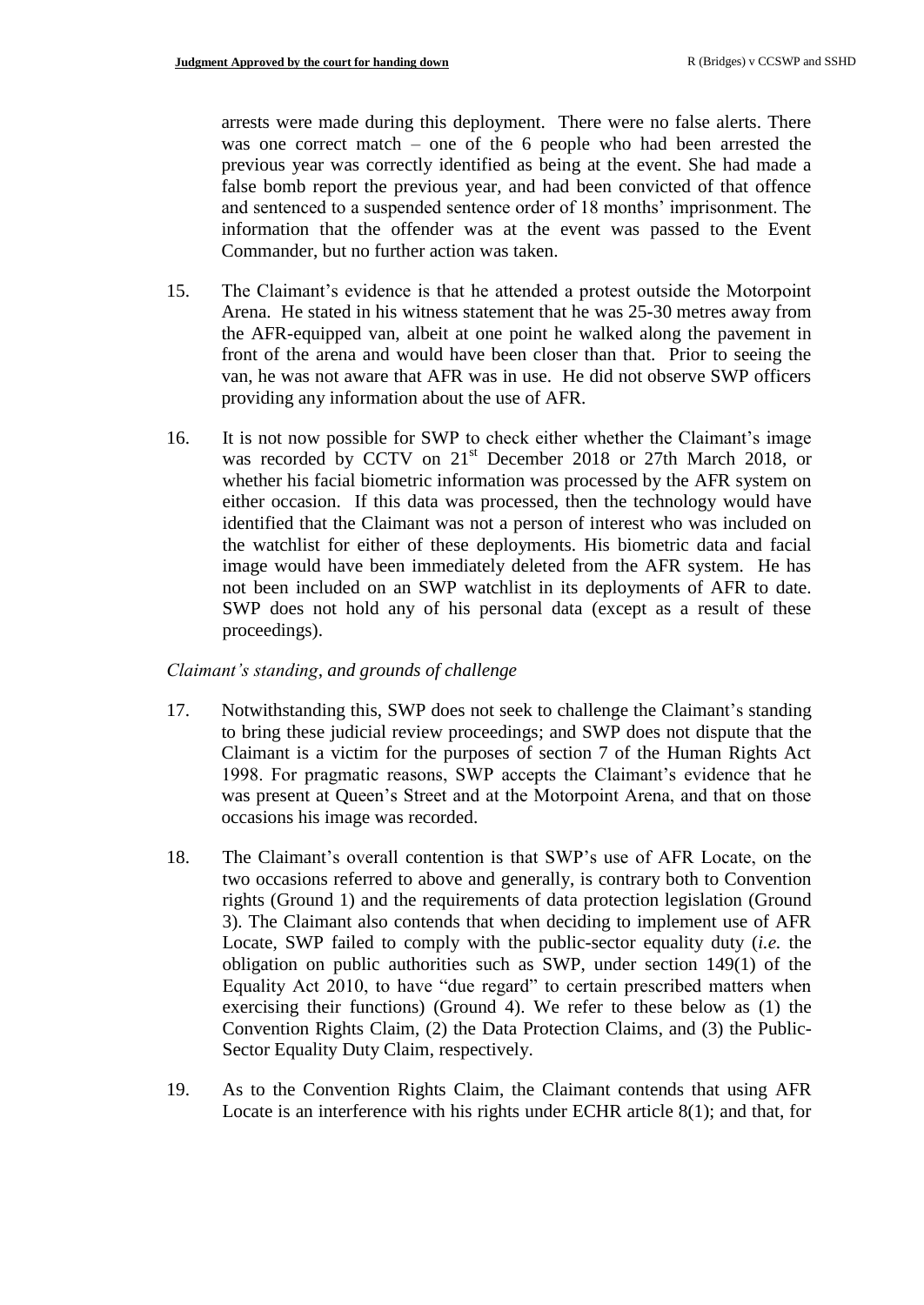arrests were made during this deployment. There were no false alerts. There was one correct match – one of the 6 people who had been arrested the previous year was correctly identified as being at the event. She had made a false bomb report the previous year, and had been convicted of that offence and sentenced to a suspended sentence order of 18 months' imprisonment. The information that the offender was at the event was passed to the Event Commander, but no further action was taken.

15. The Claimant's evidence is that he attended a protest outside the Motorpoint Arena. He stated in his witness statement that he was 25-30 metres away from the AFR-equipped van, albeit at one point he walked along the pavement in front of the arena and would have been closer than that. Prior to seeing the van, he was not aware that AFR was in use. He did not observe SWP officers providing any information about the use of AFR.

16. It is not now possible for SWP to check either whether the Claimant's image was recorded by CCTV on 21st December 2018 or 27th March 2018, or whether his facial biometric information was processed by the AFR system on either occasion. If this data was processed, then the technology would have identified that the Claimant was not a person of interest who was included on the watchlist for either of these deployments. His biometric data and facial image would have been immediately deleted from the AFR system. He has not been included on an SWP watchlist in its deployments of AFR to date. SWP does not hold any of his personal data (except as a result of these proceedings).

*Claimant's standing, and grounds of challenge*

17. Notwithstanding this, SWP does not seek to challenge the Claimant's standing to bring these judicial review proceedings; and SWP does not dispute that the Claimant is a victim for the purposes of section 7 of the Human Rights Act 1998. For pragmatic reasons, SWP accepts the Claimant's evidence that he was present at Queen's Street and at the Motorpoint Arena, and that on those occasions his image was recorded.

18. The Claimant's overall contention is that SWP's use of AFR Locate, on the two occasions referred to above and generally, is contrary both to Convention rights (Ground 1) and the requirements of data protection legislation (Ground 3). The Claimant also contends that when deciding to implement use of AFR Locate, SWP failed to comply with the public-sector equality duty (*i.e.* the obligation on public authorities such as SWP, under section 149(1) of the Equality Act 2010, to have "due regard" to certain prescribed matters when exercising their functions) (Ground 4). We refer to these below as (1) the Convention Rights Claim, (2) the Data Protection Claims, and (3) the Public-Sector Equality Duty Claim, respectively.

19. As to the Convention Rights Claim, the Claimant contends that using AFR Locate is an interference with his rights under ECHR article 8(1); and that, for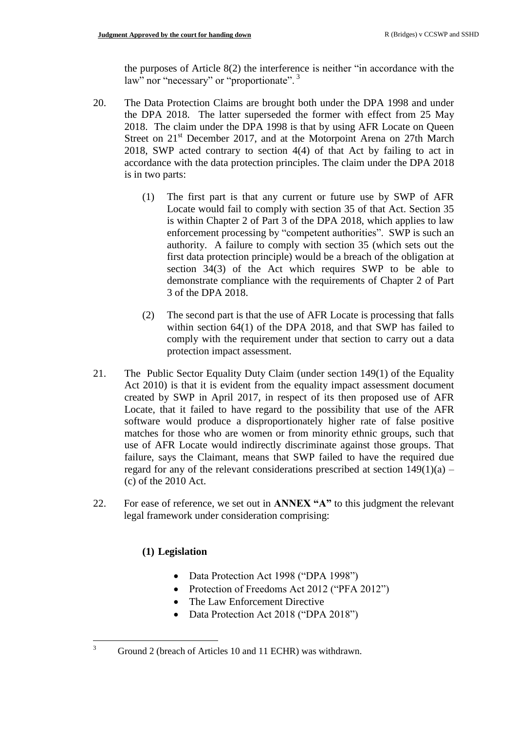the purposes of Article 8(2) the interference is neither "in accordance with the law" nor "necessary" or "proportionate".[3]

20. The Data Protection Claims are brought both under the DPA 1998 and under the DPA 2018. The latter superseded the former with effect from 25 May 2018. The claim under the DPA 1998 is that by using AFR Locate on Queen Street on 21st December 2017, and at the Motorpoint Arena on 27th March 2018, SWP acted contrary to section 4(4) of that Act by failing to act in accordance with the data protection principles. The claim under the DPA 2018 is in two parts:

    (1) The first part is that any current or future use by SWP of AFR Locate would fail to comply with section 35 of that Act. Section 35 is within Chapter 2 of Part 3 of the DPA 2018, which applies to law enforcement processing by "competent authorities". SWP is such an authority. A failure to comply with section 35 (which sets out the first data protection principle) would be a breach of the obligation at section 34(3) of the Act which requires SWP to be able to demonstrate compliance with the requirements of Chapter 2 of Part 3 of the DPA 2018.

    (2) The second part is that the use of AFR Locate is processing that falls within section 64(1) of the DPA 2018, and that SWP has failed to comply with the requirement under that section to carry out a data protection impact assessment.

21. The Public Sector Equality Duty Claim (under section 149(1) of the Equality Act 2010) is that it is evident from the equality impact assessment document created by SWP in April 2017, in respect of its then proposed use of AFR Locate, that it failed to have regard to the possibility that use of the AFR software would produce a disproportionately higher rate of false positive matches for those who are women or from minority ethnic groups, such that use of AFR Locate would indirectly discriminate against those groups. That failure, says the Claimant, means that SWP failed to have the required due regard for any of the relevant considerations prescribed at section 149(1)(a) – (c) of the 2010 Act.

22. For ease of reference, we set out in **ANNEX "A"** to this judgment the relevant legal framework under consideration comprising:

    **(1) Legislation**

    - Data Protection Act 1998 ("DPA 1998")
    - Protection of Freedoms Act 2012 ("PFA 2012")
    - The Law Enforcement Directive
    - Data Protection Act 2018 ("DPA 2018")

[3] Ground 2 (breach of Articles 10 and 11 ECHR) was withdrawn.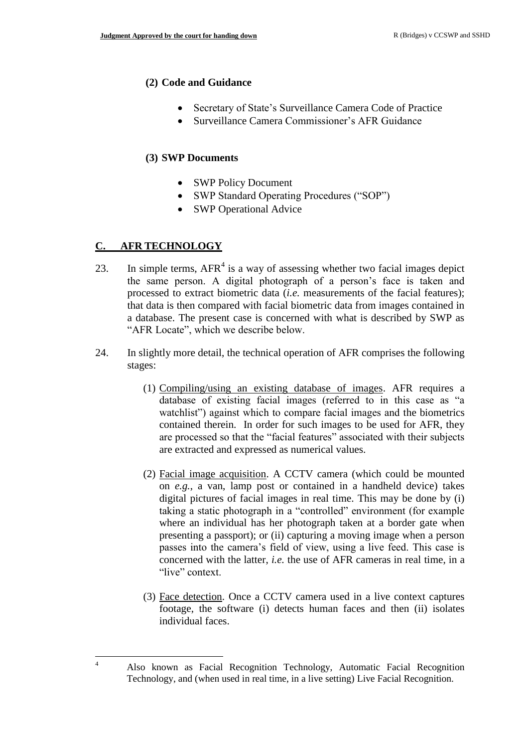**(2) Code and Guidance**

- Secretary of State's Surveillance Camera Code of Practice
- Surveillance Camera Commissioner's AFR Guidance

**(3) SWP Documents**

- SWP Policy Document
- SWP Standard Operating Procedures ("SOP")
- SWP Operational Advice

## C. AFR TECHNOLOGY

23. In simple terms, AFR[4] is a way of assessing whether two facial images depict the same person. A digital photograph of a person's face is taken and processed to extract biometric data (*i.e.* measurements of the facial features); that data is then compared with facial biometric data from images contained in a database. The present case is concerned with what is described by SWP as "AFR Locate", which we describe below.

24. In slightly more detail, the technical operation of AFR comprises the following stages:

    (1) Compiling/using an existing database of images. AFR requires a database of existing facial images (referred to in this case as "a watchlist") against which to compare facial images and the biometrics contained therein. In order for such images to be used for AFR, they are processed so that the "facial features" associated with their subjects are extracted and expressed as numerical values.

    (2) Facial image acquisition. A CCTV camera (which could be mounted on *e.g.*, a van, lamp post or contained in a handheld device) takes digital pictures of facial images in real time. This may be done by (i) taking a static photograph in a "controlled" environment (for example where an individual has her photograph taken at a border gate when presenting a passport); or (ii) capturing a moving image when a person passes into the camera's field of view, using a live feed. This case is concerned with the latter, *i.e.* the use of AFR cameras in real time, in a "live" context.

    (3) Face detection. Once a CCTV camera used in a live context captures footage, the software (i) detects human faces and then (ii) isolates individual faces.

[4] Also known as Facial Recognition Technology, Automatic Facial Recognition Technology, and (when used in real time, in a live setting) Live Facial Recognition.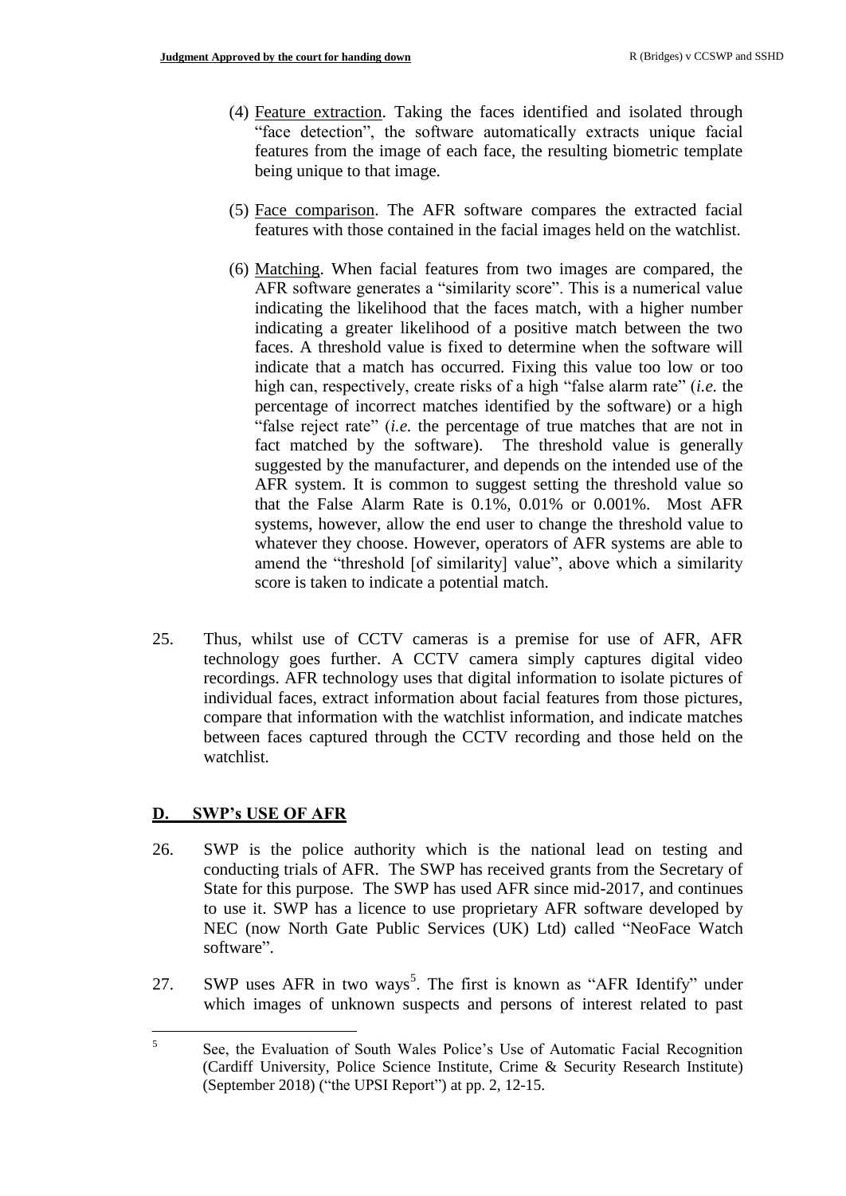(4) Feature extraction. Taking the faces identified and isolated through "face detection", the software automatically extracts unique facial features from the image of each face, the resulting biometric template being unique to that image.

(5) Face comparison. The AFR software compares the extracted facial features with those contained in the facial images held on the watchlist.

(6) Matching. When facial features from two images are compared, the AFR software generates a "similarity score". This is a numerical value indicating the likelihood that the faces match, with a higher number indicating a greater likelihood of a positive match between the two faces. A threshold value is fixed to determine when the software will indicate that a match has occurred. Fixing this value too low or too high can, respectively, create risks of a high "false alarm rate" (*i.e.* the percentage of incorrect matches identified by the software) or a high "false reject rate" (*i.e.* the percentage of true matches that are not in fact matched by the software). The threshold value is generally suggested by the manufacturer, and depends on the intended use of the AFR system. It is common to suggest setting the threshold value so that the False Alarm Rate is 0.1%, 0.01% or 0.001%. Most AFR systems, however, allow the end user to change the threshold value to whatever they choose. However, operators of AFR systems are able to amend the "threshold [of similarity] value", above which a similarity score is taken to indicate a potential match.

25. Thus, whilst use of CCTV cameras is a premise for use of AFR, AFR technology goes further. A CCTV camera simply captures digital video recordings. AFR technology uses that digital information to isolate pictures of individual faces, extract information about facial features from those pictures, compare that information with the watchlist information, and indicate matches between faces captured through the CCTV recording and those held on the watchlist.

## D. SWP's USE OF AFR

26. SWP is the police authority which is the national lead on testing and conducting trials of AFR. The SWP has received grants from the Secretary of State for this purpose. The SWP has used AFR since mid-2017, and continues to use it. SWP has a licence to use proprietary AFR software developed by NEC (now North Gate Public Services (UK) Ltd) called "NeoFace Watch software".

27. SWP uses AFR in two ways[5]. The first is known as "AFR Identify" under which images of unknown suspects and persons of interest related to past

[5] See, the Evaluation of South Wales Police's Use of Automatic Facial Recognition (Cardiff University, Police Science Institute, Crime & Security Research Institute) (September 2018) ("the UPSI Report") at pp. 2, 12-15.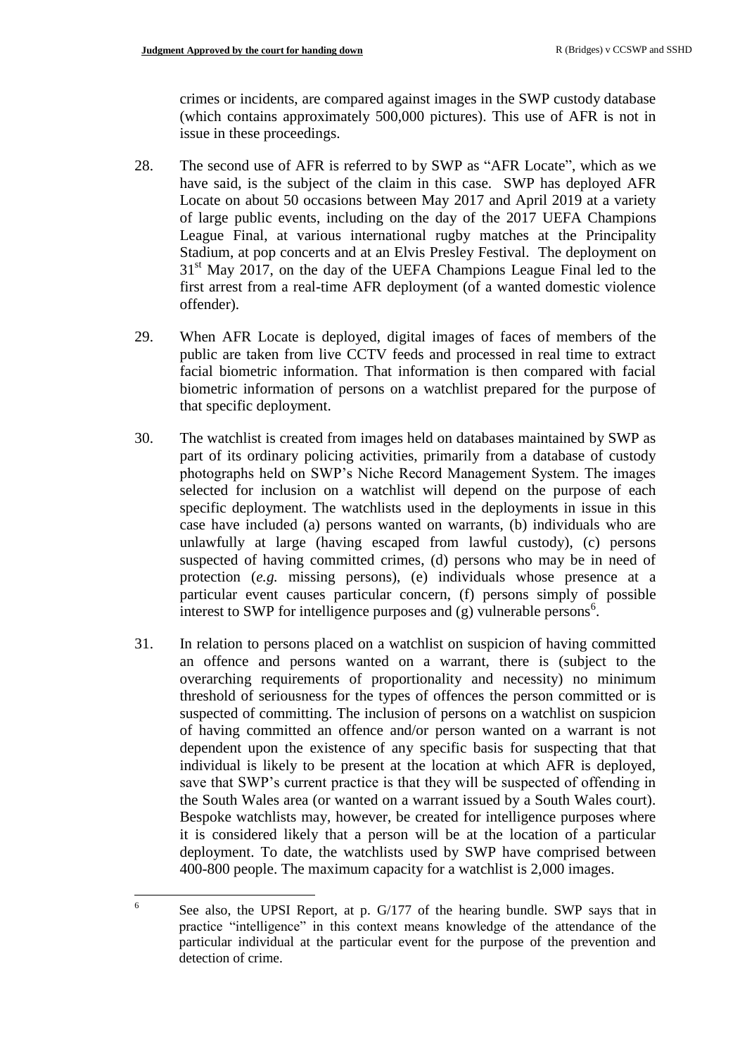crimes or incidents, are compared against images in the SWP custody database (which contains approximately 500,000 pictures). This use of AFR is not in issue in these proceedings.

28. The second use of AFR is referred to by SWP as "AFR Locate", which as we have said, is the subject of the claim in this case. SWP has deployed AFR Locate on about 50 occasions between May 2017 and April 2019 at a variety of large public events, including on the day of the 2017 UEFA Champions League Final, at various international rugby matches at the Principality Stadium, at pop concerts and at an Elvis Presley Festival. The deployment on 31st May 2017, on the day of the UEFA Champions League Final led to the first arrest from a real-time AFR deployment (of a wanted domestic violence offender).

29. When AFR Locate is deployed, digital images of faces of members of the public are taken from live CCTV feeds and processed in real time to extract facial biometric information. That information is then compared with facial biometric information of persons on a watchlist prepared for the purpose of that specific deployment.

30. The watchlist is created from images held on databases maintained by SWP as part of its ordinary policing activities, primarily from a database of custody photographs held on SWP's Niche Record Management System. The images selected for inclusion on a watchlist will depend on the purpose of each specific deployment. The watchlists used in the deployments in issue in this case have included (a) persons wanted on warrants, (b) individuals who are unlawfully at large (having escaped from lawful custody), (c) persons suspected of having committed crimes, (d) persons who may be in need of protection (*e.g.* missing persons), (e) individuals whose presence at a particular event causes particular concern, (f) persons simply of possible interest to SWP for intelligence purposes and (g) vulnerable persons[6].

31. In relation to persons placed on a watchlist on suspicion of having committed an offence and persons wanted on a warrant, there is (subject to the overarching requirements of proportionality and necessity) no minimum threshold of seriousness for the types of offences the person committed or is suspected of committing. The inclusion of persons on a watchlist on suspicion of having committed an offence and/or person wanted on a warrant is not dependent upon the existence of any specific basis for suspecting that that individual is likely to be present at the location at which AFR is deployed, save that SWP's current practice is that they will be suspected of offending in the South Wales area (or wanted on a warrant issued by a South Wales court). Bespoke watchlists may, however, be created for intelligence purposes where it is considered likely that a person will be at the location of a particular deployment. To date, the watchlists used by SWP have comprised between 400-800 people. The maximum capacity for a watchlist is 2,000 images.

---

[6] See also, the UPSI Report, at p. G/177 of the hearing bundle. SWP says that in practice "intelligence" in this context means knowledge of the attendance of the particular individual at the particular event for the purpose of the prevention and detection of crime.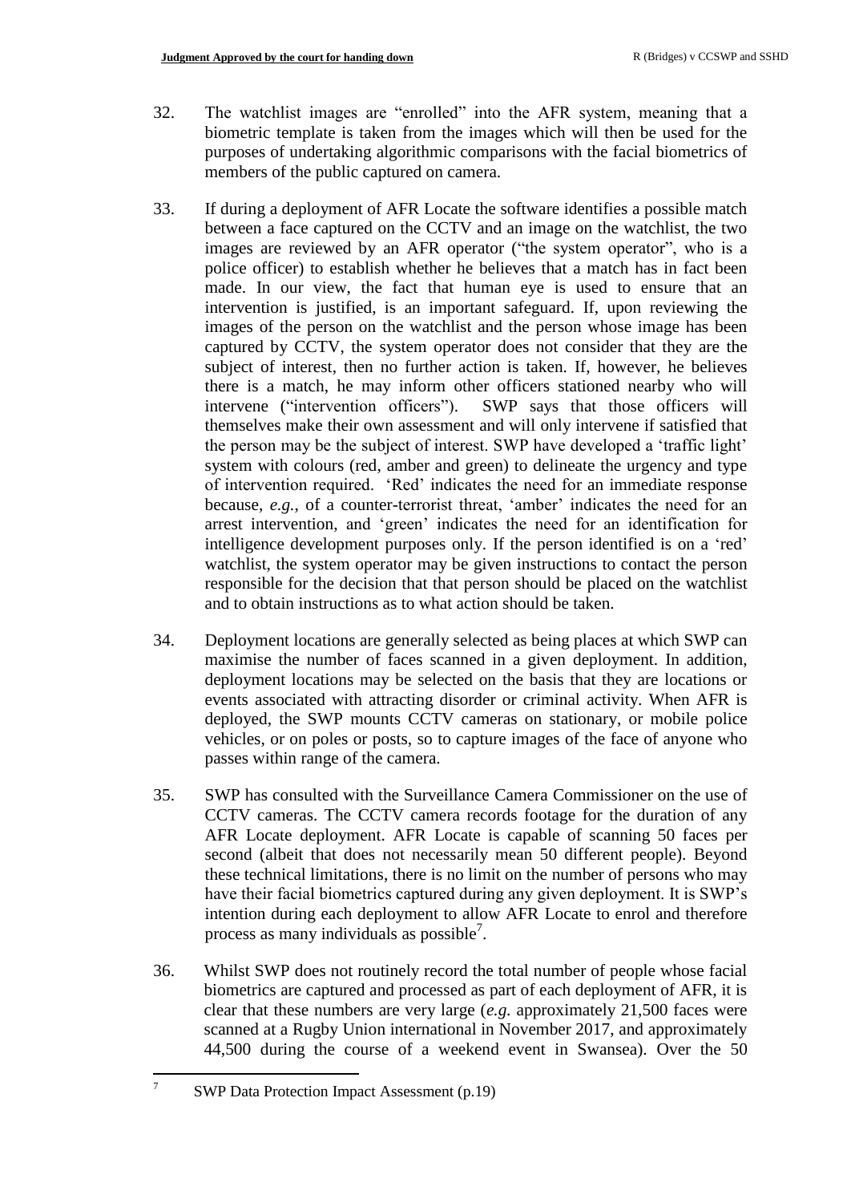32. The watchlist images are "enrolled" into the AFR system, meaning that a biometric template is taken from the images which will then be used for the purposes of undertaking algorithmic comparisons with the facial biometrics of members of the public captured on camera.

33. If during a deployment of AFR Locate the software identifies a possible match between a face captured on the CCTV and an image on the watchlist, the two images are reviewed by an AFR operator ("the system operator", who is a police officer) to establish whether he believes that a match has in fact been made. In our view, the fact that human eye is used to ensure that an intervention is justified, is an important safeguard. If, upon reviewing the images of the person on the watchlist and the person whose image has been captured by CCTV, the system operator does not consider that they are the subject of interest, then no further action is taken. If, however, he believes there is a match, he may inform other officers stationed nearby who will intervene ("intervention officers"). SWP says that those officers will themselves make their own assessment and will only intervene if satisfied that the person may be the subject of interest. SWP have developed a 'traffic light' system with colours (red, amber and green) to delineate the urgency and type of intervention required. 'Red' indicates the need for an immediate response because, *e.g.*, of a counter-terrorist threat, 'amber' indicates the need for an arrest intervention, and 'green' indicates the need for an identification for intelligence development purposes only. If the person identified is on a 'red' watchlist, the system operator may be given instructions to contact the person responsible for the decision that that person should be placed on the watchlist and to obtain instructions as to what action should be taken.

34. Deployment locations are generally selected as being places at which SWP can maximise the number of faces scanned in a given deployment. In addition, deployment locations may be selected on the basis that they are locations or events associated with attracting disorder or criminal activity. When AFR is deployed, the SWP mounts CCTV cameras on stationary, or mobile police vehicles, or on poles or posts, so to capture images of the face of anyone who passes within range of the camera.

35. SWP has consulted with the Surveillance Camera Commissioner on the use of CCTV cameras. The CCTV camera records footage for the duration of any AFR Locate deployment. AFR Locate is capable of scanning 50 faces per second (albeit that does not necessarily mean 50 different people). Beyond these technical limitations, there is no limit on the number of persons who may have their facial biometrics captured during any given deployment. It is SWP's intention during each deployment to allow AFR Locate to enrol and therefore process as many individuals as possible[7].

36. Whilst SWP does not routinely record the total number of people whose facial biometrics are captured and processed as part of each deployment of AFR, it is clear that these numbers are very large (*e.g.* approximately 21,500 faces were scanned at a Rugby Union international in November 2017, and approximately 44,500 during the course of a weekend event in Swansea). Over the 50

[7] SWP Data Protection Impact Assessment (p.19)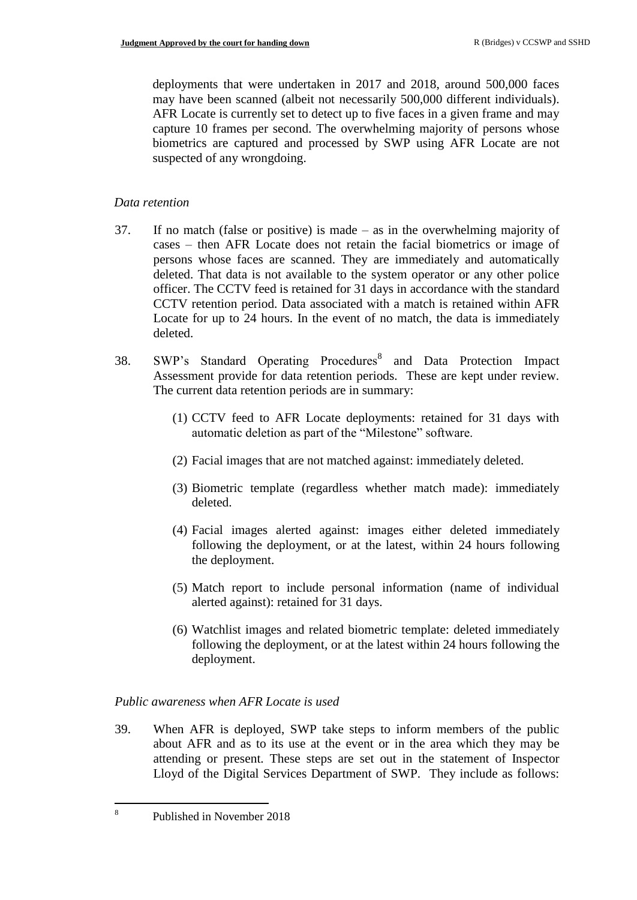deployments that were undertaken in 2017 and 2018, around 500,000 faces may have been scanned (albeit not necessarily 500,000 different individuals). AFR Locate is currently set to detect up to five faces in a given frame and may capture 10 frames per second. The overwhelming majority of persons whose biometrics are captured and processed by SWP using AFR Locate are not suspected of any wrongdoing.

*Data retention*

37. If no match (false or positive) is made – as in the overwhelming majority of cases – then AFR Locate does not retain the facial biometrics or image of persons whose faces are scanned. They are immediately and automatically deleted. That data is not available to the system operator or any other police officer. The CCTV feed is retained for 31 days in accordance with the standard CCTV retention period. Data associated with a match is retained within AFR Locate for up to 24 hours. In the event of no match, the data is immediately deleted.

38. SWP's Standard Operating Procedures[8] and Data Protection Impact Assessment provide for data retention periods. These are kept under review. The current data retention periods are in summary:

    (1) CCTV feed to AFR Locate deployments: retained for 31 days with automatic deletion as part of the "Milestone" software.

    (2) Facial images that are not matched against: immediately deleted.

    (3) Biometric template (regardless whether match made): immediately deleted.

    (4) Facial images alerted against: images either deleted immediately following the deployment, or at the latest, within 24 hours following the deployment.

    (5) Match report to include personal information (name of individual alerted against): retained for 31 days.

    (6) Watchlist images and related biometric template: deleted immediately following the deployment, or at the latest within 24 hours following the deployment.

*Public awareness when AFR Locate is used*

39. When AFR is deployed, SWP take steps to inform members of the public about AFR and as to its use at the event or in the area which they may be attending or present. These steps are set out in the statement of Inspector Lloyd of the Digital Services Department of SWP. They include as follows:

[8] Published in November 2018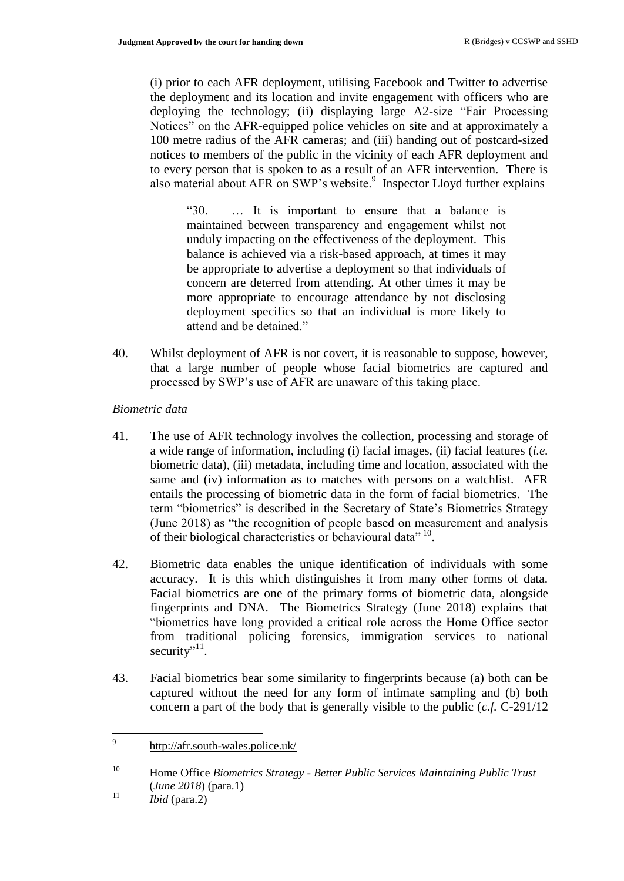(i) prior to each AFR deployment, utilising Facebook and Twitter to advertise the deployment and its location and invite engagement with officers who are deploying the technology; (ii) displaying large A2-size "Fair Processing Notices" on the AFR-equipped police vehicles on site and at approximately a 100 metre radius of the AFR cameras; and (iii) handing out of postcard-sized notices to members of the public in the vicinity of each AFR deployment and to every person that is spoken to as a result of an AFR intervention. There is also material about AFR on SWP's website.[9] Inspector Lloyd further explains

> "30. … It is important to ensure that a balance is maintained between transparency and engagement whilst not unduly impacting on the effectiveness of the deployment. This balance is achieved via a risk-based approach, at times it may be appropriate to advertise a deployment so that individuals of concern are deterred from attending. At other times it may be more appropriate to encourage attendance by not disclosing deployment specifics so that an individual is more likely to attend and be detained."

40. Whilst deployment of AFR is not covert, it is reasonable to suppose, however, that a large number of people whose facial biometrics are captured and processed by SWP's use of AFR are unaware of this taking place.

*Biometric data*

41. The use of AFR technology involves the collection, processing and storage of a wide range of information, including (i) facial images, (ii) facial features (*i.e.* biometric data), (iii) metadata, including time and location, associated with the same and (iv) information as to matches with persons on a watchlist. AFR entails the processing of biometric data in the form of facial biometrics. The term "biometrics" is described in the Secretary of State's Biometrics Strategy (June 2018) as "the recognition of people based on measurement and analysis of their biological characteristics or behavioural data"[10].

42. Biometric data enables the unique identification of individuals with some accuracy. It is this which distinguishes it from many other forms of data. Facial biometrics are one of the primary forms of biometric data, alongside fingerprints and DNA. The Biometrics Strategy (June 2018) explains that "biometrics have long provided a critical role across the Home Office sector from traditional policing forensics, immigration services to national security"[11].

43. Facial biometrics bear some similarity to fingerprints because (a) both can be captured without the need for any form of intimate sampling and (b) both concern a part of the body that is generally visible to the public (*c.f.* C-291/12

---

[9] http://afr.south-wales.police.uk/

[10] Home Office *Biometrics Strategy - Better Public Services Maintaining Public Trust* (*June 2018*) (para.1)

[11] *Ibid* (para.2)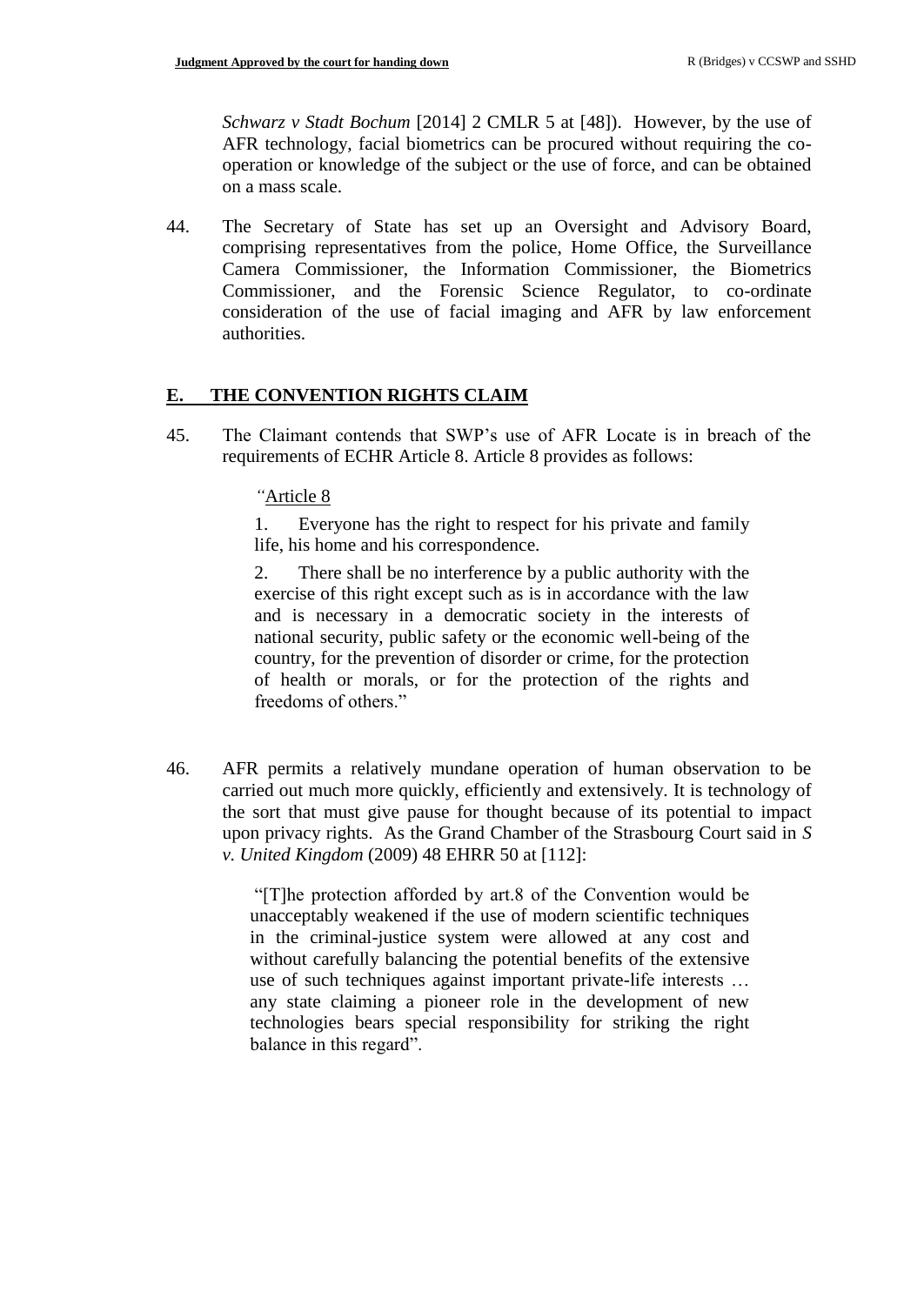*Schwarz v Stadt Bochum* [2014] 2 CMLR 5 at [48]). However, by the use of AFR technology, facial biometrics can be procured without requiring the co-operation or knowledge of the subject or the use of force, and can be obtained on a mass scale.

44. The Secretary of State has set up an Oversight and Advisory Board, comprising representatives from the police, Home Office, the Surveillance Camera Commissioner, the Information Commissioner, the Biometrics Commissioner, and the Forensic Science Regulator, to co-ordinate consideration of the use of facial imaging and AFR by law enforcement authorities.

## E. THE CONVENTION RIGHTS CLAIM

45. The Claimant contends that SWP's use of AFR Locate is in breach of the requirements of ECHR Article 8. Article 8 provides as follows:

> "Article 8
>
> 1. Everyone has the right to respect for his private and family life, his home and his correspondence.
>
> 2. There shall be no interference by a public authority with the exercise of this right except such as is in accordance with the law and is necessary in a democratic society in the interests of national security, public safety or the economic well-being of the country, for the prevention of disorder or crime, for the protection of health or morals, or for the protection of the rights and freedoms of others."

46. AFR permits a relatively mundane operation of human observation to be carried out much more quickly, efficiently and extensively. It is technology of the sort that must give pause for thought because of its potential to impact upon privacy rights. As the Grand Chamber of the Strasbourg Court said in *S v. United Kingdom* (2009) 48 EHRR 50 at [112]:

> "[T]he protection afforded by art.8 of the Convention would be unacceptably weakened if the use of modern scientific techniques in the criminal-justice system were allowed at any cost and without carefully balancing the potential benefits of the extensive use of such techniques against important private-life interests … any state claiming a pioneer role in the development of new technologies bears special responsibility for striking the right balance in this regard".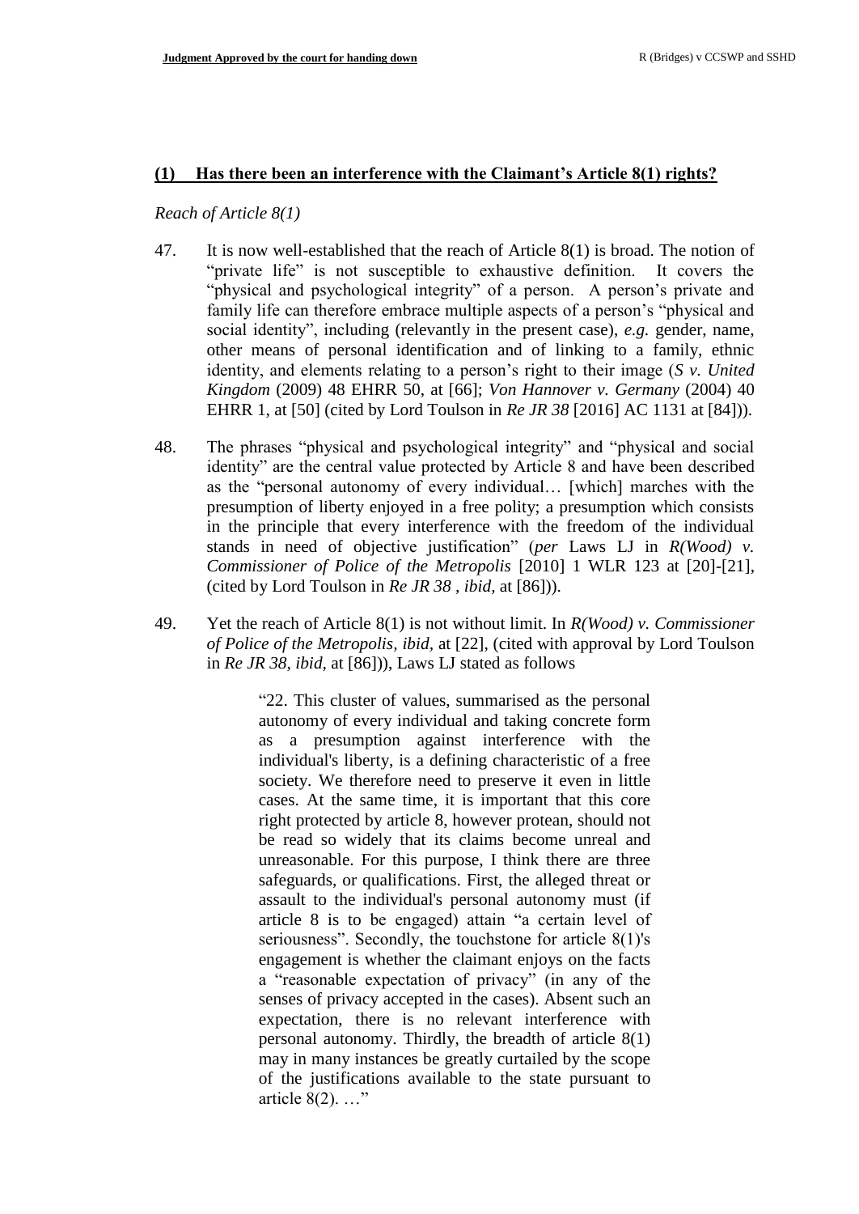## (1) Has there been an interference with the Claimant's Article 8(1) rights?

*Reach of Article 8(1)*

47. It is now well-established that the reach of Article 8(1) is broad. The notion of "private life" is not susceptible to exhaustive definition. It covers the "physical and psychological integrity" of a person. A person's private and family life can therefore embrace multiple aspects of a person's "physical and social identity", including (relevantly in the present case), *e.g.* gender, name, other means of personal identification and of linking to a family, ethnic identity, and elements relating to a person's right to their image (*S v. United Kingdom* (2009) 48 EHRR 50, at [66]; *Von Hannover v. Germany* (2004) 40 EHRR 1, at [50] (cited by Lord Toulson in *Re JR 38* [2016] AC 1131 at [84])).

48. The phrases "physical and psychological integrity" and "physical and social identity" are the central value protected by Article 8 and have been described as the "personal autonomy of every individual… [which] marches with the presumption of liberty enjoyed in a free polity; a presumption which consists in the principle that every interference with the freedom of the individual stands in need of objective justification" (*per* Laws LJ in *R(Wood) v. Commissioner of Police of the Metropolis* [2010] 1 WLR 123 at [20]-[21], (cited by Lord Toulson in *Re JR 38 , ibid,* at [86])).

49. Yet the reach of Article 8(1) is not without limit. In *R(Wood) v. Commissioner of Police of the Metropolis, ibid,* at [22], (cited with approval by Lord Toulson in *Re JR 38, ibid,* at [86])), Laws LJ stated as follows

> "22. This cluster of values, summarised as the personal autonomy of every individual and taking concrete form as a presumption against interference with the individual's liberty, is a defining characteristic of a free society. We therefore need to preserve it even in little cases. At the same time, it is important that this core right protected by article 8, however protean, should not be read so widely that its claims become unreal and unreasonable. For this purpose, I think there are three safeguards, or qualifications. First, the alleged threat or assault to the individual's personal autonomy must (if article 8 is to be engaged) attain "a certain level of seriousness". Secondly, the touchstone for article 8(1)'s engagement is whether the claimant enjoys on the facts a "reasonable expectation of privacy" (in any of the senses of privacy accepted in the cases). Absent such an expectation, there is no relevant interference with personal autonomy. Thirdly, the breadth of article 8(1) may in many instances be greatly curtailed by the scope of the justifications available to the state pursuant to article 8(2). …"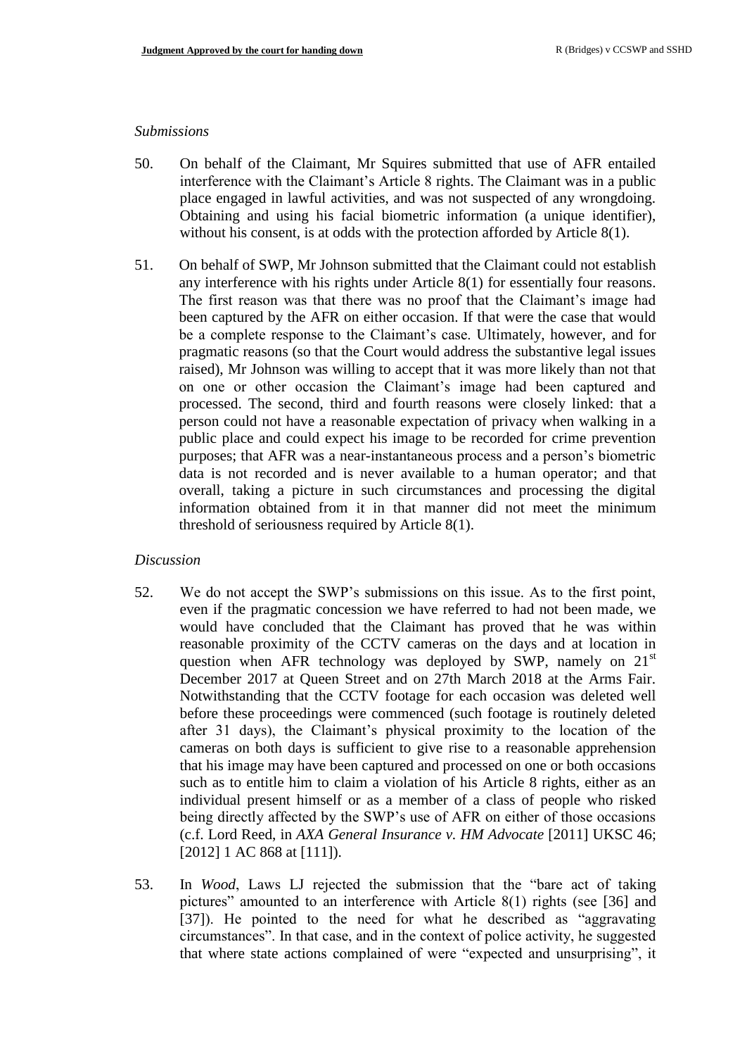*Submissions*

50. On behalf of the Claimant, Mr Squires submitted that use of AFR entailed interference with the Claimant's Article 8 rights. The Claimant was in a public place engaged in lawful activities, and was not suspected of any wrongdoing. Obtaining and using his facial biometric information (a unique identifier), without his consent, is at odds with the protection afforded by Article 8(1).

51. On behalf of SWP, Mr Johnson submitted that the Claimant could not establish any interference with his rights under Article 8(1) for essentially four reasons. The first reason was that there was no proof that the Claimant's image had been captured by the AFR on either occasion. If that were the case that would be a complete response to the Claimant's case. Ultimately, however, and for pragmatic reasons (so that the Court would address the substantive legal issues raised), Mr Johnson was willing to accept that it was more likely than not that on one or other occasion the Claimant's image had been captured and processed. The second, third and fourth reasons were closely linked: that a person could not have a reasonable expectation of privacy when walking in a public place and could expect his image to be recorded for crime prevention purposes; that AFR was a near-instantaneous process and a person's biometric data is not recorded and is never available to a human operator; and that overall, taking a picture in such circumstances and processing the digital information obtained from it in that manner did not meet the minimum threshold of seriousness required by Article 8(1).

*Discussion*

52. We do not accept the SWP's submissions on this issue. As to the first point, even if the pragmatic concession we have referred to had not been made, we would have concluded that the Claimant has proved that he was within reasonable proximity of the CCTV cameras on the days and at location in question when AFR technology was deployed by SWP, namely on 21st December 2017 at Queen Street and on 27th March 2018 at the Arms Fair. Notwithstanding that the CCTV footage for each occasion was deleted well before these proceedings were commenced (such footage is routinely deleted after 31 days), the Claimant's physical proximity to the location of the cameras on both days is sufficient to give rise to a reasonable apprehension that his image may have been captured and processed on one or both occasions such as to entitle him to claim a violation of his Article 8 rights, either as an individual present himself or as a member of a class of people who risked being directly affected by the SWP's use of AFR on either of those occasions (c.f. Lord Reed, in *AXA General Insurance v. HM Advocate* [2011] UKSC 46; [2012] 1 AC 868 at [111]).

53. In *Wood*, Laws LJ rejected the submission that the "bare act of taking pictures" amounted to an interference with Article 8(1) rights (see [36] and [37]). He pointed to the need for what he described as "aggravating circumstances". In that case, and in the context of police activity, he suggested that where state actions complained of were "expected and unsurprising", it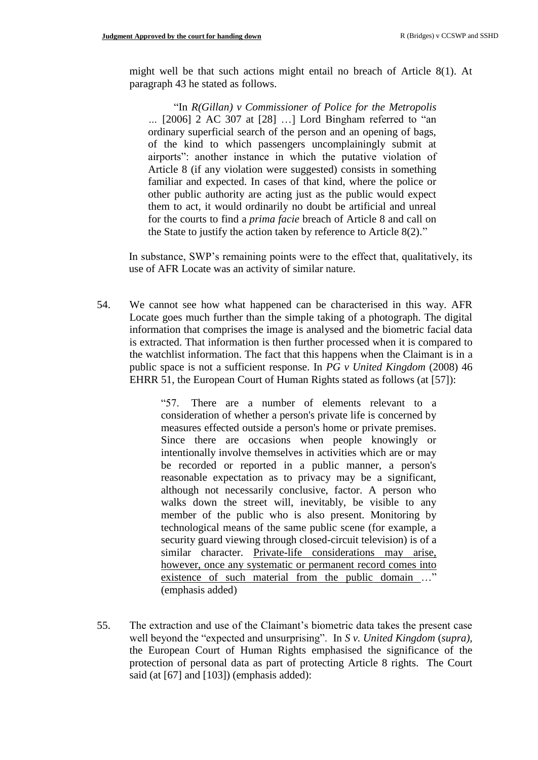might well be that such actions might entail no breach of Article 8(1). At paragraph 43 he stated as follows.

> "In *R(Gillan) v Commissioner of Police for the Metropolis* … [2006] 2 AC 307 at [28] …] Lord Bingham referred to "an ordinary superficial search of the person and an opening of bags, of the kind to which passengers uncomplainingly submit at airports": another instance in which the putative violation of Article 8 (if any violation were suggested) consists in something familiar and expected. In cases of that kind, where the police or other public authority are acting just as the public would expect them to act, it would ordinarily no doubt be artificial and unreal for the courts to find a *prima facie* breach of Article 8 and call on the State to justify the action taken by reference to Article 8(2)."

In substance, SWP's remaining points were to the effect that, qualitatively, its use of AFR Locate was an activity of similar nature.

54. We cannot see how what happened can be characterised in this way. AFR Locate goes much further than the simple taking of a photograph. The digital information that comprises the image is analysed and the biometric facial data is extracted. That information is then further processed when it is compared to the watchlist information. The fact that this happens when the Claimant is in a public space is not a sufficient response. In *PG v United Kingdom* (2008) 46 EHRR 51, the European Court of Human Rights stated as follows (at [57]):

> "57. There are a number of elements relevant to a consideration of whether a person's private life is concerned by measures effected outside a person's home or private premises. Since there are occasions when people knowingly or intentionally involve themselves in activities which are or may be recorded or reported in a public manner, a person's reasonable expectation as to privacy may be a significant, although not necessarily conclusive, factor. A person who walks down the street will, inevitably, be visible to any member of the public who is also present. Monitoring by technological means of the same public scene (for example, a security guard viewing through closed-circuit television) is of a similar character. <u>Private-life considerations may arise, however, once any systematic or permanent record comes into existence of such material from the public domain</u> …" (emphasis added)

55. The extraction and use of the Claimant's biometric data takes the present case well beyond the "expected and unsurprising". In *S v. United Kingdom* (*supra),* the European Court of Human Rights emphasised the significance of the protection of personal data as part of protecting Article 8 rights. The Court said (at [67] and [103]) (emphasis added):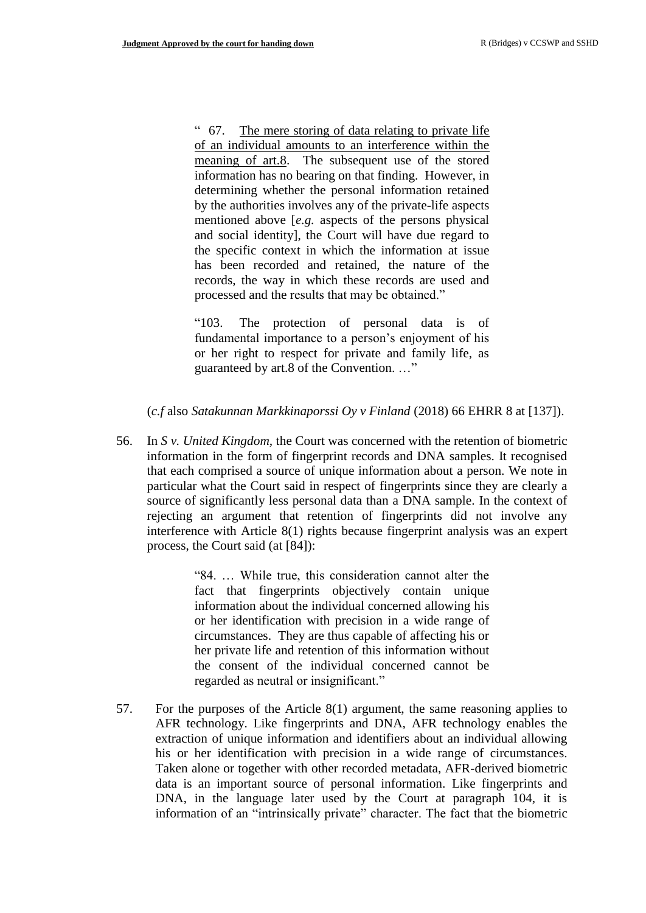> " 67. <u>The mere storing of data relating to private life of an individual amounts to an interference within the meaning of art.8</u>. The subsequent use of the stored information has no bearing on that finding. However, in determining whether the personal information retained by the authorities involves any of the private-life aspects mentioned above [*e.g.* aspects of the persons physical and social identity], the Court will have due regard to the specific context in which the information at issue has been recorded and retained, the nature of the records, the way in which these records are used and processed and the results that may be obtained."
>
> "103. The protection of personal data is of fundamental importance to a person's enjoyment of his or her right to respect for private and family life, as guaranteed by art.8 of the Convention. …"

(*c.f* also *Satakunnan Markkinaporssi Oy v Finland* (2018) 66 EHRR 8 at [137]).

56. In *S v. United Kingdom*, the Court was concerned with the retention of biometric information in the form of fingerprint records and DNA samples. It recognised that each comprised a source of unique information about a person. We note in particular what the Court said in respect of fingerprints since they are clearly a source of significantly less personal data than a DNA sample. In the context of rejecting an argument that retention of fingerprints did not involve any interference with Article 8(1) rights because fingerprint analysis was an expert process, the Court said (at [84]):

> "84. … While true, this consideration cannot alter the fact that fingerprints objectively contain unique information about the individual concerned allowing his or her identification with precision in a wide range of circumstances. They are thus capable of affecting his or her private life and retention of this information without the consent of the individual concerned cannot be regarded as neutral or insignificant."

57. For the purposes of the Article 8(1) argument, the same reasoning applies to AFR technology. Like fingerprints and DNA, AFR technology enables the extraction of unique information and identifiers about an individual allowing his or her identification with precision in a wide range of circumstances. Taken alone or together with other recorded metadata, AFR-derived biometric data is an important source of personal information. Like fingerprints and DNA, in the language later used by the Court at paragraph 104, it is information of an "intrinsically private" character. The fact that the biometric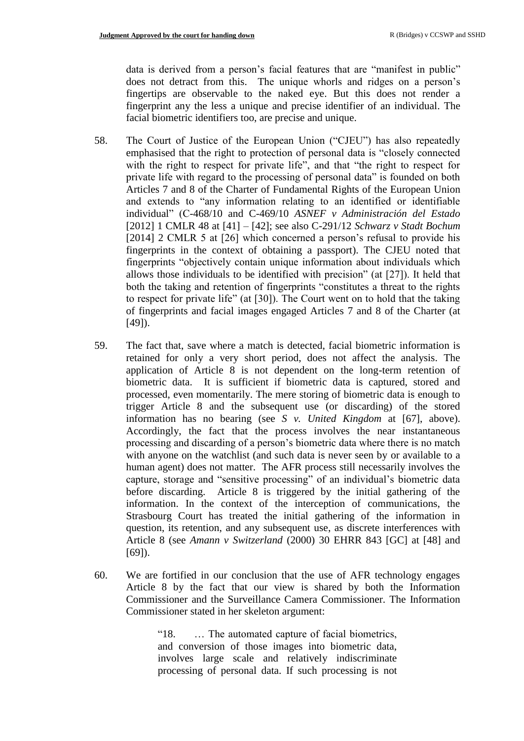data is derived from a person's facial features that are "manifest in public" does not detract from this. The unique whorls and ridges on a person's fingertips are observable to the naked eye. But this does not render a fingerprint any the less a unique and precise identifier of an individual. The facial biometric identifiers too, are precise and unique.

58. The Court of Justice of the European Union ("CJEU") has also repeatedly emphasised that the right to protection of personal data is "closely connected with the right to respect for private life", and that "the right to respect for private life with regard to the processing of personal data" is founded on both Articles 7 and 8 of the Charter of Fundamental Rights of the European Union and extends to "any information relating to an identified or identifiable individual" (C-468/10 and C-469/10 *ASNEF v Administración del Estado* [2012] 1 CMLR 48 at [41] – [42]; see also C-291/12 *Schwarz v Stadt Bochum* [2014] 2 CMLR 5 at [26] which concerned a person's refusal to provide his fingerprints in the context of obtaining a passport). The CJEU noted that fingerprints "objectively contain unique information about individuals which allows those individuals to be identified with precision" (at [27]). It held that both the taking and retention of fingerprints "constitutes a threat to the rights to respect for private life" (at [30]). The Court went on to hold that the taking of fingerprints and facial images engaged Articles 7 and 8 of the Charter (at [49]).

59. The fact that, save where a match is detected, facial biometric information is retained for only a very short period, does not affect the analysis. The application of Article 8 is not dependent on the long-term retention of biometric data. It is sufficient if biometric data is captured, stored and processed, even momentarily. The mere storing of biometric data is enough to trigger Article 8 and the subsequent use (or discarding) of the stored information has no bearing (see *S v. United Kingdom* at [67], above). Accordingly, the fact that the process involves the near instantaneous processing and discarding of a person's biometric data where there is no match with anyone on the watchlist (and such data is never seen by or available to a human agent) does not matter. The AFR process still necessarily involves the capture, storage and "sensitive processing" of an individual's biometric data before discarding. Article 8 is triggered by the initial gathering of the information. In the context of the interception of communications, the Strasbourg Court has treated the initial gathering of the information in question, its retention, and any subsequent use, as discrete interferences with Article 8 (see *Amann v Switzerland* (2000) 30 EHRR 843 [GC] at [48] and [69]).

60. We are fortified in our conclusion that the use of AFR technology engages Article 8 by the fact that our view is shared by both the Information Commissioner and the Surveillance Camera Commissioner. The Information Commissioner stated in her skeleton argument:

> "18. … The automated capture of facial biometrics, and conversion of those images into biometric data, involves large scale and relatively indiscriminate processing of personal data. If such processing is not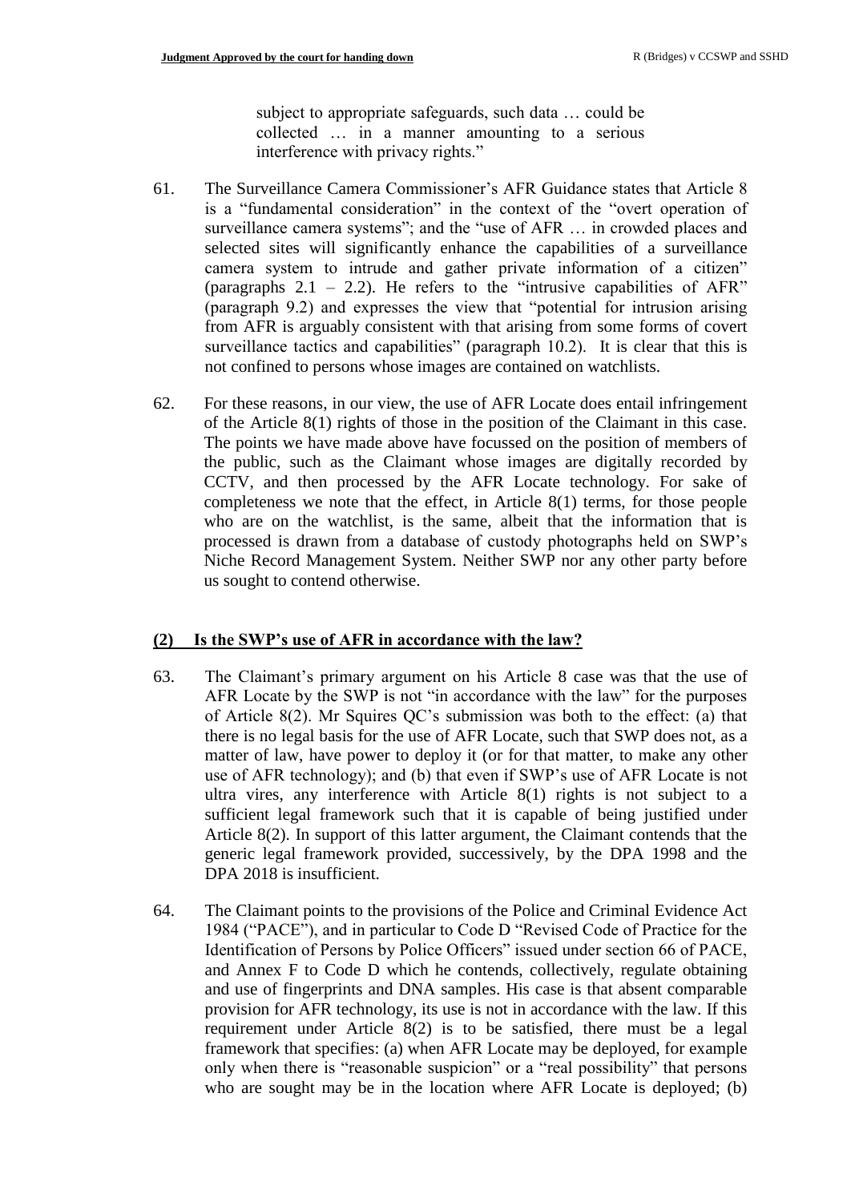> subject to appropriate safeguards, such data … could be collected … in a manner amounting to a serious interference with privacy rights."

61. The Surveillance Camera Commissioner's AFR Guidance states that Article 8 is a "fundamental consideration" in the context of the "overt operation of surveillance camera systems"; and the "use of AFR … in crowded places and selected sites will significantly enhance the capabilities of a surveillance camera system to intrude and gather private information of a citizen" (paragraphs 2.1 – 2.2). He refers to the "intrusive capabilities of AFR" (paragraph 9.2) and expresses the view that "potential for intrusion arising from AFR is arguably consistent with that arising from some forms of covert surveillance tactics and capabilities" (paragraph 10.2). It is clear that this is not confined to persons whose images are contained on watchlists.

62. For these reasons, in our view, the use of AFR Locate does entail infringement of the Article 8(1) rights of those in the position of the Claimant in this case. The points we have made above have focussed on the position of members of the public, such as the Claimant whose images are digitally recorded by CCTV, and then processed by the AFR Locate technology. For sake of completeness we note that the effect, in Article 8(1) terms, for those people who are on the watchlist, is the same, albeit that the information that is processed is drawn from a database of custody photographs held on SWP's Niche Record Management System. Neither SWP nor any other party before us sought to contend otherwise.

## (2) Is the SWP's use of AFR in accordance with the law?

63. The Claimant's primary argument on his Article 8 case was that the use of AFR Locate by the SWP is not "in accordance with the law" for the purposes of Article 8(2). Mr Squires QC's submission was both to the effect: (a) that there is no legal basis for the use of AFR Locate, such that SWP does not, as a matter of law, have power to deploy it (or for that matter, to make any other use of AFR technology); and (b) that even if SWP's use of AFR Locate is not ultra vires, any interference with Article 8(1) rights is not subject to a sufficient legal framework such that it is capable of being justified under Article 8(2). In support of this latter argument, the Claimant contends that the generic legal framework provided, successively, by the DPA 1998 and the DPA 2018 is insufficient.

64. The Claimant points to the provisions of the Police and Criminal Evidence Act 1984 ("PACE"), and in particular to Code D "Revised Code of Practice for the Identification of Persons by Police Officers" issued under section 66 of PACE, and Annex F to Code D which he contends, collectively, regulate obtaining and use of fingerprints and DNA samples. His case is that absent comparable provision for AFR technology, its use is not in accordance with the law. If this requirement under Article 8(2) is to be satisfied, there must be a legal framework that specifies: (a) when AFR Locate may be deployed, for example only when there is "reasonable suspicion" or a "real possibility" that persons who are sought may be in the location where AFR Locate is deployed; (b)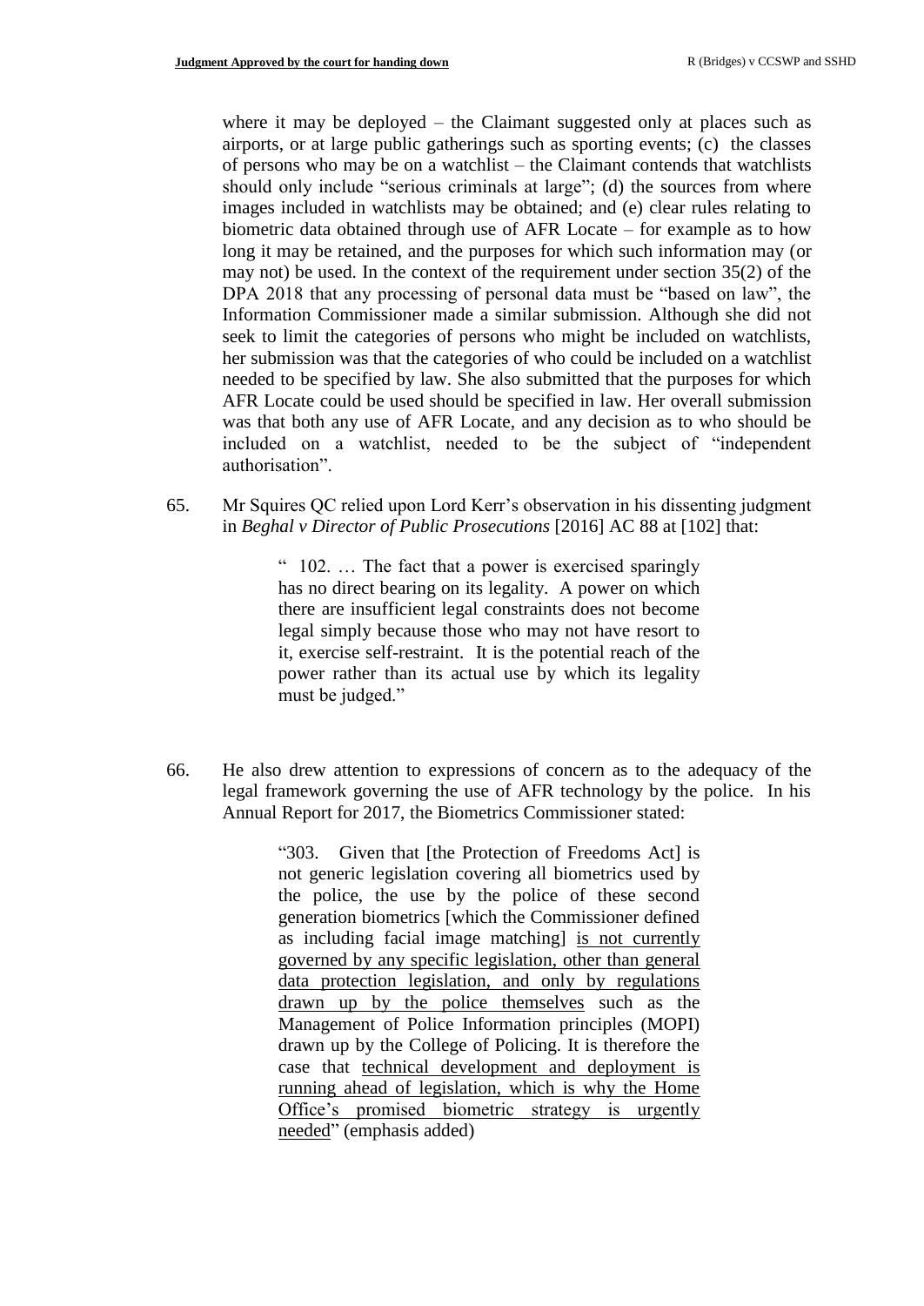where it may be deployed – the Claimant suggested only at places such as airports, or at large public gatherings such as sporting events; (c) the classes of persons who may be on a watchlist – the Claimant contends that watchlists should only include "serious criminals at large"; (d) the sources from where images included in watchlists may be obtained; and (e) clear rules relating to biometric data obtained through use of AFR Locate – for example as to how long it may be retained, and the purposes for which such information may (or may not) be used. In the context of the requirement under section 35(2) of the DPA 2018 that any processing of personal data must be "based on law", the Information Commissioner made a similar submission. Although she did not seek to limit the categories of persons who might be included on watchlists, her submission was that the categories of who could be included on a watchlist needed to be specified by law. She also submitted that the purposes for which AFR Locate could be used should be specified in law. Her overall submission was that both any use of AFR Locate, and any decision as to who should be included on a watchlist, needed to be the subject of "independent authorisation".

65. Mr Squires QC relied upon Lord Kerr's observation in his dissenting judgment in *Beghal v Director of Public Prosecutions* [2016] AC 88 at [102] that:

> " 102. … The fact that a power is exercised sparingly has no direct bearing on its legality. A power on which there are insufficient legal constraints does not become legal simply because those who may not have resort to it, exercise self-restraint. It is the potential reach of the power rather than its actual use by which its legality must be judged."

66. He also drew attention to expressions of concern as to the adequacy of the legal framework governing the use of AFR technology by the police. In his Annual Report for 2017, the Biometrics Commissioner stated:

> "303. Given that [the Protection of Freedoms Act] is not generic legislation covering all biometrics used by the police, the use by the police of these second generation biometrics [which the Commissioner defined as including facial image matching] <u>is not currently governed by any specific legislation, other than general data protection legislation, and only by regulations drawn up by the police themselves</u> such as the Management of Police Information principles (MOPI) drawn up by the College of Policing. It is therefore the case that <u>technical development and deployment is running ahead of legislation, which is why the Home Office's promised biometric strategy is urgently needed</u>" (emphasis added)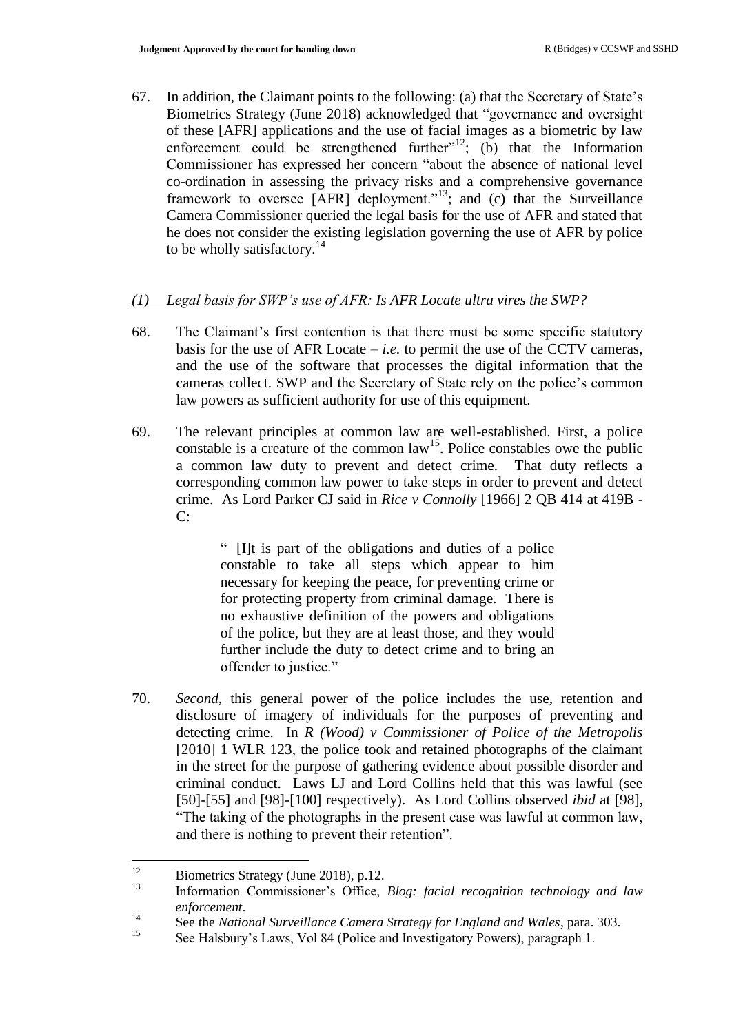67. In addition, the Claimant points to the following: (a) that the Secretary of State's Biometrics Strategy (June 2018) acknowledged that "governance and oversight of these [AFR] applications and the use of facial images as a biometric by law enforcement could be strengthened further"[12]; (b) that the Information Commissioner has expressed her concern "about the absence of national level co-ordination in assessing the privacy risks and a comprehensive governance framework to oversee [AFR] deployment."[13]; and (c) that the Surveillance Camera Commissioner queried the legal basis for the use of AFR and stated that he does not consider the existing legislation governing the use of AFR by police to be wholly satisfactory.[14]

### *(1) Legal basis for SWP's use of AFR: Is AFR Locate ultra vires the SWP?*

68. The Claimant's first contention is that there must be some specific statutory basis for the use of AFR Locate – *i.e.* to permit the use of the CCTV cameras, and the use of the software that processes the digital information that the cameras collect. SWP and the Secretary of State rely on the police's common law powers as sufficient authority for use of this equipment.

69. The relevant principles at common law are well-established. First, a police constable is a creature of the common law[15]. Police constables owe the public a common law duty to prevent and detect crime. That duty reflects a corresponding common law power to take steps in order to prevent and detect crime. As Lord Parker CJ said in *Rice v Connolly* [1966] 2 QB 414 at 419B - C:

> " [I]t is part of the obligations and duties of a police constable to take all steps which appear to him necessary for keeping the peace, for preventing crime or for protecting property from criminal damage. There is no exhaustive definition of the powers and obligations of the police, but they are at least those, and they would further include the duty to detect crime and to bring an offender to justice."

70. *Second*, this general power of the police includes the use, retention and disclosure of imagery of individuals for the purposes of preventing and detecting crime. In *R (Wood) v Commissioner of Police of the Metropolis* [2010] 1 WLR 123, the police took and retained photographs of the claimant in the street for the purpose of gathering evidence about possible disorder and criminal conduct. Laws LJ and Lord Collins held that this was lawful (see [50]-[55] and [98]-[100] respectively). As Lord Collins observed *ibid* at [98], "The taking of the photographs in the present case was lawful at common law, and there is nothing to prevent their retention".

---

[12] Biometrics Strategy (June 2018), p.12.

[13] Information Commissioner's Office, *Blog: facial recognition technology and law enforcement*.

[14] See the *National Surveillance Camera Strategy for England and Wales*, para. 303.

[15] See Halsbury's Laws, Vol 84 (Police and Investigatory Powers), paragraph 1.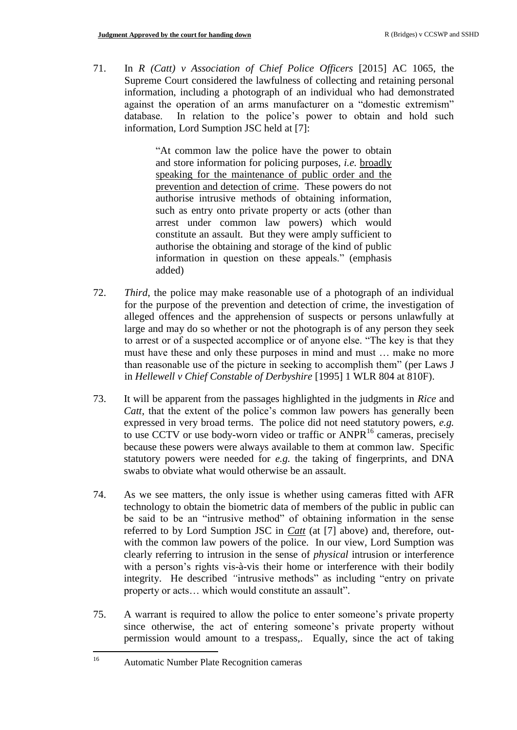71. In *R (Catt) v Association of Chief Police Officers* [2015] AC 1065, the Supreme Court considered the lawfulness of collecting and retaining personal information, including a photograph of an individual who had demonstrated against the operation of an arms manufacturer on a "domestic extremism" database. In relation to the police's power to obtain and hold such information, Lord Sumption JSC held at [7]:

> "At common law the police have the power to obtain and store information for policing purposes, *i.e.* broadly speaking for the maintenance of public order and the prevention and detection of crime. These powers do not authorise intrusive methods of obtaining information, such as entry onto private property or acts (other than arrest under common law powers) which would constitute an assault. But they were amply sufficient to authorise the obtaining and storage of the kind of public information in question on these appeals." (emphasis added)

72. *Third*, the police may make reasonable use of a photograph of an individual for the purpose of the prevention and detection of crime, the investigation of alleged offences and the apprehension of suspects or persons unlawfully at large and may do so whether or not the photograph is of any person they seek to arrest or of a suspected accomplice or of anyone else. "The key is that they must have these and only these purposes in mind and must … make no more than reasonable use of the picture in seeking to accomplish them" (per Laws J in *Hellewell v Chief Constable of Derbyshire* [1995] 1 WLR 804 at 810F).

73. It will be apparent from the passages highlighted in the judgments in *Rice* and *Catt*, that the extent of the police's common law powers has generally been expressed in very broad terms. The police did not need statutory powers, *e.g.* to use CCTV or use body-worn video or traffic or ANPR[16] cameras, precisely because these powers were always available to them at common law. Specific statutory powers were needed for *e.g.* the taking of fingerprints, and DNA swabs to obviate what would otherwise be an assault.

74. As we see matters, the only issue is whether using cameras fitted with AFR technology to obtain the biometric data of members of the public in public can be said to be an "intrusive method" of obtaining information in the sense referred to by Lord Sumption JSC in *Catt* (at [7] above) and, therefore, out-with the common law powers of the police. In our view, Lord Sumption was clearly referring to intrusion in the sense of *physical* intrusion or interference with a person's rights vis-à-vis their home or interference with their bodily integrity. He described "intrusive methods" as including "entry on private property or acts… which would constitute an assault".

75. A warrant is required to allow the police to enter someone's private property since otherwise, the act of entering someone's private property without permission would amount to a trespass,. Equally, since the act of taking

---

[16] Automatic Number Plate Recognition cameras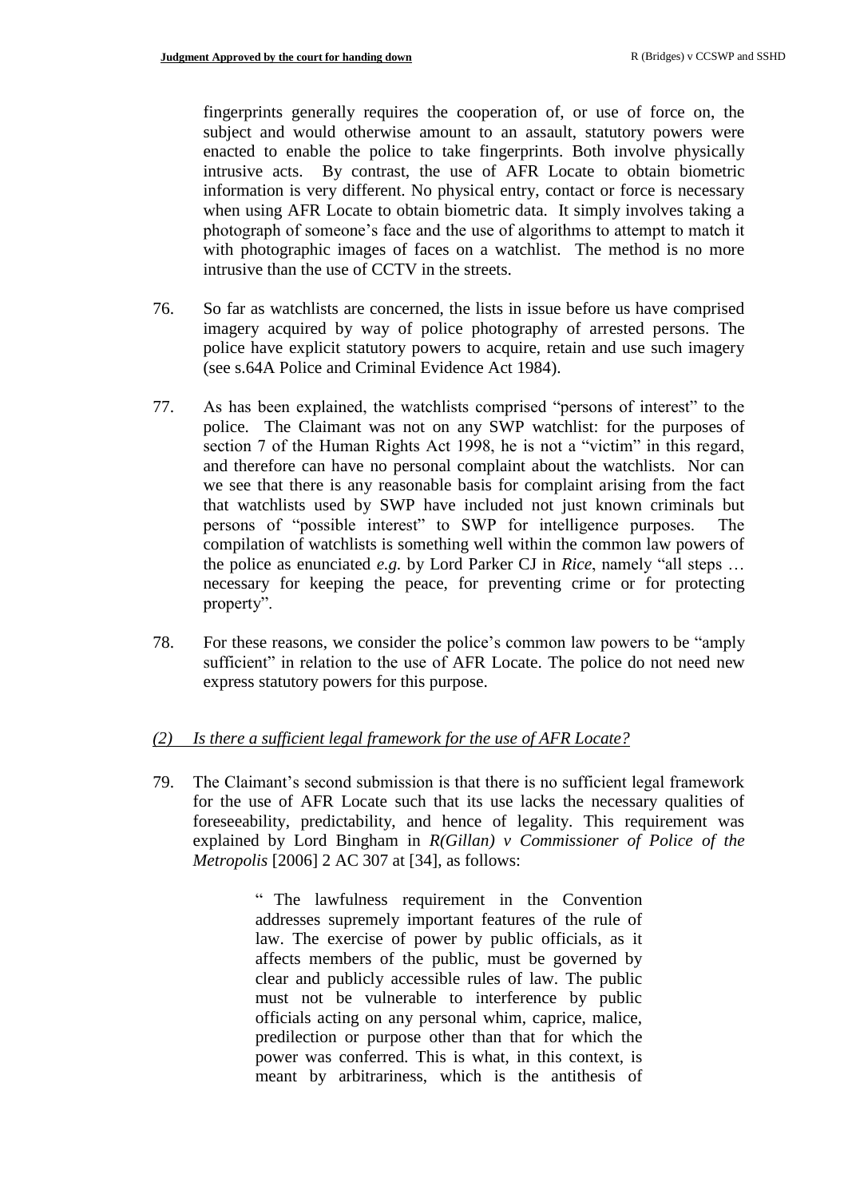fingerprints generally requires the cooperation of, or use of force on, the subject and would otherwise amount to an assault, statutory powers were enacted to enable the police to take fingerprints. Both involve physically intrusive acts. By contrast, the use of AFR Locate to obtain biometric information is very different. No physical entry, contact or force is necessary when using AFR Locate to obtain biometric data. It simply involves taking a photograph of someone's face and the use of algorithms to attempt to match it with photographic images of faces on a watchlist. The method is no more intrusive than the use of CCTV in the streets.

76. So far as watchlists are concerned, the lists in issue before us have comprised imagery acquired by way of police photography of arrested persons. The police have explicit statutory powers to acquire, retain and use such imagery (see s.64A Police and Criminal Evidence Act 1984).

77. As has been explained, the watchlists comprised "persons of interest" to the police. The Claimant was not on any SWP watchlist: for the purposes of section 7 of the Human Rights Act 1998, he is not a "victim" in this regard, and therefore can have no personal complaint about the watchlists. Nor can we see that there is any reasonable basis for complaint arising from the fact that watchlists used by SWP have included not just known criminals but persons of "possible interest" to SWP for intelligence purposes. The compilation of watchlists is something well within the common law powers of the police as enunciated *e.g.* by Lord Parker CJ in *Rice*, namely "all steps … necessary for keeping the peace, for preventing crime or for protecting property".

78. For these reasons, we consider the police's common law powers to be "amply sufficient" in relation to the use of AFR Locate. The police do not need new express statutory powers for this purpose.

*(2) Is there a sufficient legal framework for the use of AFR Locate?*

79. The Claimant's second submission is that there is no sufficient legal framework for the use of AFR Locate such that its use lacks the necessary qualities of foreseeability, predictability, and hence of legality. This requirement was explained by Lord Bingham in *R(Gillan) v Commissioner of Police of the Metropolis* [2006] 2 AC 307 at [34], as follows:

> " The lawfulness requirement in the Convention addresses supremely important features of the rule of law. The exercise of power by public officials, as it affects members of the public, must be governed by clear and publicly accessible rules of law. The public must not be vulnerable to interference by public officials acting on any personal whim, caprice, malice, predilection or purpose other than that for which the power was conferred. This is what, in this context, is meant by arbitrariness, which is the antithesis of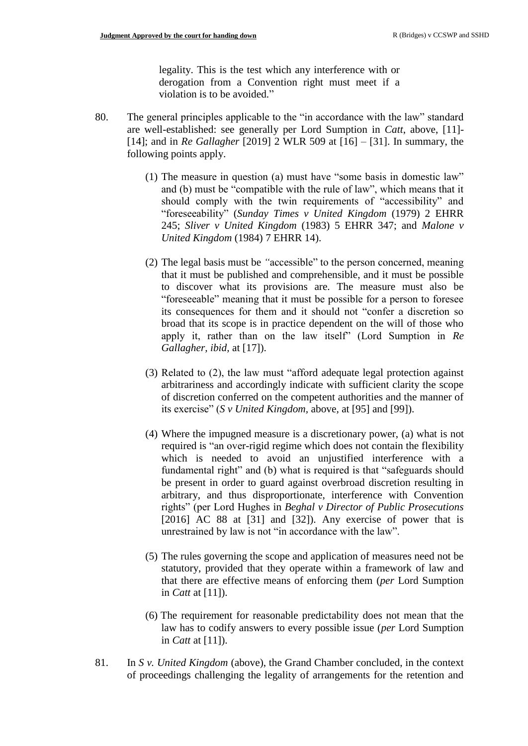> legality. This is the test which any interference with or derogation from a Convention right must meet if a violation is to be avoided."

80. The general principles applicable to the "in accordance with the law" standard are well-established: see generally per Lord Sumption in *Catt*, above, [11]-[14]; and in *Re Gallagher* [2019] 2 WLR 509 at [16] – [31]. In summary, the following points apply.

    (1) The measure in question (a) must have "some basis in domestic law" and (b) must be "compatible with the rule of law", which means that it should comply with the twin requirements of "accessibility" and "foreseeability" (*Sunday Times v United Kingdom* (1979) 2 EHRR 245; *Sliver v United Kingdom* (1983) 5 EHRR 347; and *Malone v United Kingdom* (1984) 7 EHRR 14).

    (2) The legal basis must be *"*accessible" to the person concerned, meaning that it must be published and comprehensible, and it must be possible to discover what its provisions are. The measure must also be "foreseeable" meaning that it must be possible for a person to foresee its consequences for them and it should not "confer a discretion so broad that its scope is in practice dependent on the will of those who apply it, rather than on the law itself" (Lord Sumption in *Re Gallagher, ibid,* at [17]).

    (3) Related to (2), the law must "afford adequate legal protection against arbitrariness and accordingly indicate with sufficient clarity the scope of discretion conferred on the competent authorities and the manner of its exercise" (*S v United Kingdom*, above, at [95] and [99]).

    (4) Where the impugned measure is a discretionary power, (a) what is not required is "an over-rigid regime which does not contain the flexibility which is needed to avoid an unjustified interference with a fundamental right" and (b) what is required is that "safeguards should be present in order to guard against overbroad discretion resulting in arbitrary, and thus disproportionate, interference with Convention rights" (per Lord Hughes in *Beghal v Director of Public Prosecutions* [2016] AC 88 at [31] and [32]). Any exercise of power that is unrestrained by law is not "in accordance with the law".

    (5) The rules governing the scope and application of measures need not be statutory, provided that they operate within a framework of law and that there are effective means of enforcing them (*per* Lord Sumption in *Catt* at [11]).

    (6) The requirement for reasonable predictability does not mean that the law has to codify answers to every possible issue (*per* Lord Sumption in *Catt* at [11]).

81. In *S v. United Kingdom* (above), the Grand Chamber concluded, in the context of proceedings challenging the legality of arrangements for the retention and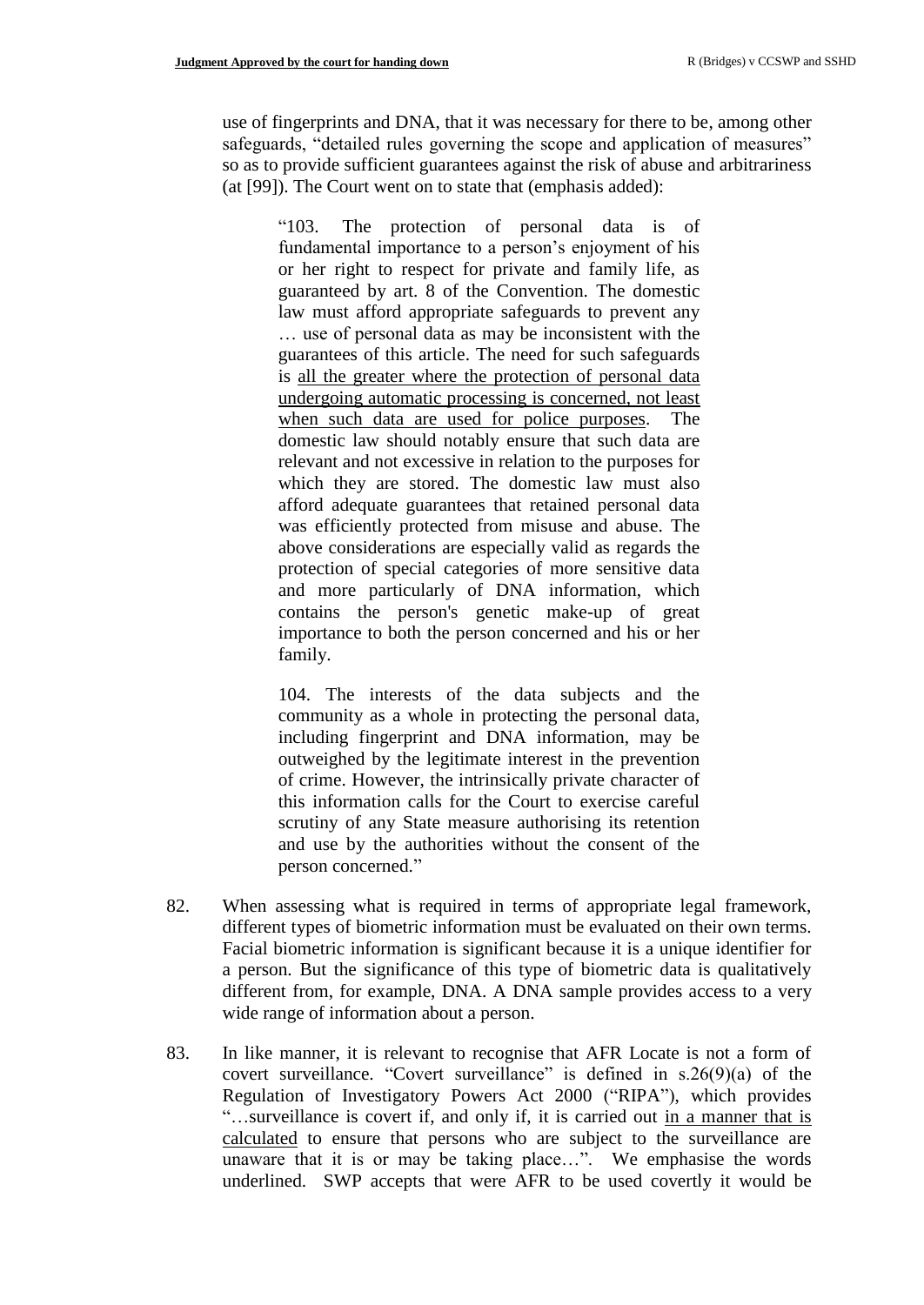use of fingerprints and DNA, that it was necessary for there to be, among other safeguards, "detailed rules governing the scope and application of measures" so as to provide sufficient guarantees against the risk of abuse and arbitrariness (at [99]). The Court went on to state that (emphasis added):

> "103. The protection of personal data is of fundamental importance to a person's enjoyment of his or her right to respect for private and family life, as guaranteed by art. 8 of the Convention. The domestic law must afford appropriate safeguards to prevent any … use of personal data as may be inconsistent with the guarantees of this article. The need for such safeguards is <u>all the greater where the protection of personal data undergoing automatic processing is concerned, not least when such data are used for police purposes</u>. The domestic law should notably ensure that such data are relevant and not excessive in relation to the purposes for which they are stored. The domestic law must also afford adequate guarantees that retained personal data was efficiently protected from misuse and abuse. The above considerations are especially valid as regards the protection of special categories of more sensitive data and more particularly of DNA information, which contains the person's genetic make-up of great importance to both the person concerned and his or her family.
>
> 104. The interests of the data subjects and the community as a whole in protecting the personal data, including fingerprint and DNA information, may be outweighed by the legitimate interest in the prevention of crime. However, the intrinsically private character of this information calls for the Court to exercise careful scrutiny of any State measure authorising its retention and use by the authorities without the consent of the person concerned."

82. When assessing what is required in terms of appropriate legal framework, different types of biometric information must be evaluated on their own terms. Facial biometric information is significant because it is a unique identifier for a person. But the significance of this type of biometric data is qualitatively different from, for example, DNA. A DNA sample provides access to a very wide range of information about a person.

83. In like manner, it is relevant to recognise that AFR Locate is not a form of covert surveillance. "Covert surveillance" is defined in s.26(9)(a) of the Regulation of Investigatory Powers Act 2000 ("RIPA"), which provides "…surveillance is covert if, and only if, it is carried out <u>in a manner that is calculated</u> to ensure that persons who are subject to the surveillance are unaware that it is or may be taking place…". We emphasise the words underlined. SWP accepts that were AFR to be used covertly it would be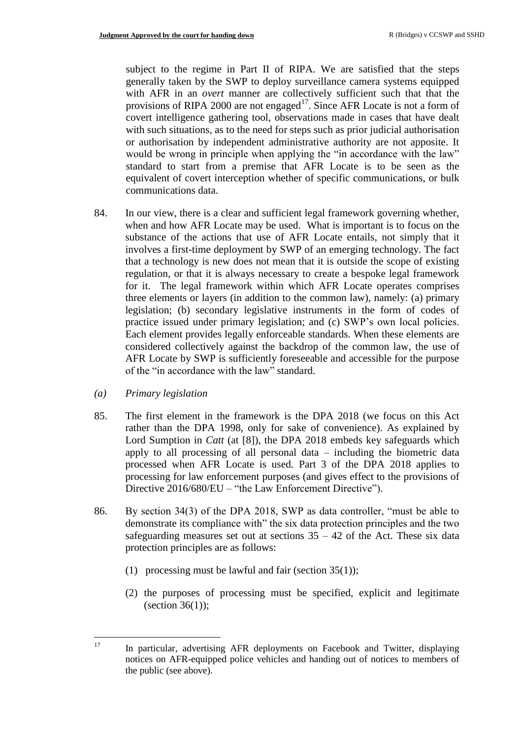subject to the regime in Part II of RIPA. We are satisfied that the steps generally taken by the SWP to deploy surveillance camera systems equipped with AFR in an *overt* manner are collectively sufficient such that that the provisions of RIPA 2000 are not engaged[17]. Since AFR Locate is not a form of covert intelligence gathering tool, observations made in cases that have dealt with such situations, as to the need for steps such as prior judicial authorisation or authorisation by independent administrative authority are not apposite. It would be wrong in principle when applying the "in accordance with the law" standard to start from a premise that AFR Locate is to be seen as the equivalent of covert interception whether of specific communications, or bulk communications data.

84. In our view, there is a clear and sufficient legal framework governing whether, when and how AFR Locate may be used. What is important is to focus on the substance of the actions that use of AFR Locate entails, not simply that it involves a first-time deployment by SWP of an emerging technology. The fact that a technology is new does not mean that it is outside the scope of existing regulation, or that it is always necessary to create a bespoke legal framework for it. The legal framework within which AFR Locate operates comprises three elements or layers (in addition to the common law), namely: (a) primary legislation; (b) secondary legislative instruments in the form of codes of practice issued under primary legislation; and (c) SWP's own local policies. Each element provides legally enforceable standards. When these elements are considered collectively against the backdrop of the common law, the use of AFR Locate by SWP is sufficiently foreseeable and accessible for the purpose of the "in accordance with the law" standard.

*(a) Primary legislation*

85. The first element in the framework is the DPA 2018 (we focus on this Act rather than the DPA 1998, only for sake of convenience). As explained by Lord Sumption in *Catt* (at [8]), the DPA 2018 embeds key safeguards which apply to all processing of all personal data – including the biometric data processed when AFR Locate is used. Part 3 of the DPA 2018 applies to processing for law enforcement purposes (and gives effect to the provisions of Directive 2016/680/EU – "the Law Enforcement Directive").

86. By section 34(3) of the DPA 2018, SWP as data controller, "must be able to demonstrate its compliance with" the six data protection principles and the two safeguarding measures set out at sections 35 – 42 of the Act. These six data protection principles are as follows:

(1) processing must be lawful and fair (section 35(1));

(2) the purposes of processing must be specified, explicit and legitimate (section 36(1));

---

[17] In particular, advertising AFR deployments on Facebook and Twitter, displaying notices on AFR-equipped police vehicles and handing out of notices to members of the public (see above).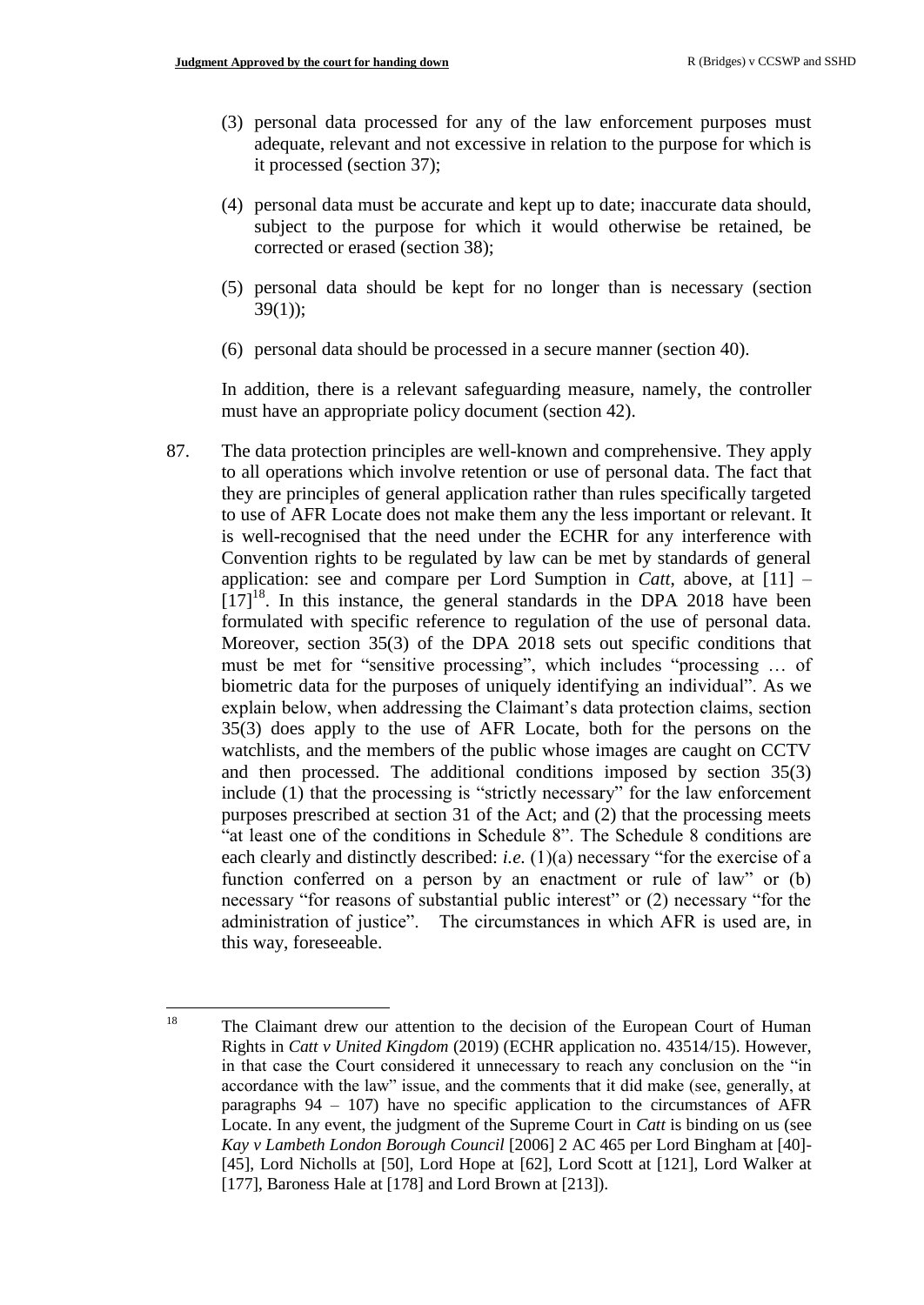(3) personal data processed for any of the law enforcement purposes must adequate, relevant and not excessive in relation to the purpose for which is it processed (section 37);

(4) personal data must be accurate and kept up to date; inaccurate data should, subject to the purpose for which it would otherwise be retained, be corrected or erased (section 38);

(5) personal data should be kept for no longer than is necessary (section 39(1));

(6) personal data should be processed in a secure manner (section 40).

In addition, there is a relevant safeguarding measure, namely, the controller must have an appropriate policy document (section 42).

87. The data protection principles are well-known and comprehensive. They apply to all operations which involve retention or use of personal data. The fact that they are principles of general application rather than rules specifically targeted to use of AFR Locate does not make them any the less important or relevant. It is well-recognised that the need under the ECHR for any interference with Convention rights to be regulated by law can be met by standards of general application: see and compare per Lord Sumption in *Catt*, above, at [11] – [17][18]. In this instance, the general standards in the DPA 2018 have been formulated with specific reference to regulation of the use of personal data. Moreover, section 35(3) of the DPA 2018 sets out specific conditions that must be met for "sensitive processing", which includes "processing … of biometric data for the purposes of uniquely identifying an individual". As we explain below, when addressing the Claimant's data protection claims, section 35(3) does apply to the use of AFR Locate, both for the persons on the watchlists, and the members of the public whose images are caught on CCTV and then processed. The additional conditions imposed by section 35(3) include (1) that the processing is "strictly necessary" for the law enforcement purposes prescribed at section 31 of the Act; and (2) that the processing meets "at least one of the conditions in Schedule 8". The Schedule 8 conditions are each clearly and distinctly described: *i.e.* (1)(a) necessary "for the exercise of a function conferred on a person by an enactment or rule of law" or (b) necessary "for reasons of substantial public interest" or (2) necessary "for the administration of justice". The circumstances in which AFR is used are, in this way, foreseeable.

---

[18] The Claimant drew our attention to the decision of the European Court of Human Rights in *Catt v United Kingdom* (2019) (ECHR application no. 43514/15). However, in that case the Court considered it unnecessary to reach any conclusion on the "in accordance with the law" issue, and the comments that it did make (see, generally, at paragraphs 94 – 107) have no specific application to the circumstances of AFR Locate. In any event, the judgment of the Supreme Court in *Catt* is binding on us (see *Kay v Lambeth London Borough Council* [2006] 2 AC 465 per Lord Bingham at [40]-[45], Lord Nicholls at [50], Lord Hope at [62], Lord Scott at [121], Lord Walker at [177], Baroness Hale at [178] and Lord Brown at [213]).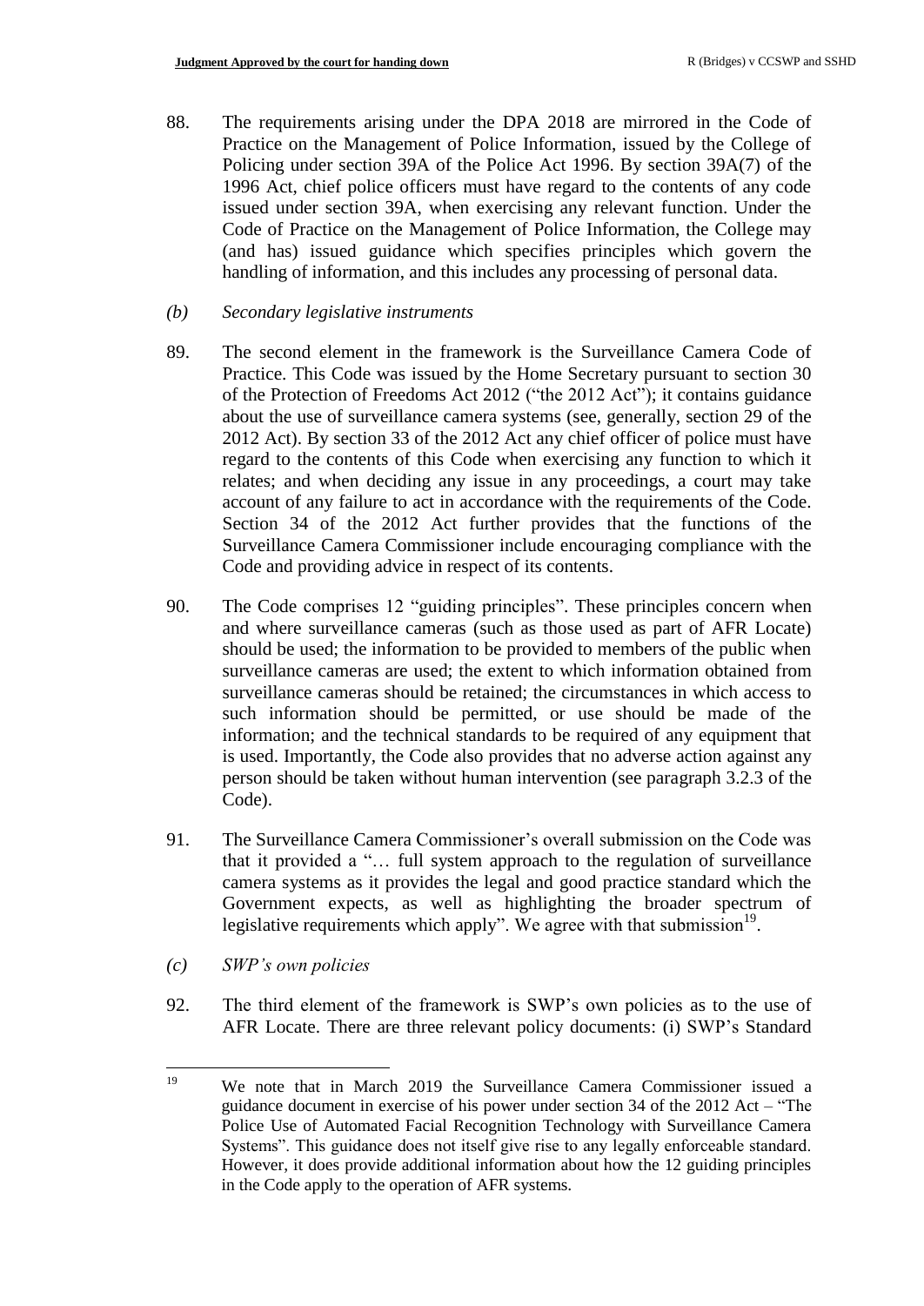88. The requirements arising under the DPA 2018 are mirrored in the Code of Practice on the Management of Police Information, issued by the College of Policing under section 39A of the Police Act 1996. By section 39A(7) of the 1996 Act, chief police officers must have regard to the contents of any code issued under section 39A, when exercising any relevant function. Under the Code of Practice on the Management of Police Information, the College may (and has) issued guidance which specifies principles which govern the handling of information, and this includes any processing of personal data.

*(b) Secondary legislative instruments*

89. The second element in the framework is the Surveillance Camera Code of Practice. This Code was issued by the Home Secretary pursuant to section 30 of the Protection of Freedoms Act 2012 ("the 2012 Act"); it contains guidance about the use of surveillance camera systems (see, generally, section 29 of the 2012 Act). By section 33 of the 2012 Act any chief officer of police must have regard to the contents of this Code when exercising any function to which it relates; and when deciding any issue in any proceedings, a court may take account of any failure to act in accordance with the requirements of the Code. Section 34 of the 2012 Act further provides that the functions of the Surveillance Camera Commissioner include encouraging compliance with the Code and providing advice in respect of its contents.

90. The Code comprises 12 "guiding principles". These principles concern when and where surveillance cameras (such as those used as part of AFR Locate) should be used; the information to be provided to members of the public when surveillance cameras are used; the extent to which information obtained from surveillance cameras should be retained; the circumstances in which access to such information should be permitted, or use should be made of the information; and the technical standards to be required of any equipment that is used. Importantly, the Code also provides that no adverse action against any person should be taken without human intervention (see paragraph 3.2.3 of the Code).

91. The Surveillance Camera Commissioner's overall submission on the Code was that it provided a "… full system approach to the regulation of surveillance camera systems as it provides the legal and good practice standard which the Government expects, as well as highlighting the broader spectrum of legislative requirements which apply". We agree with that submission[19].

*(c) SWP's own policies*

92. The third element of the framework is SWP's own policies as to the use of AFR Locate. There are three relevant policy documents: (i) SWP's Standard

[19] We note that in March 2019 the Surveillance Camera Commissioner issued a guidance document in exercise of his power under section 34 of the 2012 Act – "The Police Use of Automated Facial Recognition Technology with Surveillance Camera Systems". This guidance does not itself give rise to any legally enforceable standard. However, it does provide additional information about how the 12 guiding principles in the Code apply to the operation of AFR systems.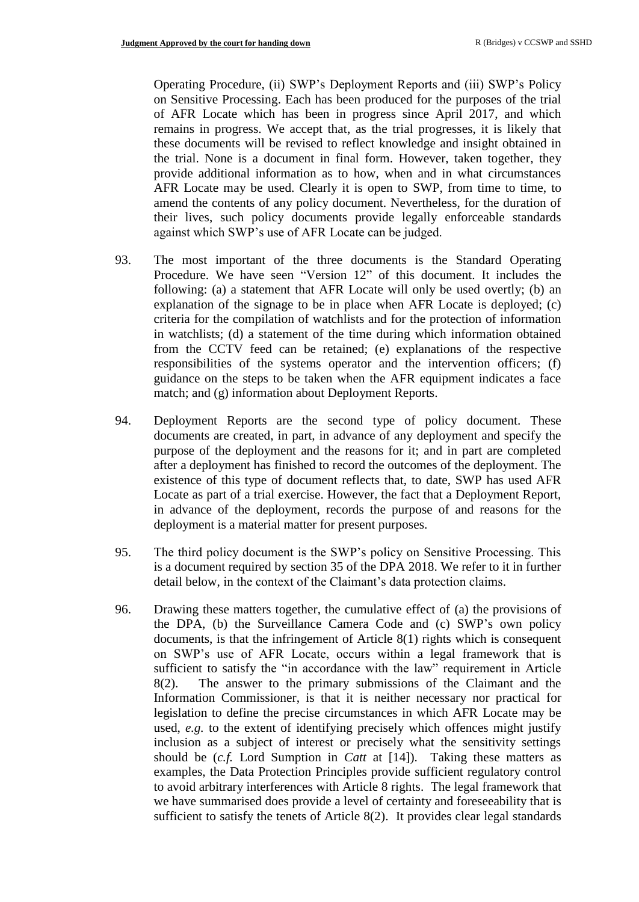Operating Procedure, (ii) SWP's Deployment Reports and (iii) SWP's Policy on Sensitive Processing. Each has been produced for the purposes of the trial of AFR Locate which has been in progress since April 2017, and which remains in progress. We accept that, as the trial progresses, it is likely that these documents will be revised to reflect knowledge and insight obtained in the trial. None is a document in final form. However, taken together, they provide additional information as to how, when and in what circumstances AFR Locate may be used. Clearly it is open to SWP, from time to time, to amend the contents of any policy document. Nevertheless, for the duration of their lives, such policy documents provide legally enforceable standards against which SWP's use of AFR Locate can be judged.

93. The most important of the three documents is the Standard Operating Procedure. We have seen "Version 12" of this document. It includes the following: (a) a statement that AFR Locate will only be used overtly; (b) an explanation of the signage to be in place when AFR Locate is deployed; (c) criteria for the compilation of watchlists and for the protection of information in watchlists; (d) a statement of the time during which information obtained from the CCTV feed can be retained; (e) explanations of the respective responsibilities of the systems operator and the intervention officers; (f) guidance on the steps to be taken when the AFR equipment indicates a face match; and (g) information about Deployment Reports.

94. Deployment Reports are the second type of policy document. These documents are created, in part, in advance of any deployment and specify the purpose of the deployment and the reasons for it; and in part are completed after a deployment has finished to record the outcomes of the deployment. The existence of this type of document reflects that, to date, SWP has used AFR Locate as part of a trial exercise. However, the fact that a Deployment Report, in advance of the deployment, records the purpose of and reasons for the deployment is a material matter for present purposes.

95. The third policy document is the SWP's policy on Sensitive Processing. This is a document required by section 35 of the DPA 2018. We refer to it in further detail below, in the context of the Claimant's data protection claims.

96. Drawing these matters together, the cumulative effect of (a) the provisions of the DPA, (b) the Surveillance Camera Code and (c) SWP's own policy documents, is that the infringement of Article 8(1) rights which is consequent on SWP's use of AFR Locate, occurs within a legal framework that is sufficient to satisfy the "in accordance with the law" requirement in Article 8(2). The answer to the primary submissions of the Claimant and the Information Commissioner, is that it is neither necessary nor practical for legislation to define the precise circumstances in which AFR Locate may be used, *e.g.* to the extent of identifying precisely which offences might justify inclusion as a subject of interest or precisely what the sensitivity settings should be (*c.f.* Lord Sumption in *Catt* at [14]). Taking these matters as examples, the Data Protection Principles provide sufficient regulatory control to avoid arbitrary interferences with Article 8 rights. The legal framework that we have summarised does provide a level of certainty and foreseeability that is sufficient to satisfy the tenets of Article 8(2). It provides clear legal standards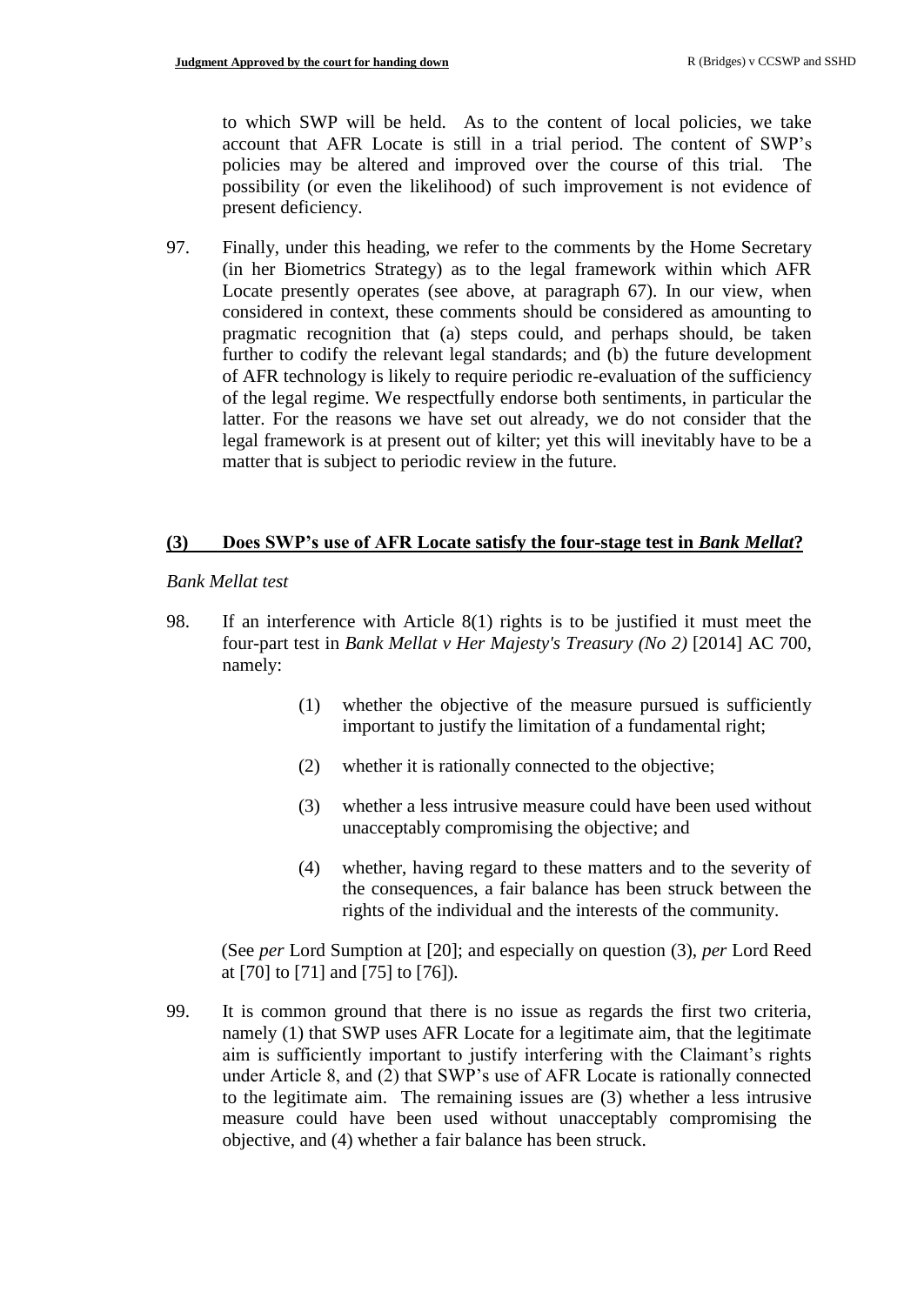to which SWP will be held. As to the content of local policies, we take account that AFR Locate is still in a trial period. The content of SWP's policies may be altered and improved over the course of this trial. The possibility (or even the likelihood) of such improvement is not evidence of present deficiency.

97. Finally, under this heading, we refer to the comments by the Home Secretary (in her Biometrics Strategy) as to the legal framework within which AFR Locate presently operates (see above, at paragraph 67). In our view, when considered in context, these comments should be considered as amounting to pragmatic recognition that (a) steps could, and perhaps should, be taken further to codify the relevant legal standards; and (b) the future development of AFR technology is likely to require periodic re-evaluation of the sufficiency of the legal regime. We respectfully endorse both sentiments, in particular the latter. For the reasons we have set out already, we do not consider that the legal framework is at present out of kilter; yet this will inevitably have to be a matter that is subject to periodic review in the future.

## (3) Does SWP's use of AFR Locate satisfy the four-stage test in *Bank Mellat*?

*Bank Mellat test*

98. If an interference with Article 8(1) rights is to be justified it must meet the four-part test in *Bank Mellat v Her Majesty's Treasury (No 2)* [2014] AC 700, namely:

    (1) whether the objective of the measure pursued is sufficiently important to justify the limitation of a fundamental right;

    (2) whether it is rationally connected to the objective;

    (3) whether a less intrusive measure could have been used without unacceptably compromising the objective; and

    (4) whether, having regard to these matters and to the severity of the consequences, a fair balance has been struck between the rights of the individual and the interests of the community.

    (See *per* Lord Sumption at [20]; and especially on question (3), *per* Lord Reed at [70] to [71] and [75] to [76]).

99. It is common ground that there is no issue as regards the first two criteria, namely (1) that SWP uses AFR Locate for a legitimate aim, that the legitimate aim is sufficiently important to justify interfering with the Claimant's rights under Article 8, and (2) that SWP's use of AFR Locate is rationally connected to the legitimate aim. The remaining issues are (3) whether a less intrusive measure could have been used without unacceptably compromising the objective, and (4) whether a fair balance has been struck.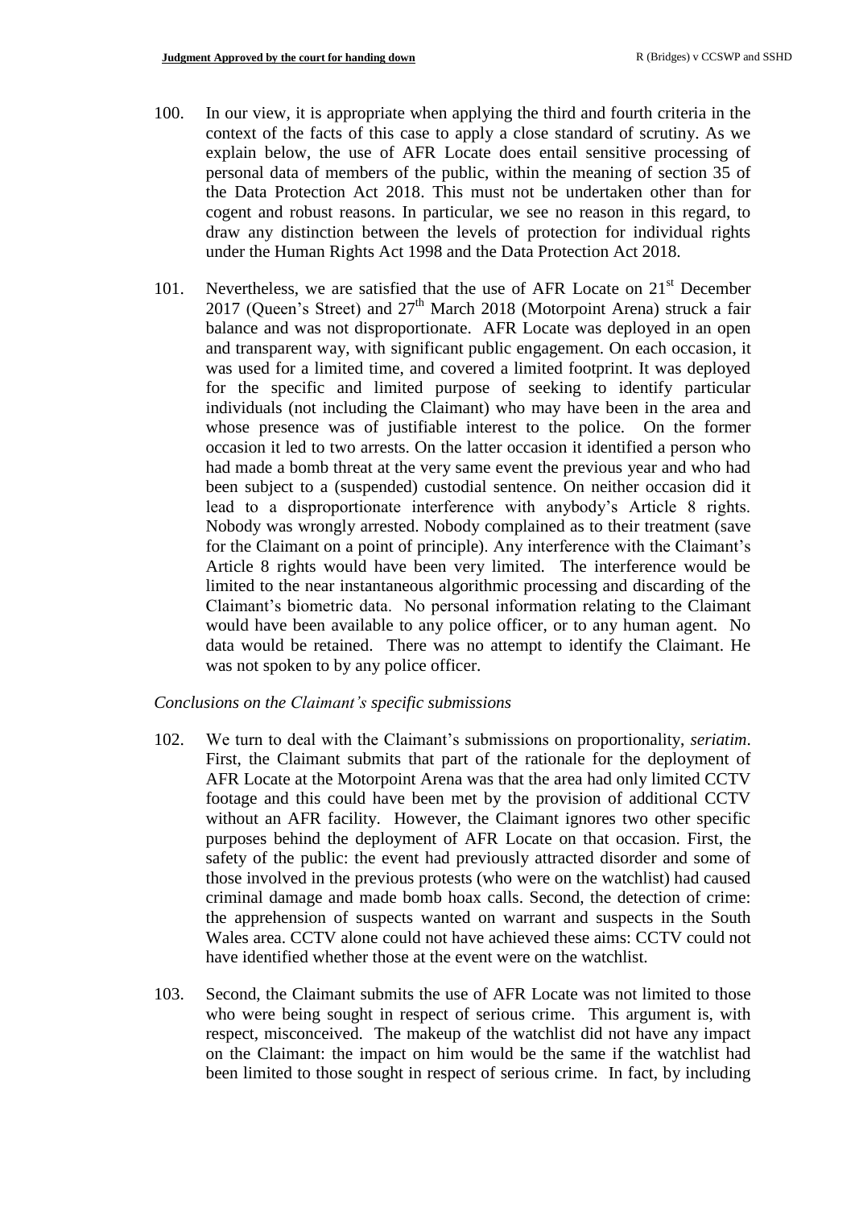100. In our view, it is appropriate when applying the third and fourth criteria in the context of the facts of this case to apply a close standard of scrutiny. As we explain below, the use of AFR Locate does entail sensitive processing of personal data of members of the public, within the meaning of section 35 of the Data Protection Act 2018. This must not be undertaken other than for cogent and robust reasons. In particular, we see no reason in this regard, to draw any distinction between the levels of protection for individual rights under the Human Rights Act 1998 and the Data Protection Act 2018.

101. Nevertheless, we are satisfied that the use of AFR Locate on 21st December 2017 (Queen's Street) and 27th March 2018 (Motorpoint Arena) struck a fair balance and was not disproportionate. AFR Locate was deployed in an open and transparent way, with significant public engagement. On each occasion, it was used for a limited time, and covered a limited footprint. It was deployed for the specific and limited purpose of seeking to identify particular individuals (not including the Claimant) who may have been in the area and whose presence was of justifiable interest to the police. On the former occasion it led to two arrests. On the latter occasion it identified a person who had made a bomb threat at the very same event the previous year and who had been subject to a (suspended) custodial sentence. On neither occasion did it lead to a disproportionate interference with anybody's Article 8 rights. Nobody was wrongly arrested. Nobody complained as to their treatment (save for the Claimant on a point of principle). Any interference with the Claimant's Article 8 rights would have been very limited. The interference would be limited to the near instantaneous algorithmic processing and discarding of the Claimant's biometric data. No personal information relating to the Claimant would have been available to any police officer, or to any human agent. No data would be retained. There was no attempt to identify the Claimant. He was not spoken to by any police officer.

*Conclusions on the Claimant's specific submissions*

102. We turn to deal with the Claimant's submissions on proportionality, *seriatim*. First, the Claimant submits that part of the rationale for the deployment of AFR Locate at the Motorpoint Arena was that the area had only limited CCTV footage and this could have been met by the provision of additional CCTV without an AFR facility. However, the Claimant ignores two other specific purposes behind the deployment of AFR Locate on that occasion. First, the safety of the public: the event had previously attracted disorder and some of those involved in the previous protests (who were on the watchlist) had caused criminal damage and made bomb hoax calls. Second, the detection of crime: the apprehension of suspects wanted on warrant and suspects in the South Wales area. CCTV alone could not have achieved these aims: CCTV could not have identified whether those at the event were on the watchlist.

103. Second, the Claimant submits the use of AFR Locate was not limited to those who were being sought in respect of serious crime. This argument is, with respect, misconceived. The makeup of the watchlist did not have any impact on the Claimant: the impact on him would be the same if the watchlist had been limited to those sought in respect of serious crime. In fact, by including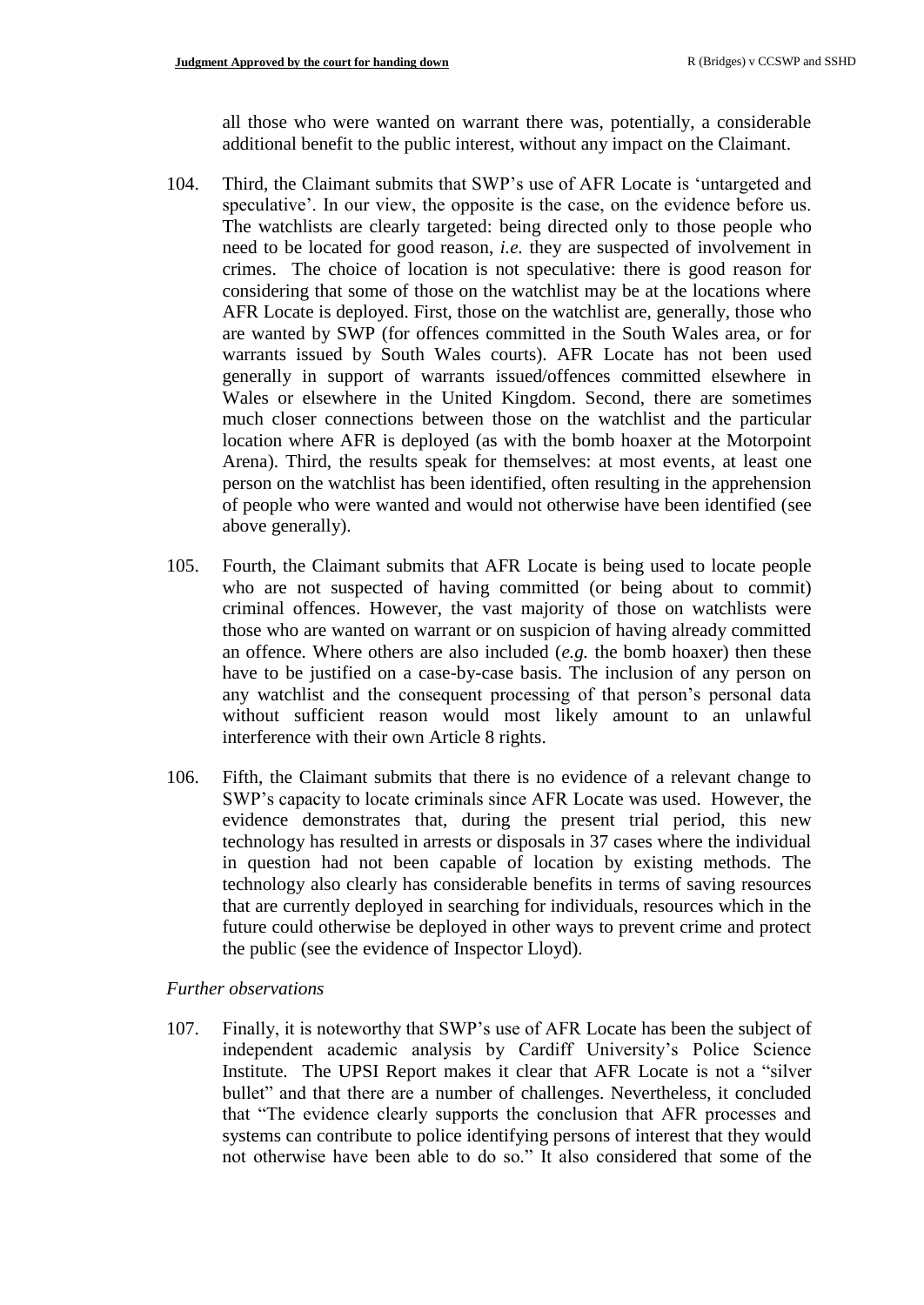all those who were wanted on warrant there was, potentially, a considerable additional benefit to the public interest, without any impact on the Claimant.

104. Third, the Claimant submits that SWP's use of AFR Locate is 'untargeted and speculative'. In our view, the opposite is the case, on the evidence before us. The watchlists are clearly targeted: being directed only to those people who need to be located for good reason, *i.e.* they are suspected of involvement in crimes. The choice of location is not speculative: there is good reason for considering that some of those on the watchlist may be at the locations where AFR Locate is deployed. First, those on the watchlist are, generally, those who are wanted by SWP (for offences committed in the South Wales area, or for warrants issued by South Wales courts). AFR Locate has not been used generally in support of warrants issued/offences committed elsewhere in Wales or elsewhere in the United Kingdom. Second, there are sometimes much closer connections between those on the watchlist and the particular location where AFR is deployed (as with the bomb hoaxer at the Motorpoint Arena). Third, the results speak for themselves: at most events, at least one person on the watchlist has been identified, often resulting in the apprehension of people who were wanted and would not otherwise have been identified (see above generally).

105. Fourth, the Claimant submits that AFR Locate is being used to locate people who are not suspected of having committed (or being about to commit) criminal offences. However, the vast majority of those on watchlists were those who are wanted on warrant or on suspicion of having already committed an offence. Where others are also included (*e.g.* the bomb hoaxer) then these have to be justified on a case-by-case basis. The inclusion of any person on any watchlist and the consequent processing of that person's personal data without sufficient reason would most likely amount to an unlawful interference with their own Article 8 rights.

106. Fifth, the Claimant submits that there is no evidence of a relevant change to SWP's capacity to locate criminals since AFR Locate was used. However, the evidence demonstrates that, during the present trial period, this new technology has resulted in arrests or disposals in 37 cases where the individual in question had not been capable of location by existing methods. The technology also clearly has considerable benefits in terms of saving resources that are currently deployed in searching for individuals, resources which in the future could otherwise be deployed in other ways to prevent crime and protect the public (see the evidence of Inspector Lloyd).

*Further observations*

107. Finally, it is noteworthy that SWP's use of AFR Locate has been the subject of independent academic analysis by Cardiff University's Police Science Institute. The UPSI Report makes it clear that AFR Locate is not a "silver bullet" and that there are a number of challenges. Nevertheless, it concluded that "The evidence clearly supports the conclusion that AFR processes and systems can contribute to police identifying persons of interest that they would not otherwise have been able to do so." It also considered that some of the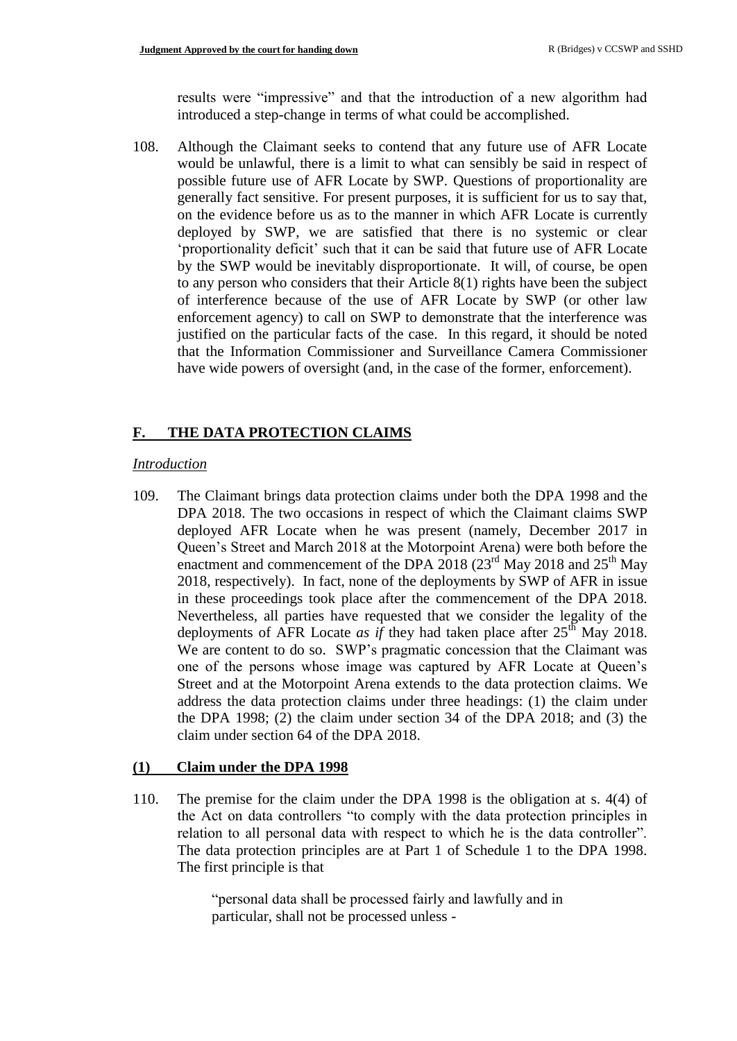results were "impressive" and that the introduction of a new algorithm had introduced a step-change in terms of what could be accomplished.

108. Although the Claimant seeks to contend that any future use of AFR Locate would be unlawful, there is a limit to what can sensibly be said in respect of possible future use of AFR Locate by SWP. Questions of proportionality are generally fact sensitive. For present purposes, it is sufficient for us to say that, on the evidence before us as to the manner in which AFR Locate is currently deployed by SWP, we are satisfied that there is no systemic or clear 'proportionality deficit' such that it can be said that future use of AFR Locate by the SWP would be inevitably disproportionate. It will, of course, be open to any person who considers that their Article 8(1) rights have been the subject of interference because of the use of AFR Locate by SWP (or other law enforcement agency) to call on SWP to demonstrate that the interference was justified on the particular facts of the case. In this regard, it should be noted that the Information Commissioner and Surveillance Camera Commissioner have wide powers of oversight (and, in the case of the former, enforcement).

## F. THE DATA PROTECTION CLAIMS

*Introduction*

109. The Claimant brings data protection claims under both the DPA 1998 and the DPA 2018. The two occasions in respect of which the Claimant claims SWP deployed AFR Locate when he was present (namely, December 2017 in Queen's Street and March 2018 at the Motorpoint Arena) were both before the enactment and commencement of the DPA 2018 (23rd May 2018 and 25th May 2018, respectively). In fact, none of the deployments by SWP of AFR in issue in these proceedings took place after the commencement of the DPA 2018. Nevertheless, all parties have requested that we consider the legality of the deployments of AFR Locate *as if* they had taken place after 25th May 2018. We are content to do so. SWP's pragmatic concession that the Claimant was one of the persons whose image was captured by AFR Locate at Queen's Street and at the Motorpoint Arena extends to the data protection claims. We address the data protection claims under three headings: (1) the claim under the DPA 1998; (2) the claim under section 34 of the DPA 2018; and (3) the claim under section 64 of the DPA 2018.

### (1) Claim under the DPA 1998

110. The premise for the claim under the DPA 1998 is the obligation at s. 4(4) of the Act on data controllers "to comply with the data protection principles in relation to all personal data with respect to which he is the data controller". The data protection principles are at Part 1 of Schedule 1 to the DPA 1998. The first principle is that

> "personal data shall be processed fairly and lawfully and in particular, shall not be processed unless -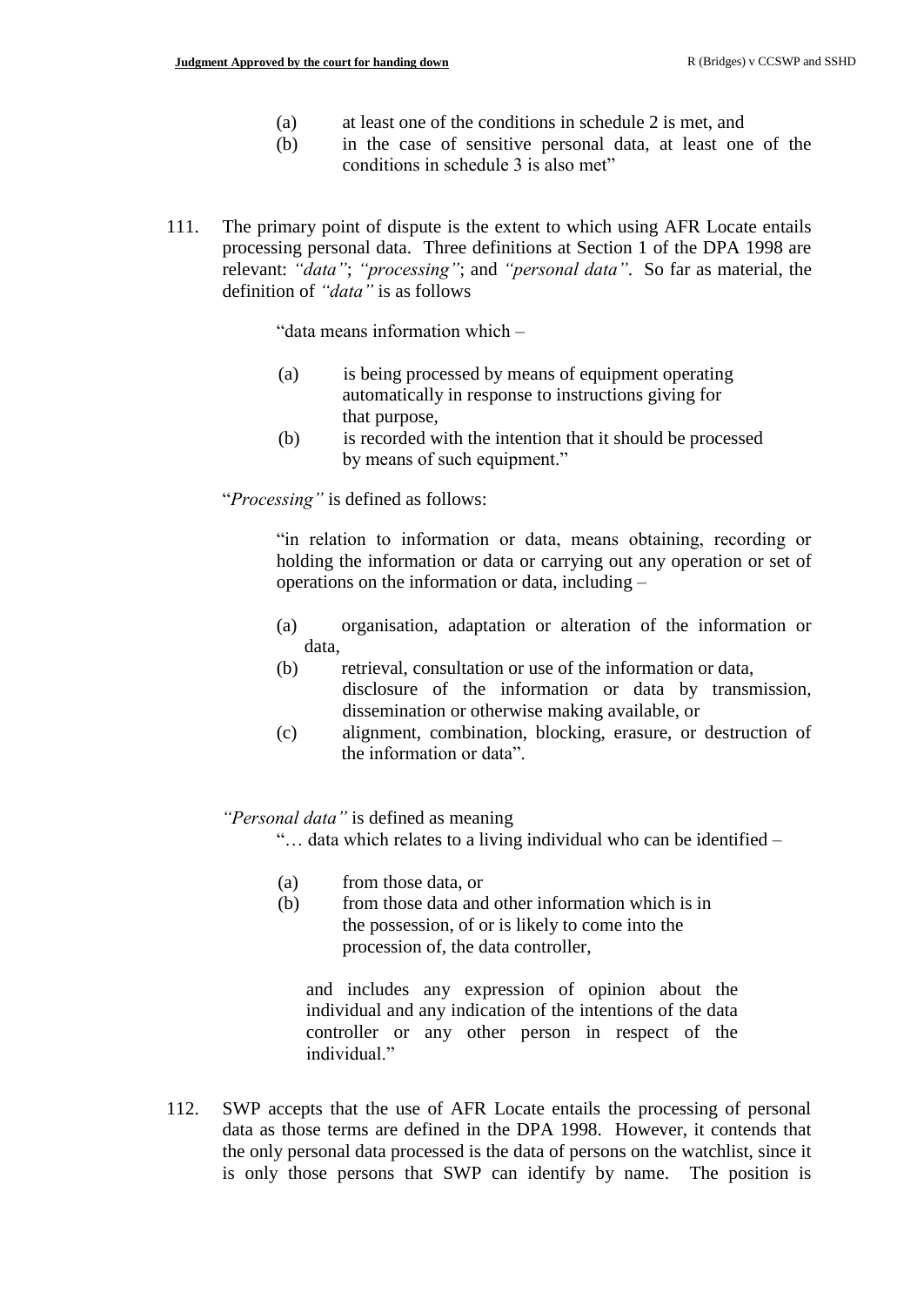(a) at least one of the conditions in schedule 2 is met, and

(b) in the case of sensitive personal data, at least one of the conditions in schedule 3 is also met"

111. The primary point of dispute is the extent to which using AFR Locate entails processing personal data. Three definitions at Section 1 of the DPA 1998 are relevant: *"data"*; *"processing"*; and *"personal data"*. So far as material, the definition of *"data"* is as follows

> "data means information which –
>
> (a) is being processed by means of equipment operating automatically in response to instructions giving for that purpose,
>
> (b) is recorded with the intention that it should be processed by means of such equipment."

"*Processing"* is defined as follows:

> "in relation to information or data, means obtaining, recording or holding the information or data or carrying out any operation or set of operations on the information or data, including –
>
> (a) organisation, adaptation or alteration of the information or data,
>
> (b) retrieval, consultation or use of the information or data, disclosure of the information or data by transmission, dissemination or otherwise making available, or
>
> (c) alignment, combination, blocking, erasure, or destruction of the information or data".

*"Personal data"* is defined as meaning

> "… data which relates to a living individual who can be identified –
>
> (a) from those data, or
>
> (b) from those data and other information which is in the possession, of or is likely to come into the procession of, the data controller,
>
> and includes any expression of opinion about the individual and any indication of the intentions of the data controller or any other person in respect of the individual."

112. SWP accepts that the use of AFR Locate entails the processing of personal data as those terms are defined in the DPA 1998. However, it contends that the only personal data processed is the data of persons on the watchlist, since it is only those persons that SWP can identify by name. The position is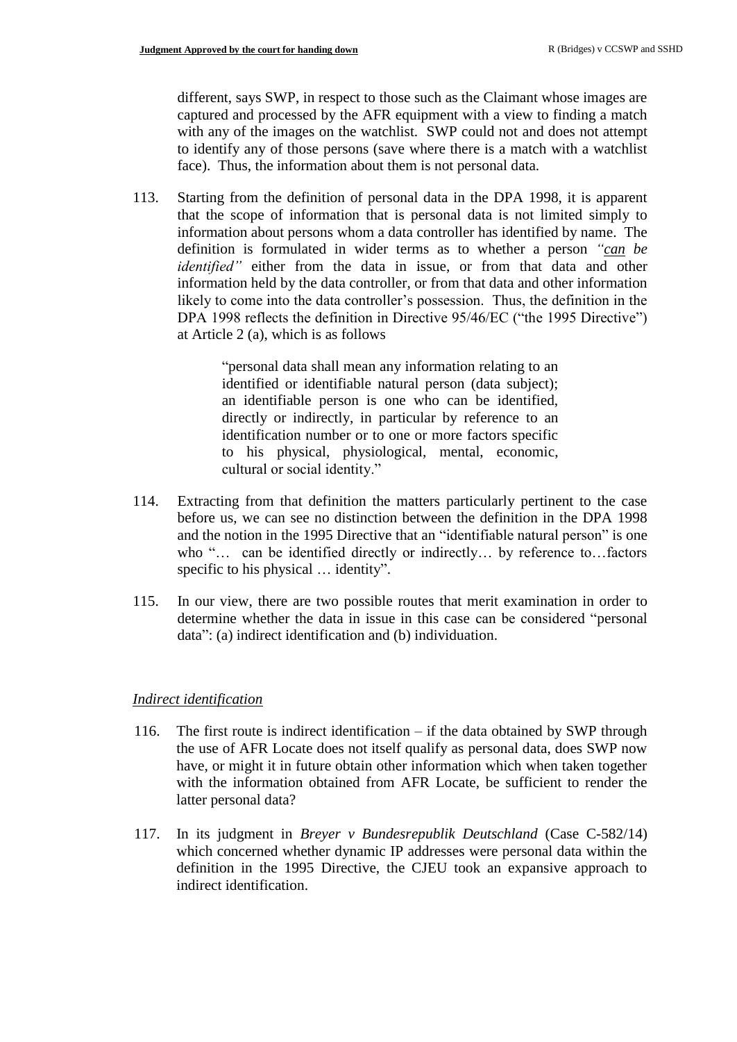different, says SWP, in respect to those such as the Claimant whose images are captured and processed by the AFR equipment with a view to finding a match with any of the images on the watchlist. SWP could not and does not attempt to identify any of those persons (save where there is a match with a watchlist face). Thus, the information about them is not personal data.

113. Starting from the definition of personal data in the DPA 1998, it is apparent that the scope of information that is personal data is not limited simply to information about persons whom a data controller has identified by name. The definition is formulated in wider terms as to whether a person *"can be identified"* either from the data in issue, or from that data and other information held by the data controller, or from that data and other information likely to come into the data controller's possession. Thus, the definition in the DPA 1998 reflects the definition in Directive 95/46/EC ("the 1995 Directive") at Article 2 (a), which is as follows

> "personal data shall mean any information relating to an identified or identifiable natural person (data subject); an identifiable person is one who can be identified, directly or indirectly, in particular by reference to an identification number or to one or more factors specific to his physical, physiological, mental, economic, cultural or social identity."

114. Extracting from that definition the matters particularly pertinent to the case before us, we can see no distinction between the definition in the DPA 1998 and the notion in the 1995 Directive that an "identifiable natural person" is one who "… can be identified directly or indirectly… by reference to…factors specific to his physical … identity".

115. In our view, there are two possible routes that merit examination in order to determine whether the data in issue in this case can be considered "personal data": (a) indirect identification and (b) individuation.

*Indirect identification*

116. The first route is indirect identification – if the data obtained by SWP through the use of AFR Locate does not itself qualify as personal data, does SWP now have, or might it in future obtain other information which when taken together with the information obtained from AFR Locate, be sufficient to render the latter personal data?

117. In its judgment in *Breyer v Bundesrepublik Deutschland* (Case C-582/14) which concerned whether dynamic IP addresses were personal data within the definition in the 1995 Directive, the CJEU took an expansive approach to indirect identification.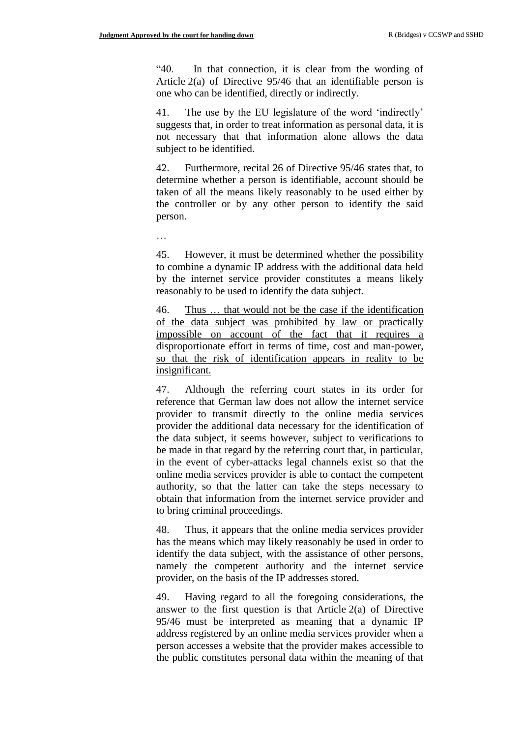"40. In that connection, it is clear from the wording of Article 2(a) of Directive 95/46 that an identifiable person is one who can be identified, directly or indirectly.

41. The use by the EU legislature of the word 'indirectly' suggests that, in order to treat information as personal data, it is not necessary that that information alone allows the data subject to be identified.

42. Furthermore, recital 26 of Directive 95/46 states that, to determine whether a person is identifiable, account should be taken of all the means likely reasonably to be used either by the controller or by any other person to identify the said person.

…

45. However, it must be determined whether the possibility to combine a dynamic IP address with the additional data held by the internet service provider constitutes a means likely reasonably to be used to identify the data subject.

46. <u>Thus … that would not be the case if the identification of the data subject was prohibited by law or practically impossible on account of the fact that it requires a disproportionate effort in terms of time, cost and man-power, so that the risk of identification appears in reality to be insignificant.</u>

47. Although the referring court states in its order for reference that German law does not allow the internet service provider to transmit directly to the online media services provider the additional data necessary for the identification of the data subject, it seems however, subject to verifications to be made in that regard by the referring court that, in particular, in the event of cyber-attacks legal channels exist so that the online media services provider is able to contact the competent authority, so that the latter can take the steps necessary to obtain that information from the internet service provider and to bring criminal proceedings.

48. Thus, it appears that the online media services provider has the means which may likely reasonably be used in order to identify the data subject, with the assistance of other persons, namely the competent authority and the internet service provider, on the basis of the IP addresses stored.

49. Having regard to all the foregoing considerations, the answer to the first question is that Article 2(a) of Directive 95/46 must be interpreted as meaning that a dynamic IP address registered by an online media services provider when a person accesses a website that the provider makes accessible to the public constitutes personal data within the meaning of that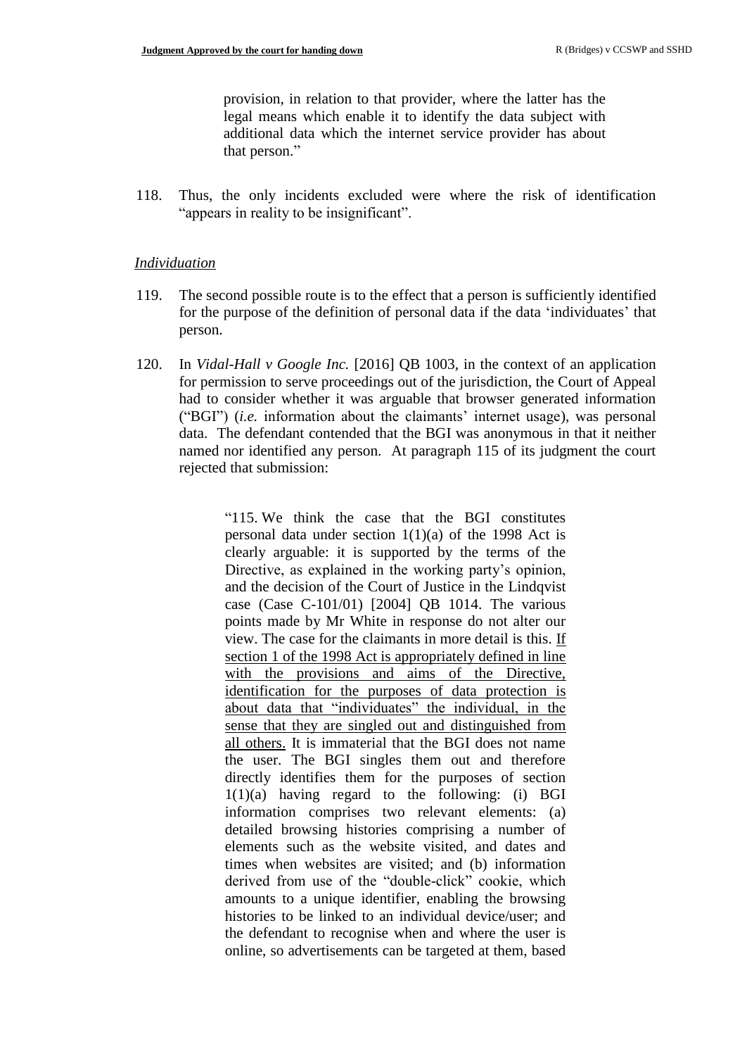> provision, in relation to that provider, where the latter has the legal means which enable it to identify the data subject with additional data which the internet service provider has about that person."

118. Thus, the only incidents excluded were where the risk of identification "appears in reality to be insignificant".

*Individuation*

119. The second possible route is to the effect that a person is sufficiently identified for the purpose of the definition of personal data if the data 'individuates' that person.

120. In *Vidal-Hall v Google Inc.* [2016] QB 1003, in the context of an application for permission to serve proceedings out of the jurisdiction, the Court of Appeal had to consider whether it was arguable that browser generated information ("BGI") (*i.e.* information about the claimants' internet usage), was personal data. The defendant contended that the BGI was anonymous in that it neither named nor identified any person. At paragraph 115 of its judgment the court rejected that submission:

> "115. We think the case that the BGI constitutes personal data under section 1(1)(a) of the 1998 Act is clearly arguable: it is supported by the terms of the Directive, as explained in the working party's opinion, and the decision of the Court of Justice in the Lindqvist case (Case C-101/01) [2004] QB 1014. The various points made by Mr White in response do not alter our view. The case for the claimants in more detail is this. <u>If section 1 of the 1998 Act is appropriately defined in line with the provisions and aims of the Directive, identification for the purposes of data protection is about data that "individuates" the individual, in the sense that they are singled out and distinguished from all others.</u> It is immaterial that the BGI does not name the user. The BGI singles them out and therefore directly identifies them for the purposes of section 1(1)(a) having regard to the following: (i) BGI information comprises two relevant elements: (a) detailed browsing histories comprising a number of elements such as the website visited, and dates and times when websites are visited; and (b) information derived from use of the "double-click" cookie, which amounts to a unique identifier, enabling the browsing histories to be linked to an individual device/user; and the defendant to recognise when and where the user is online, so advertisements can be targeted at them, based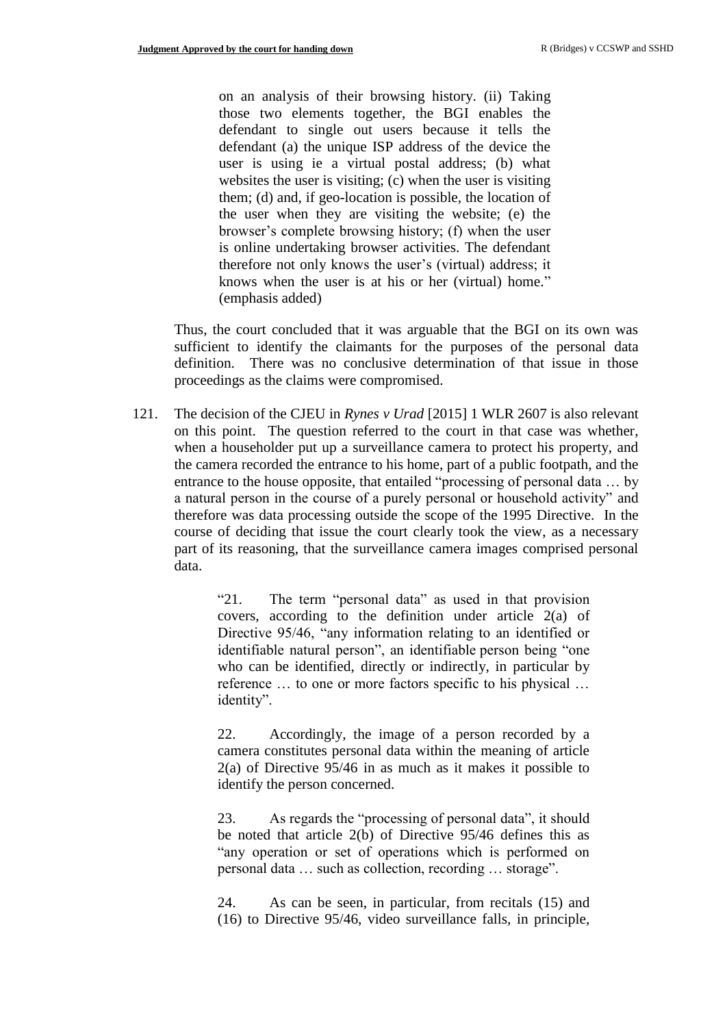> on an analysis of their browsing history. (ii) Taking those two elements together, the BGI enables the defendant to single out users because it tells the defendant (a) the unique ISP address of the device the user is using ie a virtual postal address; (b) what websites the user is visiting; (c) when the user is visiting them; (d) and, if geo-location is possible, the location of the user when they are visiting the website; (e) the browser's complete browsing history; (f) when the user is online undertaking browser activities. The defendant therefore not only knows the user's (virtual) address; it knows when the user is at his or her (virtual) home." (emphasis added)

Thus, the court concluded that it was arguable that the BGI on its own was sufficient to identify the claimants for the purposes of the personal data definition. There was no conclusive determination of that issue in those proceedings as the claims were compromised.

121. The decision of the CJEU in *Rynes v Urad* [2015] 1 WLR 2607 is also relevant on this point. The question referred to the court in that case was whether, when a householder put up a surveillance camera to protect his property, and the camera recorded the entrance to his home, part of a public footpath, and the entrance to the house opposite, that entailed "processing of personal data … by a natural person in the course of a purely personal or household activity" and therefore was data processing outside the scope of the 1995 Directive. In the course of deciding that issue the court clearly took the view, as a necessary part of its reasoning, that the surveillance camera images comprised personal data.

> "21. The term "personal data" as used in that provision covers, according to the definition under article 2(a) of Directive 95/46, "any information relating to an identified or identifiable natural person", an identifiable person being "one who can be identified, directly or indirectly, in particular by reference … to one or more factors specific to his physical … identity".
>
> 22. Accordingly, the image of a person recorded by a camera constitutes personal data within the meaning of article 2(a) of Directive 95/46 in as much as it makes it possible to identify the person concerned.
>
> 23. As regards the "processing of personal data", it should be noted that article 2(b) of Directive 95/46 defines this as "any operation or set of operations which is performed on personal data … such as collection, recording … storage".
>
> 24. As can be seen, in particular, from recitals (15) and (16) to Directive 95/46, video surveillance falls, in principle,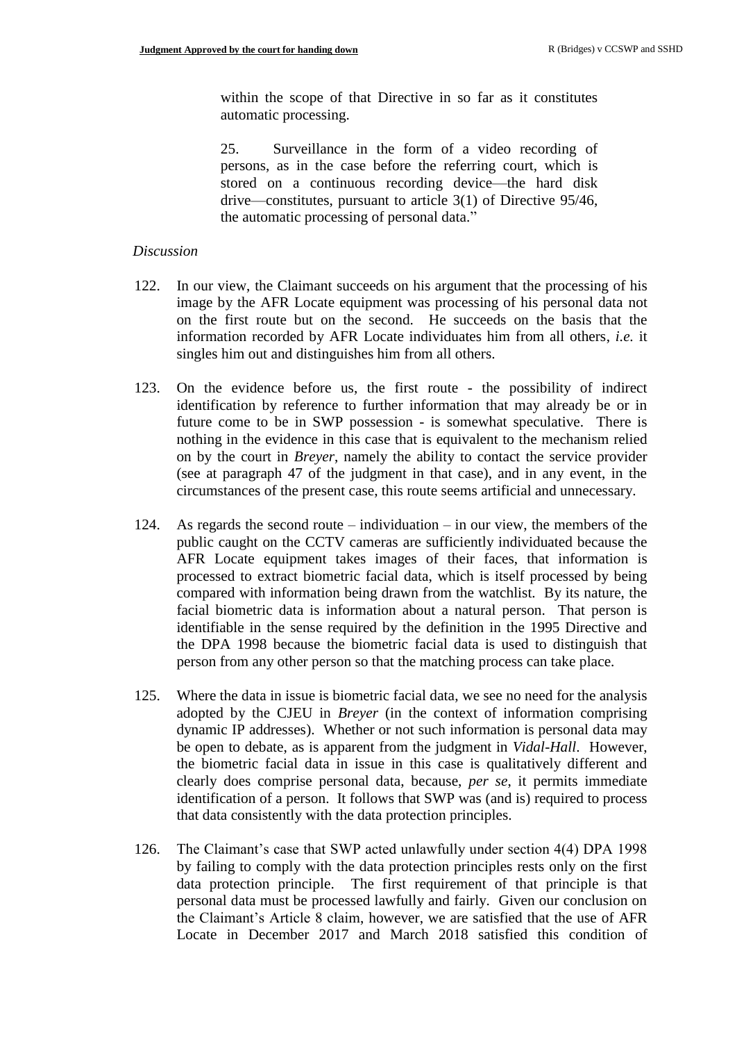> within the scope of that Directive in so far as it constitutes automatic processing.
>
> 25. Surveillance in the form of a video recording of persons, as in the case before the referring court, which is stored on a continuous recording device—the hard disk drive—constitutes, pursuant to article 3(1) of Directive 95/46, the automatic processing of personal data."

*Discussion*

122. In our view, the Claimant succeeds on his argument that the processing of his image by the AFR Locate equipment was processing of his personal data not on the first route but on the second. He succeeds on the basis that the information recorded by AFR Locate individuates him from all others, *i.e.* it singles him out and distinguishes him from all others.

123. On the evidence before us, the first route - the possibility of indirect identification by reference to further information that may already be or in future come to be in SWP possession - is somewhat speculative. There is nothing in the evidence in this case that is equivalent to the mechanism relied on by the court in *Breyer*, namely the ability to contact the service provider (see at paragraph 47 of the judgment in that case), and in any event, in the circumstances of the present case, this route seems artificial and unnecessary.

124. As regards the second route – individuation – in our view, the members of the public caught on the CCTV cameras are sufficiently individuated because the AFR Locate equipment takes images of their faces, that information is processed to extract biometric facial data, which is itself processed by being compared with information being drawn from the watchlist. By its nature, the facial biometric data is information about a natural person. That person is identifiable in the sense required by the definition in the 1995 Directive and the DPA 1998 because the biometric facial data is used to distinguish that person from any other person so that the matching process can take place.

125. Where the data in issue is biometric facial data, we see no need for the analysis adopted by the CJEU in *Breyer* (in the context of information comprising dynamic IP addresses). Whether or not such information is personal data may be open to debate, as is apparent from the judgment in *Vidal-Hall*. However, the biometric facial data in issue in this case is qualitatively different and clearly does comprise personal data, because, *per se*, it permits immediate identification of a person. It follows that SWP was (and is) required to process that data consistently with the data protection principles.

126. The Claimant's case that SWP acted unlawfully under section 4(4) DPA 1998 by failing to comply with the data protection principles rests only on the first data protection principle. The first requirement of that principle is that personal data must be processed lawfully and fairly. Given our conclusion on the Claimant's Article 8 claim, however, we are satisfied that the use of AFR Locate in December 2017 and March 2018 satisfied this condition of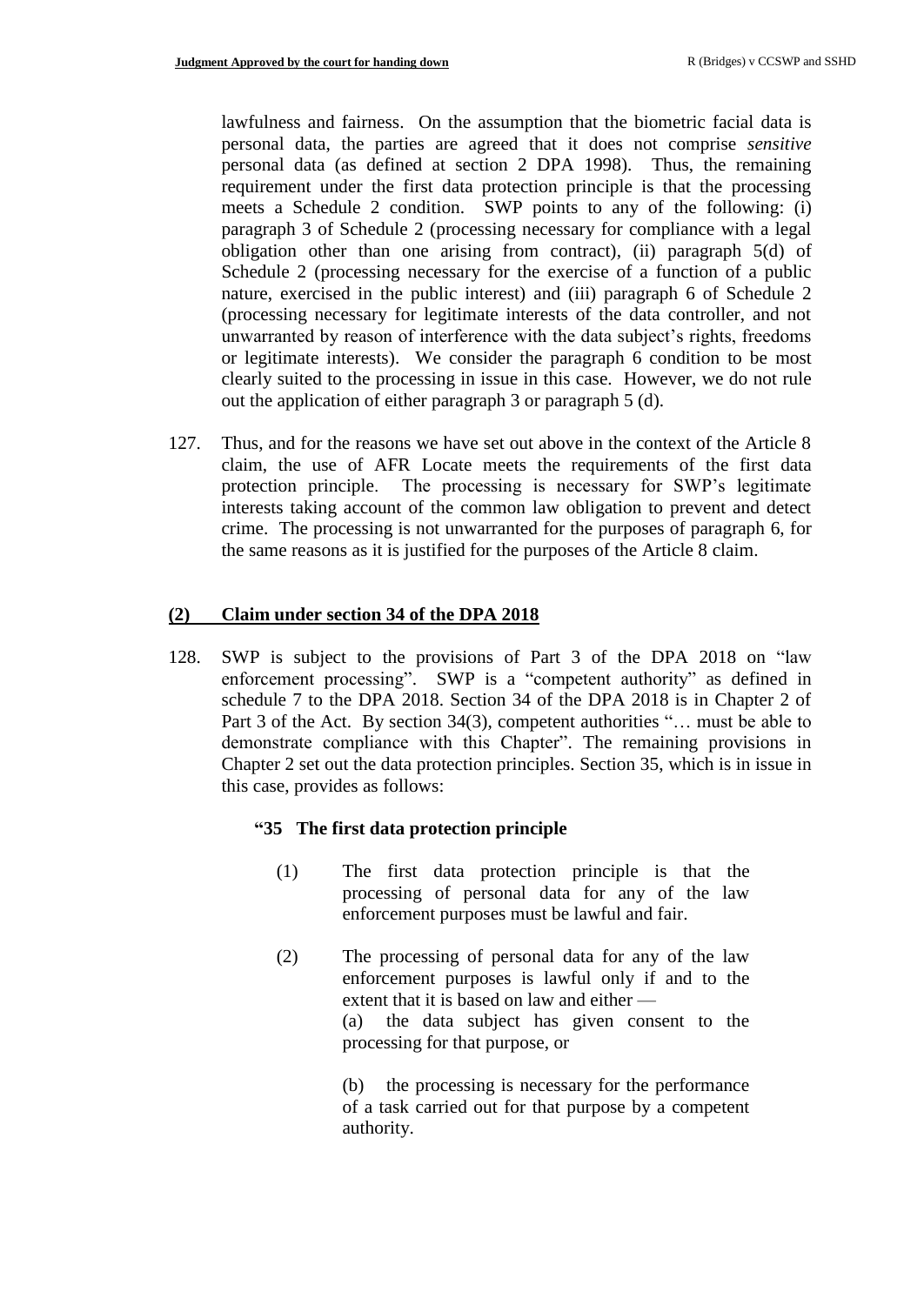lawfulness and fairness. On the assumption that the biometric facial data is personal data, the parties are agreed that it does not comprise *sensitive* personal data (as defined at section 2 DPA 1998). Thus, the remaining requirement under the first data protection principle is that the processing meets a Schedule 2 condition. SWP points to any of the following: (i) paragraph 3 of Schedule 2 (processing necessary for compliance with a legal obligation other than one arising from contract), (ii) paragraph 5(d) of Schedule 2 (processing necessary for the exercise of a function of a public nature, exercised in the public interest) and (iii) paragraph 6 of Schedule 2 (processing necessary for legitimate interests of the data controller, and not unwarranted by reason of interference with the data subject's rights, freedoms or legitimate interests). We consider the paragraph 6 condition to be most clearly suited to the processing in issue in this case. However, we do not rule out the application of either paragraph 3 or paragraph 5 (d).

127. Thus, and for the reasons we have set out above in the context of the Article 8 claim, the use of AFR Locate meets the requirements of the first data protection principle. The processing is necessary for SWP's legitimate interests taking account of the common law obligation to prevent and detect crime. The processing is not unwarranted for the purposes of paragraph 6, for the same reasons as it is justified for the purposes of the Article 8 claim.

## (2) Claim under section 34 of the DPA 2018

128. SWP is subject to the provisions of Part 3 of the DPA 2018 on "law enforcement processing". SWP is a "competent authority" as defined in schedule 7 to the DPA 2018. Section 34 of the DPA 2018 is in Chapter 2 of Part 3 of the Act. By section 34(3), competent authorities "… must be able to demonstrate compliance with this Chapter". The remaining provisions in Chapter 2 set out the data protection principles. Section 35, which is in issue in this case, provides as follows:

> **"35 The first data protection principle**
>
> (1) The first data protection principle is that the processing of personal data for any of the law enforcement purposes must be lawful and fair.
>
> (2) The processing of personal data for any of the law enforcement purposes is lawful only if and to the extent that it is based on law and either —
> (a) the data subject has given consent to the processing for that purpose, or
>
> (b) the processing is necessary for the performance of a task carried out for that purpose by a competent authority.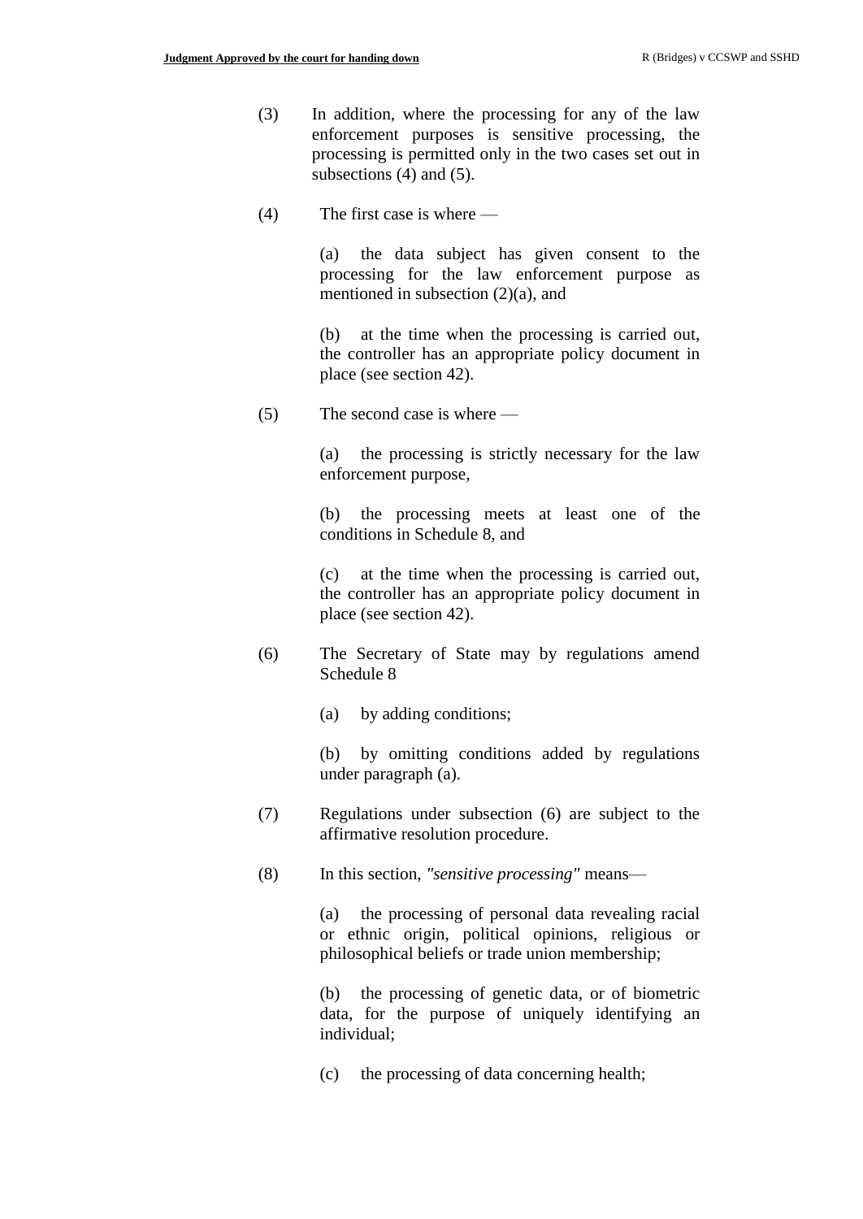(3) In addition, where the processing for any of the law enforcement purposes is sensitive processing, the processing is permitted only in the two cases set out in subsections (4) and (5).

(4) The first case is where —

(a) the data subject has given consent to the processing for the law enforcement purpose as mentioned in subsection (2)(a), and

(b) at the time when the processing is carried out, the controller has an appropriate policy document in place (see section 42).

(5) The second case is where —

(a) the processing is strictly necessary for the law enforcement purpose,

(b) the processing meets at least one of the conditions in Schedule 8, and

(c) at the time when the processing is carried out, the controller has an appropriate policy document in place (see section 42).

(6) The Secretary of State may by regulations amend Schedule 8

(a) by adding conditions;

(b) by omitting conditions added by regulations under paragraph (a).

(7) Regulations under subsection (6) are subject to the affirmative resolution procedure.

(8) In this section, *"sensitive processing"* means—

(a) the processing of personal data revealing racial or ethnic origin, political opinions, religious or philosophical beliefs or trade union membership;

(b) the processing of genetic data, or of biometric data, for the purpose of uniquely identifying an individual;

(c) the processing of data concerning health;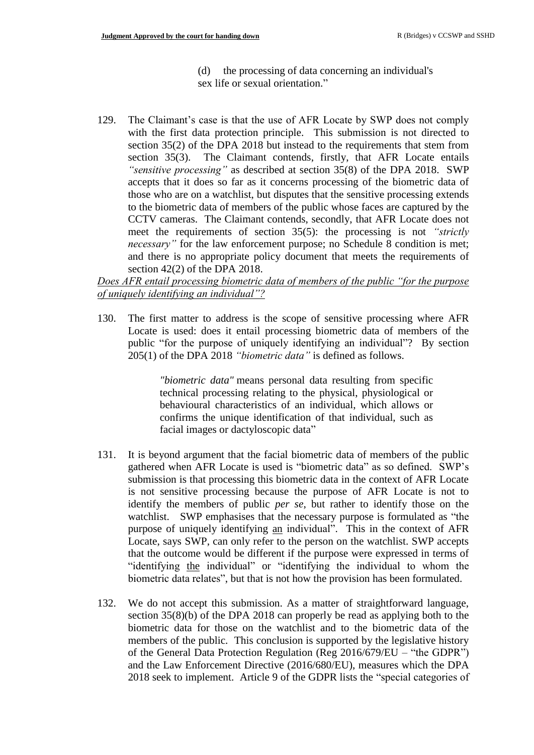> (d) the processing of data concerning an individual's sex life or sexual orientation."

129. The Claimant's case is that the use of AFR Locate by SWP does not comply with the first data protection principle. This submission is not directed to section 35(2) of the DPA 2018 but instead to the requirements that stem from section 35(3). The Claimant contends, firstly, that AFR Locate entails *"sensitive processing"* as described at section 35(8) of the DPA 2018. SWP accepts that it does so far as it concerns processing of the biometric data of those who are on a watchlist, but disputes that the sensitive processing extends to the biometric data of members of the public whose faces are captured by the CCTV cameras. The Claimant contends, secondly, that AFR Locate does not meet the requirements of section 35(5): the processing is not *"strictly necessary"* for the law enforcement purpose; no Schedule 8 condition is met; and there is no appropriate policy document that meets the requirements of section 42(2) of the DPA 2018.

*Does AFR entail processing biometric data of members of the public "for the purpose of uniquely identifying an individual"?*

130. The first matter to address is the scope of sensitive processing where AFR Locate is used: does it entail processing biometric data of members of the public "for the purpose of uniquely identifying an individual"? By section 205(1) of the DPA 2018 *"biometric data"* is defined as follows.

> *"biometric data"* means personal data resulting from specific technical processing relating to the physical, physiological or behavioural characteristics of an individual, which allows or confirms the unique identification of that individual, such as facial images or dactyloscopic data"

131. It is beyond argument that the facial biometric data of members of the public gathered when AFR Locate is used is "biometric data" as so defined. SWP's submission is that processing this biometric data in the context of AFR Locate is not sensitive processing because the purpose of AFR Locate is not to identify the members of public *per se*, but rather to identify those on the watchlist. SWP emphasises that the necessary purpose is formulated as "the purpose of uniquely identifying <u>an</u> individual". This in the context of AFR Locate, says SWP, can only refer to the person on the watchlist. SWP accepts that the outcome would be different if the purpose were expressed in terms of "identifying <u>the</u> individual" or "identifying the individual to whom the biometric data relates", but that is not how the provision has been formulated.

132. We do not accept this submission. As a matter of straightforward language, section 35(8)(b) of the DPA 2018 can properly be read as applying both to the biometric data for those on the watchlist and to the biometric data of the members of the public. This conclusion is supported by the legislative history of the General Data Protection Regulation (Reg 2016/679/EU – "the GDPR") and the Law Enforcement Directive (2016/680/EU), measures which the DPA 2018 seek to implement. Article 9 of the GDPR lists the "special categories of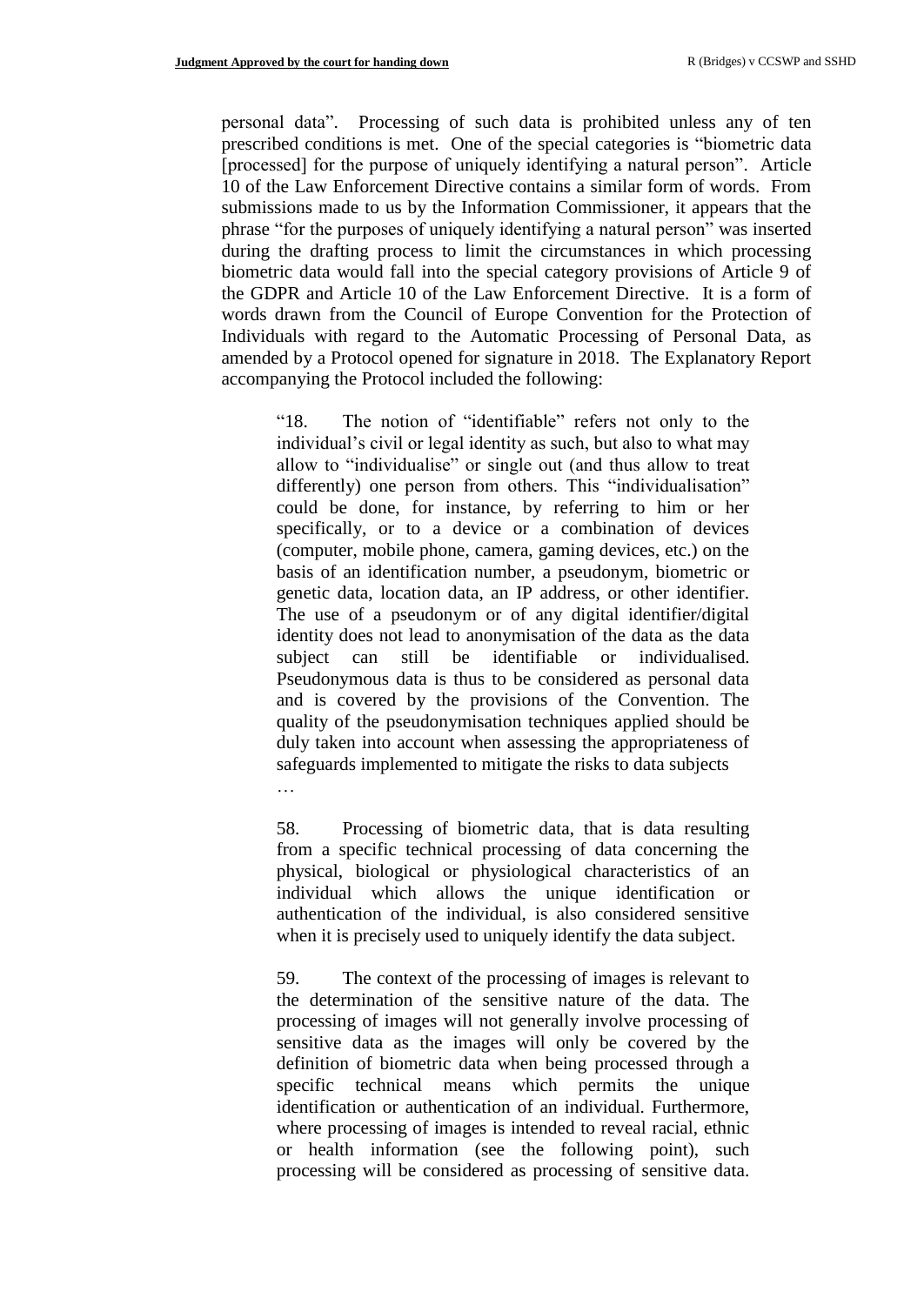personal data". Processing of such data is prohibited unless any of ten prescribed conditions is met. One of the special categories is "biometric data [processed] for the purpose of uniquely identifying a natural person". Article 10 of the Law Enforcement Directive contains a similar form of words. From submissions made to us by the Information Commissioner, it appears that the phrase "for the purposes of uniquely identifying a natural person" was inserted during the drafting process to limit the circumstances in which processing biometric data would fall into the special category provisions of Article 9 of the GDPR and Article 10 of the Law Enforcement Directive. It is a form of words drawn from the Council of Europe Convention for the Protection of Individuals with regard to the Automatic Processing of Personal Data, as amended by a Protocol opened for signature in 2018. The Explanatory Report accompanying the Protocol included the following:

> "18. The notion of "identifiable" refers not only to the individual's civil or legal identity as such, but also to what may allow to "individualise" or single out (and thus allow to treat differently) one person from others. This "individualisation" could be done, for instance, by referring to him or her specifically, or to a device or a combination of devices (computer, mobile phone, camera, gaming devices, etc.) on the basis of an identification number, a pseudonym, biometric or genetic data, location data, an IP address, or other identifier. The use of a pseudonym or of any digital identifier/digital identity does not lead to anonymisation of the data as the data subject can still be identifiable or individualised. Pseudonymous data is thus to be considered as personal data and is covered by the provisions of the Convention. The quality of the pseudonymisation techniques applied should be duly taken into account when assessing the appropriateness of safeguards implemented to mitigate the risks to data subjects
>
> …
>
> 58. Processing of biometric data, that is data resulting from a specific technical processing of data concerning the physical, biological or physiological characteristics of an individual which allows the unique identification or authentication of the individual, is also considered sensitive when it is precisely used to uniquely identify the data subject.
>
> 59. The context of the processing of images is relevant to the determination of the sensitive nature of the data. The processing of images will not generally involve processing of sensitive data as the images will only be covered by the definition of biometric data when being processed through a specific technical means which permits the unique identification or authentication of an individual. Furthermore, where processing of images is intended to reveal racial, ethnic or health information (see the following point), such processing will be considered as processing of sensitive data.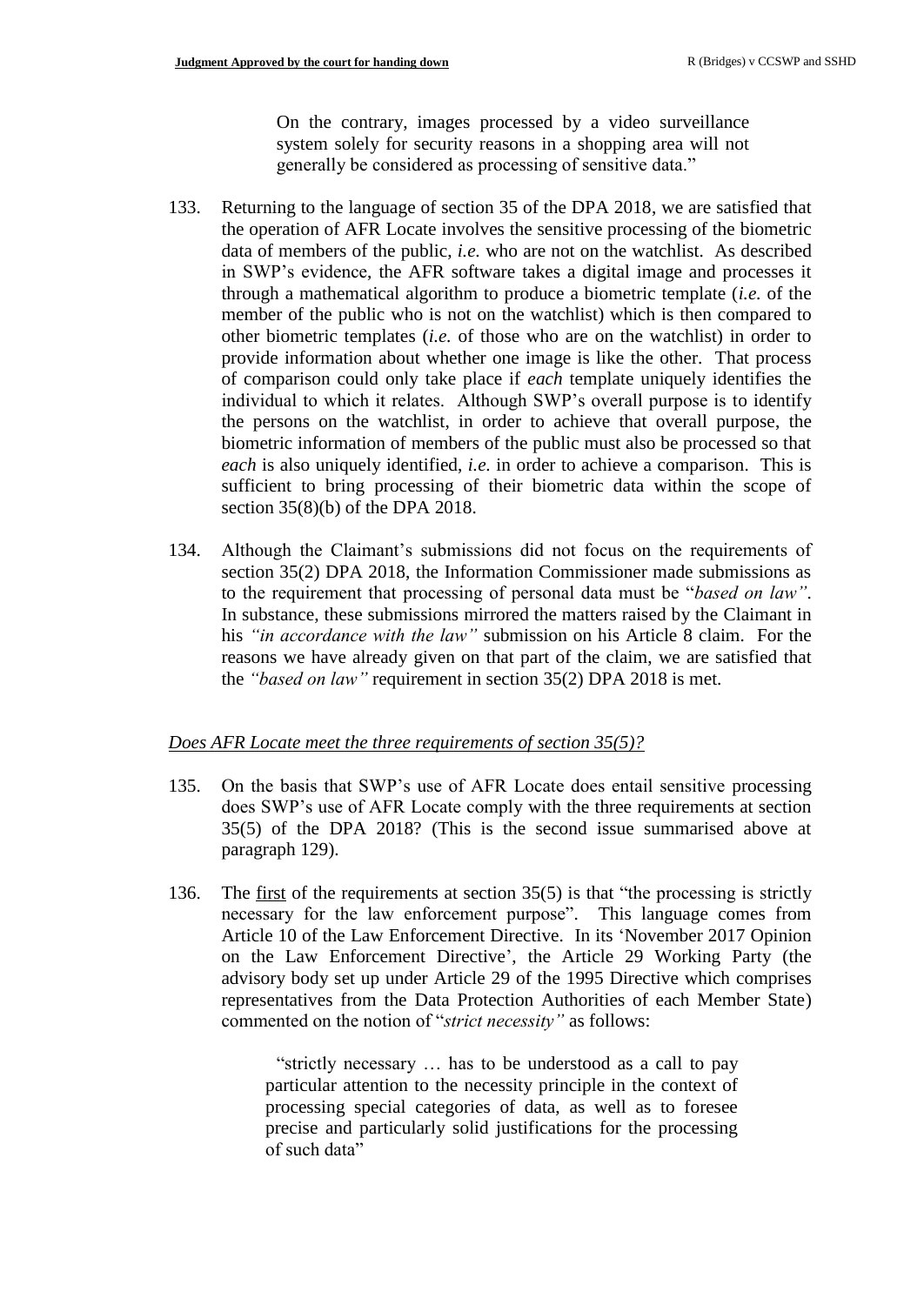> On the contrary, images processed by a video surveillance system solely for security reasons in a shopping area will not generally be considered as processing of sensitive data."

133. Returning to the language of section 35 of the DPA 2018, we are satisfied that the operation of AFR Locate involves the sensitive processing of the biometric data of members of the public, *i.e.* who are not on the watchlist. As described in SWP's evidence, the AFR software takes a digital image and processes it through a mathematical algorithm to produce a biometric template (*i.e.* of the member of the public who is not on the watchlist) which is then compared to other biometric templates (*i.e.* of those who are on the watchlist) in order to provide information about whether one image is like the other. That process of comparison could only take place if *each* template uniquely identifies the individual to which it relates. Although SWP's overall purpose is to identify the persons on the watchlist, in order to achieve that overall purpose, the biometric information of members of the public must also be processed so that *each* is also uniquely identified, *i.e.* in order to achieve a comparison. This is sufficient to bring processing of their biometric data within the scope of section 35(8)(b) of the DPA 2018.

134. Although the Claimant's submissions did not focus on the requirements of section 35(2) DPA 2018, the Information Commissioner made submissions as to the requirement that processing of personal data must be "*based on law*". In substance, these submissions mirrored the matters raised by the Claimant in his *"in accordance with the law"* submission on his Article 8 claim. For the reasons we have already given on that part of the claim, we are satisfied that the *"based on law"* requirement in section 35(2) DPA 2018 is met.

*Does AFR Locate meet the three requirements of section 35(5)?*

135. On the basis that SWP's use of AFR Locate does entail sensitive processing does SWP's use of AFR Locate comply with the three requirements at section 35(5) of the DPA 2018? (This is the second issue summarised above at paragraph 129).

136. The first of the requirements at section 35(5) is that "the processing is strictly necessary for the law enforcement purpose". This language comes from Article 10 of the Law Enforcement Directive. In its 'November 2017 Opinion on the Law Enforcement Directive', the Article 29 Working Party (the advisory body set up under Article 29 of the 1995 Directive which comprises representatives from the Data Protection Authorities of each Member State) commented on the notion of "*strict necessity"* as follows:

> "strictly necessary … has to be understood as a call to pay particular attention to the necessity principle in the context of processing special categories of data, as well as to foresee precise and particularly solid justifications for the processing of such data"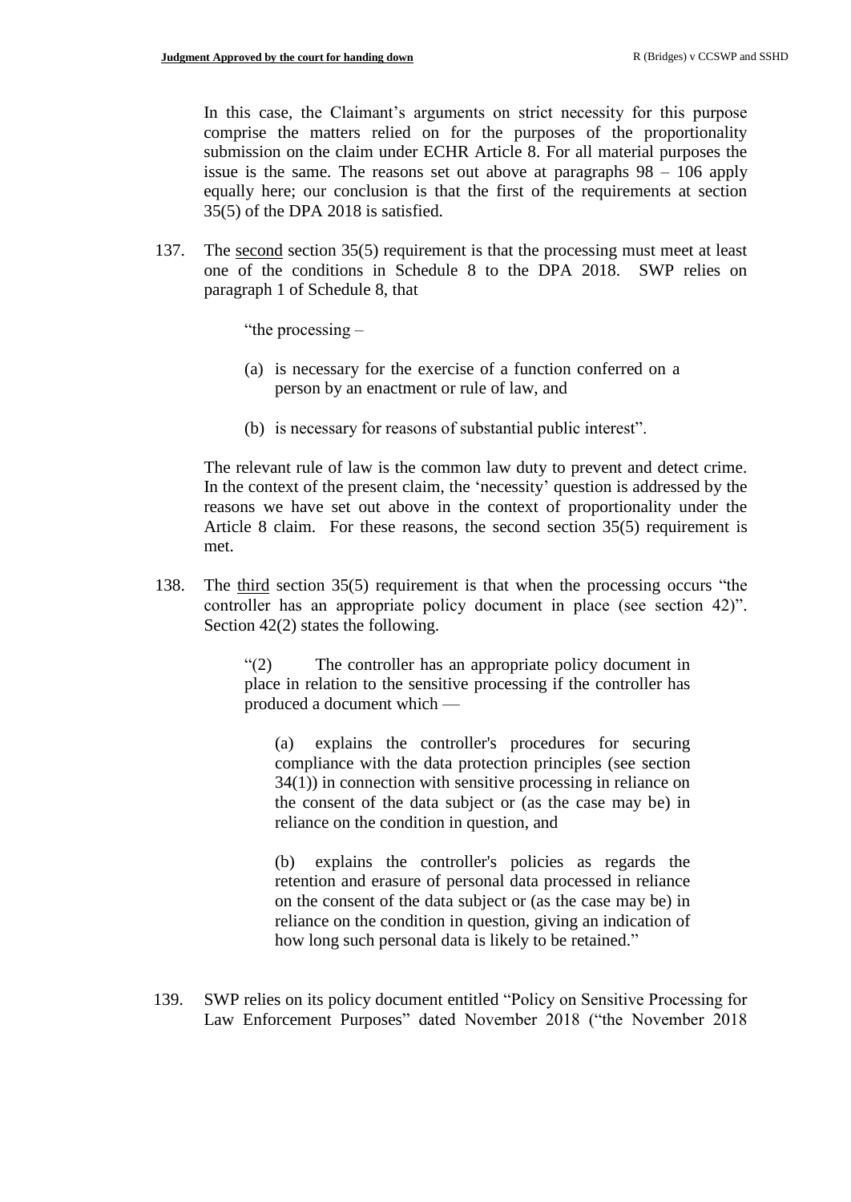In this case, the Claimant's arguments on strict necessity for this purpose comprise the matters relied on for the purposes of the proportionality submission on the claim under ECHR Article 8. For all material purposes the issue is the same. The reasons set out above at paragraphs 98 – 106 apply equally here; our conclusion is that the first of the requirements at section 35(5) of the DPA 2018 is satisfied.

137. The second section 35(5) requirement is that the processing must meet at least one of the conditions in Schedule 8 to the DPA 2018. SWP relies on paragraph 1 of Schedule 8, that

> "the processing –
>
> (a) is necessary for the exercise of a function conferred on a person by an enactment or rule of law, and
>
> (b) is necessary for reasons of substantial public interest".

The relevant rule of law is the common law duty to prevent and detect crime. In the context of the present claim, the 'necessity' question is addressed by the reasons we have set out above in the context of proportionality under the Article 8 claim. For these reasons, the second section 35(5) requirement is met.

138. The third section 35(5) requirement is that when the processing occurs "the controller has an appropriate policy document in place (see section 42)". Section 42(2) states the following.

> "(2) The controller has an appropriate policy document in place in relation to the sensitive processing if the controller has produced a document which —
>
> (a) explains the controller's procedures for securing compliance with the data protection principles (see section 34(1)) in connection with sensitive processing in reliance on the consent of the data subject or (as the case may be) in reliance on the condition in question, and
>
> (b) explains the controller's policies as regards the retention and erasure of personal data processed in reliance on the consent of the data subject or (as the case may be) in reliance on the condition in question, giving an indication of how long such personal data is likely to be retained."

139. SWP relies on its policy document entitled "Policy on Sensitive Processing for Law Enforcement Purposes" dated November 2018 ("the November 2018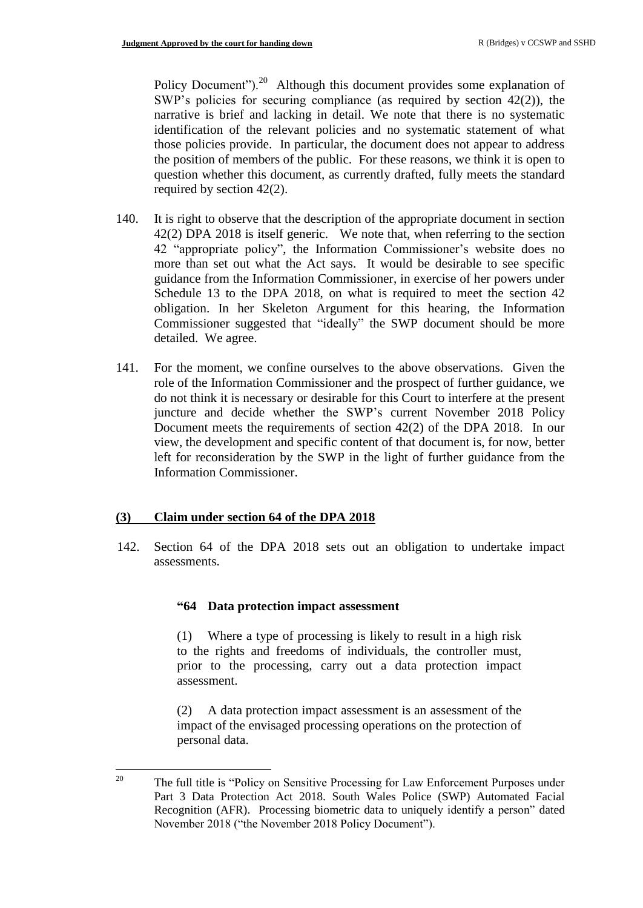Policy Document").[20] Although this document provides some explanation of SWP's policies for securing compliance (as required by section 42(2)), the narrative is brief and lacking in detail. We note that there is no systematic identification of the relevant policies and no systematic statement of what those policies provide. In particular, the document does not appear to address the position of members of the public. For these reasons, we think it is open to question whether this document, as currently drafted, fully meets the standard required by section 42(2).

140. It is right to observe that the description of the appropriate document in section 42(2) DPA 2018 is itself generic. We note that, when referring to the section 42 "appropriate policy", the Information Commissioner's website does no more than set out what the Act says. It would be desirable to see specific guidance from the Information Commissioner, in exercise of her powers under Schedule 13 to the DPA 2018, on what is required to meet the section 42 obligation. In her Skeleton Argument for this hearing, the Information Commissioner suggested that "ideally" the SWP document should be more detailed. We agree.

141. For the moment, we confine ourselves to the above observations. Given the role of the Information Commissioner and the prospect of further guidance, we do not think it is necessary or desirable for this Court to interfere at the present juncture and decide whether the SWP's current November 2018 Policy Document meets the requirements of section 42(2) of the DPA 2018. In our view, the development and specific content of that document is, for now, better left for reconsideration by the SWP in the light of further guidance from the Information Commissioner.

## (3) Claim under section 64 of the DPA 2018

142. Section 64 of the DPA 2018 sets out an obligation to undertake impact assessments.

> **"64 Data protection impact assessment**
>
> (1) Where a type of processing is likely to result in a high risk to the rights and freedoms of individuals, the controller must, prior to the processing, carry out a data protection impact assessment.
>
> (2) A data protection impact assessment is an assessment of the impact of the envisaged processing operations on the protection of personal data.

---

[20] The full title is "Policy on Sensitive Processing for Law Enforcement Purposes under Part 3 Data Protection Act 2018. South Wales Police (SWP) Automated Facial Recognition (AFR). Processing biometric data to uniquely identify a person" dated November 2018 ("the November 2018 Policy Document").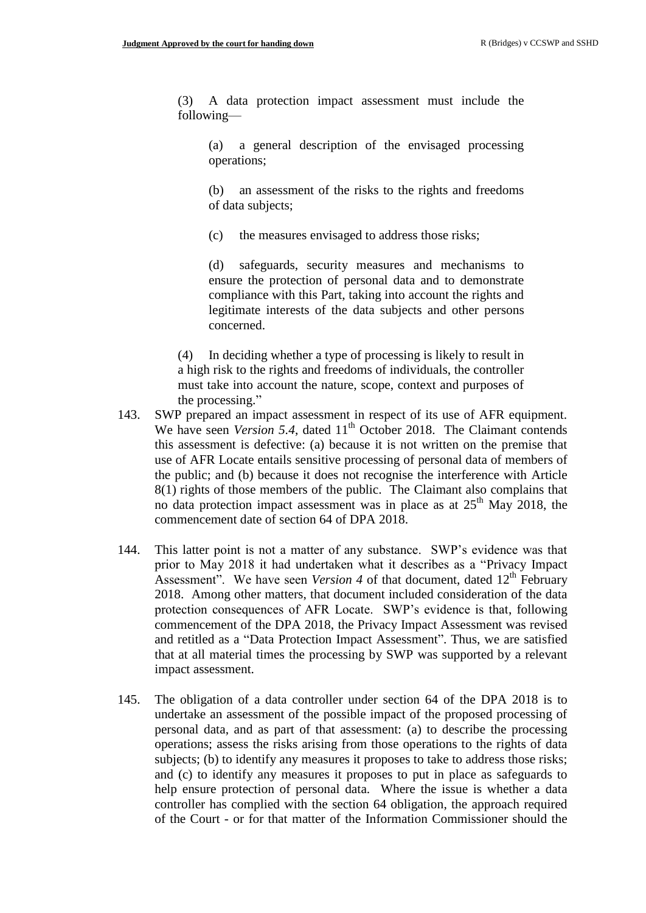(3) A data protection impact assessment must include the following—

(a) a general description of the envisaged processing operations;

(b) an assessment of the risks to the rights and freedoms of data subjects;

(c) the measures envisaged to address those risks;

(d) safeguards, security measures and mechanisms to ensure the protection of personal data and to demonstrate compliance with this Part, taking into account the rights and legitimate interests of the data subjects and other persons concerned.

(4) In deciding whether a type of processing is likely to result in a high risk to the rights and freedoms of individuals, the controller must take into account the nature, scope, context and purposes of the processing."

143. SWP prepared an impact assessment in respect of its use of AFR equipment. We have seen *Version 5.4*, dated 11th October 2018. The Claimant contends this assessment is defective: (a) because it is not written on the premise that use of AFR Locate entails sensitive processing of personal data of members of the public; and (b) because it does not recognise the interference with Article 8(1) rights of those members of the public. The Claimant also complains that no data protection impact assessment was in place as at 25th May 2018, the commencement date of section 64 of DPA 2018.

144. This latter point is not a matter of any substance. SWP's evidence was that prior to May 2018 it had undertaken what it describes as a "Privacy Impact Assessment". We have seen *Version 4* of that document, dated 12th February 2018. Among other matters, that document included consideration of the data protection consequences of AFR Locate. SWP's evidence is that, following commencement of the DPA 2018, the Privacy Impact Assessment was revised and retitled as a "Data Protection Impact Assessment". Thus, we are satisfied that at all material times the processing by SWP was supported by a relevant impact assessment.

145. The obligation of a data controller under section 64 of the DPA 2018 is to undertake an assessment of the possible impact of the proposed processing of personal data, and as part of that assessment: (a) to describe the processing operations; assess the risks arising from those operations to the rights of data subjects; (b) to identify any measures it proposes to take to address those risks; and (c) to identify any measures it proposes to put in place as safeguards to help ensure protection of personal data. Where the issue is whether a data controller has complied with the section 64 obligation, the approach required of the Court - or for that matter of the Information Commissioner should the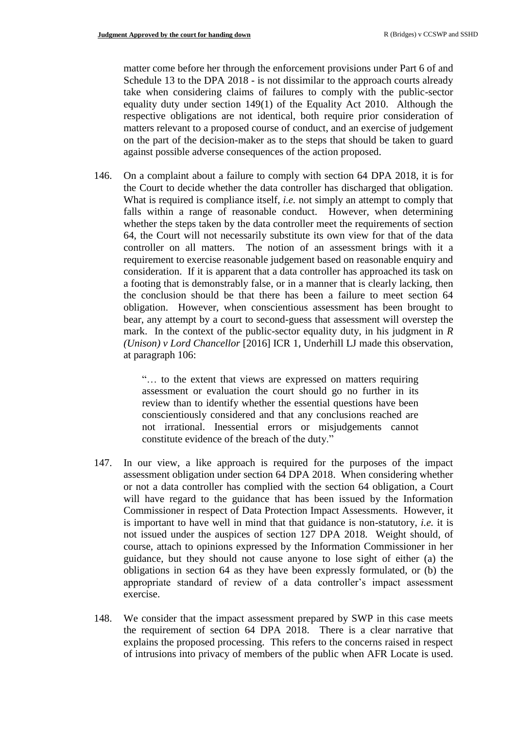matter come before her through the enforcement provisions under Part 6 of and Schedule 13 to the DPA 2018 - is not dissimilar to the approach courts already take when considering claims of failures to comply with the public-sector equality duty under section 149(1) of the Equality Act 2010. Although the respective obligations are not identical, both require prior consideration of matters relevant to a proposed course of conduct, and an exercise of judgement on the part of the decision-maker as to the steps that should be taken to guard against possible adverse consequences of the action proposed.

146. On a complaint about a failure to comply with section 64 DPA 2018, it is for the Court to decide whether the data controller has discharged that obligation. What is required is compliance itself, *i.e.* not simply an attempt to comply that falls within a range of reasonable conduct. However, when determining whether the steps taken by the data controller meet the requirements of section 64, the Court will not necessarily substitute its own view for that of the data controller on all matters. The notion of an assessment brings with it a requirement to exercise reasonable judgement based on reasonable enquiry and consideration. If it is apparent that a data controller has approached its task on a footing that is demonstrably false, or in a manner that is clearly lacking, then the conclusion should be that there has been a failure to meet section 64 obligation. However, when conscientious assessment has been brought to bear, any attempt by a court to second-guess that assessment will overstep the mark. In the context of the public-sector equality duty, in his judgment in *R (Unison) v Lord Chancellor* [2016] ICR 1, Underhill LJ made this observation, at paragraph 106:

> "… to the extent that views are expressed on matters requiring assessment or evaluation the court should go no further in its review than to identify whether the essential questions have been conscientiously considered and that any conclusions reached are not irrational. Inessential errors or misjudgements cannot constitute evidence of the breach of the duty."

147. In our view, a like approach is required for the purposes of the impact assessment obligation under section 64 DPA 2018. When considering whether or not a data controller has complied with the section 64 obligation, a Court will have regard to the guidance that has been issued by the Information Commissioner in respect of Data Protection Impact Assessments. However, it is important to have well in mind that that guidance is non-statutory, *i.e.* it is not issued under the auspices of section 127 DPA 2018. Weight should, of course, attach to opinions expressed by the Information Commissioner in her guidance, but they should not cause anyone to lose sight of either (a) the obligations in section 64 as they have been expressly formulated, or (b) the appropriate standard of review of a data controller's impact assessment exercise.

148. We consider that the impact assessment prepared by SWP in this case meets the requirement of section 64 DPA 2018. There is a clear narrative that explains the proposed processing. This refers to the concerns raised in respect of intrusions into privacy of members of the public when AFR Locate is used.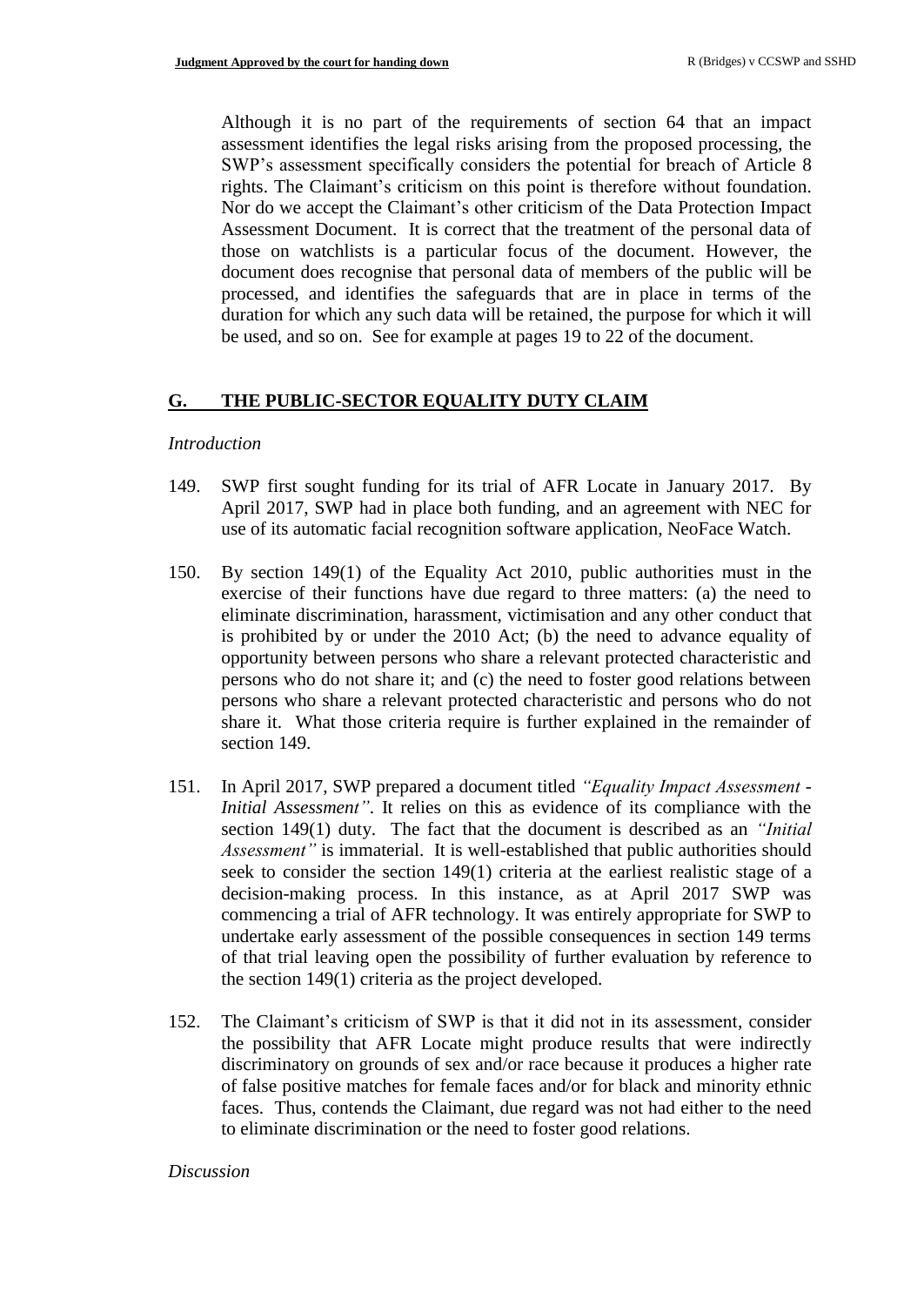Although it is no part of the requirements of section 64 that an impact assessment identifies the legal risks arising from the proposed processing, the SWP's assessment specifically considers the potential for breach of Article 8 rights. The Claimant's criticism on this point is therefore without foundation. Nor do we accept the Claimant's other criticism of the Data Protection Impact Assessment Document. It is correct that the treatment of the personal data of those on watchlists is a particular focus of the document. However, the document does recognise that personal data of members of the public will be processed, and identifies the safeguards that are in place in terms of the duration for which any such data will be retained, the purpose for which it will be used, and so on. See for example at pages 19 to 22 of the document.

## G. THE PUBLIC-SECTOR EQUALITY DUTY CLAIM

*Introduction*

149. SWP first sought funding for its trial of AFR Locate in January 2017. By April 2017, SWP had in place both funding, and an agreement with NEC for use of its automatic facial recognition software application, NeoFace Watch.

150. By section 149(1) of the Equality Act 2010, public authorities must in the exercise of their functions have due regard to three matters: (a) the need to eliminate discrimination, harassment, victimisation and any other conduct that is prohibited by or under the 2010 Act; (b) the need to advance equality of opportunity between persons who share a relevant protected characteristic and persons who do not share it; and (c) the need to foster good relations between persons who share a relevant protected characteristic and persons who do not share it. What those criteria require is further explained in the remainder of section 149.

151. In April 2017, SWP prepared a document titled *"Equality Impact Assessment - Initial Assessment"*. It relies on this as evidence of its compliance with the section 149(1) duty. The fact that the document is described as an *"Initial Assessment"* is immaterial. It is well-established that public authorities should seek to consider the section 149(1) criteria at the earliest realistic stage of a decision-making process. In this instance, as at April 2017 SWP was commencing a trial of AFR technology. It was entirely appropriate for SWP to undertake early assessment of the possible consequences in section 149 terms of that trial leaving open the possibility of further evaluation by reference to the section 149(1) criteria as the project developed.

152. The Claimant's criticism of SWP is that it did not in its assessment, consider the possibility that AFR Locate might produce results that were indirectly discriminatory on grounds of sex and/or race because it produces a higher rate of false positive matches for female faces and/or for black and minority ethnic faces. Thus, contends the Claimant, due regard was not had either to the need to eliminate discrimination or the need to foster good relations.

*Discussion*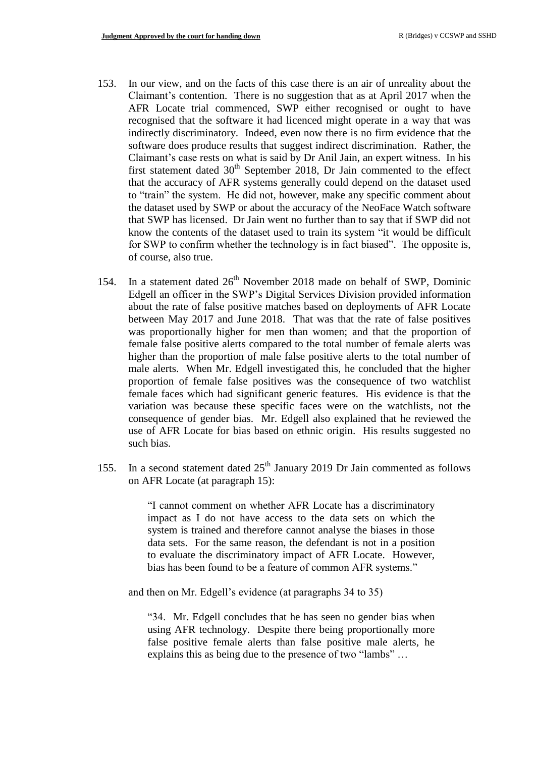153. In our view, and on the facts of this case there is an air of unreality about the Claimant's contention. There is no suggestion that as at April 2017 when the AFR Locate trial commenced, SWP either recognised or ought to have recognised that the software it had licenced might operate in a way that was indirectly discriminatory. Indeed, even now there is no firm evidence that the software does produce results that suggest indirect discrimination. Rather, the Claimant's case rests on what is said by Dr Anil Jain, an expert witness. In his first statement dated 30th September 2018, Dr Jain commented to the effect that the accuracy of AFR systems generally could depend on the dataset used to "train" the system. He did not, however, make any specific comment about the dataset used by SWP or about the accuracy of the NeoFace Watch software that SWP has licensed. Dr Jain went no further than to say that if SWP did not know the contents of the dataset used to train its system "it would be difficult for SWP to confirm whether the technology is in fact biased". The opposite is, of course, also true.

154. In a statement dated 26th November 2018 made on behalf of SWP, Dominic Edgell an officer in the SWP's Digital Services Division provided information about the rate of false positive matches based on deployments of AFR Locate between May 2017 and June 2018. That was that the rate of false positives was proportionally higher for men than women; and that the proportion of female false positive alerts compared to the total number of female alerts was higher than the proportion of male false positive alerts to the total number of male alerts. When Mr. Edgell investigated this, he concluded that the higher proportion of female false positives was the consequence of two watchlist female faces which had significant generic features. His evidence is that the variation was because these specific faces were on the watchlists, not the consequence of gender bias. Mr. Edgell also explained that he reviewed the use of AFR Locate for bias based on ethnic origin. His results suggested no such bias.

155. In a second statement dated 25th January 2019 Dr Jain commented as follows on AFR Locate (at paragraph 15):

> "I cannot comment on whether AFR Locate has a discriminatory impact as I do not have access to the data sets on which the system is trained and therefore cannot analyse the biases in those data sets. For the same reason, the defendant is not in a position to evaluate the discriminatory impact of AFR Locate. However, bias has been found to be a feature of common AFR systems."

and then on Mr. Edgell's evidence (at paragraphs 34 to 35)

> "34. Mr. Edgell concludes that he has seen no gender bias when using AFR technology. Despite there being proportionally more false positive female alerts than false positive male alerts, he explains this as being due to the presence of two "lambs" …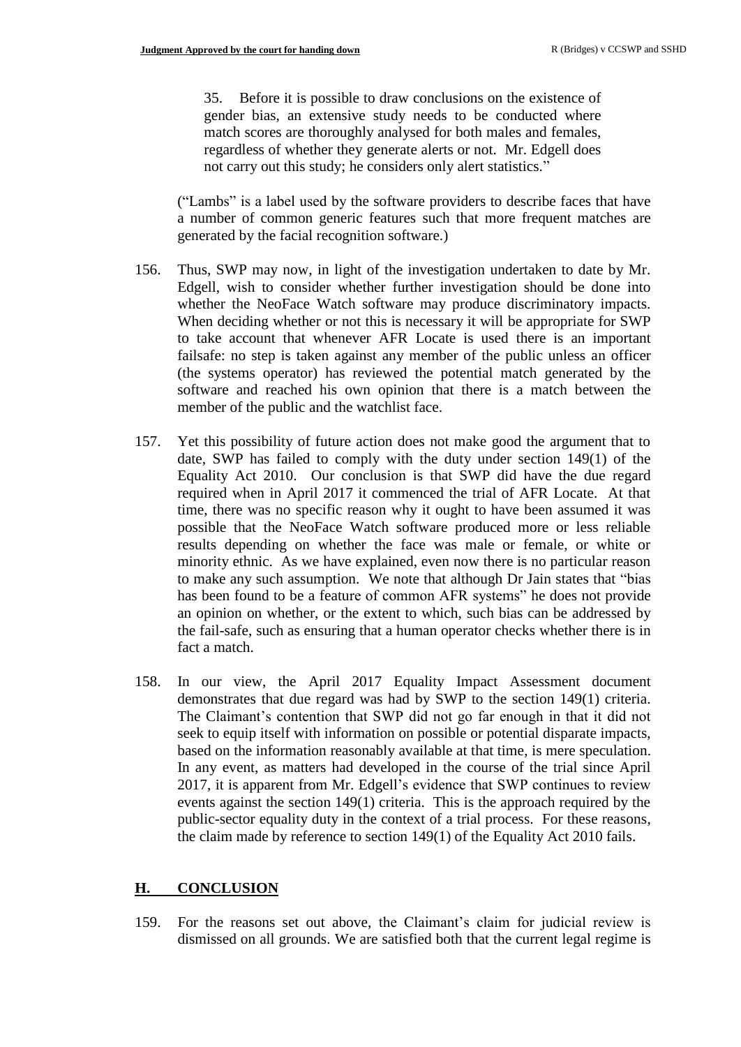> 35. Before it is possible to draw conclusions on the existence of gender bias, an extensive study needs to be conducted where match scores are thoroughly analysed for both males and females, regardless of whether they generate alerts or not. Mr. Edgell does not carry out this study; he considers only alert statistics."

("Lambs" is a label used by the software providers to describe faces that have a number of common generic features such that more frequent matches are generated by the facial recognition software.)

156. Thus, SWP may now, in light of the investigation undertaken to date by Mr. Edgell, wish to consider whether further investigation should be done into whether the NeoFace Watch software may produce discriminatory impacts. When deciding whether or not this is necessary it will be appropriate for SWP to take account that whenever AFR Locate is used there is an important failsafe: no step is taken against any member of the public unless an officer (the systems operator) has reviewed the potential match generated by the software and reached his own opinion that there is a match between the member of the public and the watchlist face.

157. Yet this possibility of future action does not make good the argument that to date, SWP has failed to comply with the duty under section 149(1) of the Equality Act 2010. Our conclusion is that SWP did have the due regard required when in April 2017 it commenced the trial of AFR Locate. At that time, there was no specific reason why it ought to have been assumed it was possible that the NeoFace Watch software produced more or less reliable results depending on whether the face was male or female, or white or minority ethnic. As we have explained, even now there is no particular reason to make any such assumption. We note that although Dr Jain states that "bias has been found to be a feature of common AFR systems" he does not provide an opinion on whether, or the extent to which, such bias can be addressed by the fail-safe, such as ensuring that a human operator checks whether there is in fact a match.

158. In our view, the April 2017 Equality Impact Assessment document demonstrates that due regard was had by SWP to the section 149(1) criteria. The Claimant's contention that SWP did not go far enough in that it did not seek to equip itself with information on possible or potential disparate impacts, based on the information reasonably available at that time, is mere speculation. In any event, as matters had developed in the course of the trial since April 2017, it is apparent from Mr. Edgell's evidence that SWP continues to review events against the section 149(1) criteria. This is the approach required by the public-sector equality duty in the context of a trial process. For these reasons, the claim made by reference to section 149(1) of the Equality Act 2010 fails.

## H. CONCLUSION

159. For the reasons set out above, the Claimant's claim for judicial review is dismissed on all grounds. We are satisfied both that the current legal regime is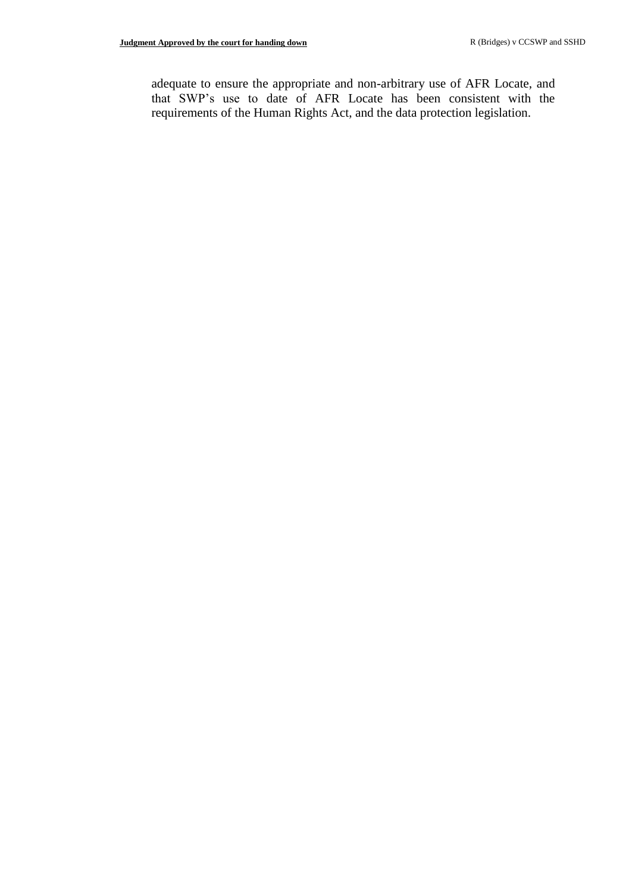adequate to ensure the appropriate and non-arbitrary use of AFR Locate, and that SWP's use to date of AFR Locate has been consistent with the requirements of the Human Rights Act, and the data protection legislation.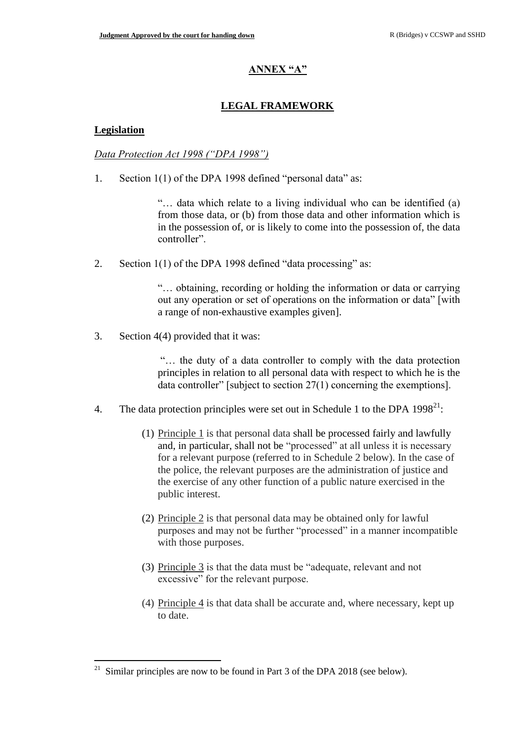## ANNEX "A"

## LEGAL FRAMEWORK

### Legislation

*Data Protection Act 1998 ("DPA 1998")*

1. Section 1(1) of the DPA 1998 defined "personal data" as:

   > "… data which relate to a living individual who can be identified (a) from those data, or (b) from those data and other information which is in the possession of, or is likely to come into the possession of, the data controller".

2. Section 1(1) of the DPA 1998 defined "data processing" as:

   > "… obtaining, recording or holding the information or data or carrying out any operation or set of operations on the information or data" [with a range of non-exhaustive examples given].

3. Section 4(4) provided that it was:

   > "… the duty of a data controller to comply with the data protection principles in relation to all personal data with respect to which he is the data controller" [subject to section 27(1) concerning the exemptions].

4. The data protection principles were set out in Schedule 1 to the DPA 1998[21]:

   (1) Principle 1 is that personal data shall be processed fairly and lawfully and, in particular, shall not be "processed" at all unless it is necessary for a relevant purpose (referred to in Schedule 2 below). In the case of the police, the relevant purposes are the administration of justice and the exercise of any other function of a public nature exercised in the public interest.

   (2) Principle 2 is that personal data may be obtained only for lawful purposes and may not be further "processed" in a manner incompatible with those purposes.

   (3) Principle 3 is that the data must be "adequate, relevant and not excessive" for the relevant purpose.

   (4) Principle 4 is that data shall be accurate and, where necessary, kept up to date.

---

[21] Similar principles are now to be found in Part 3 of the DPA 2018 (see below).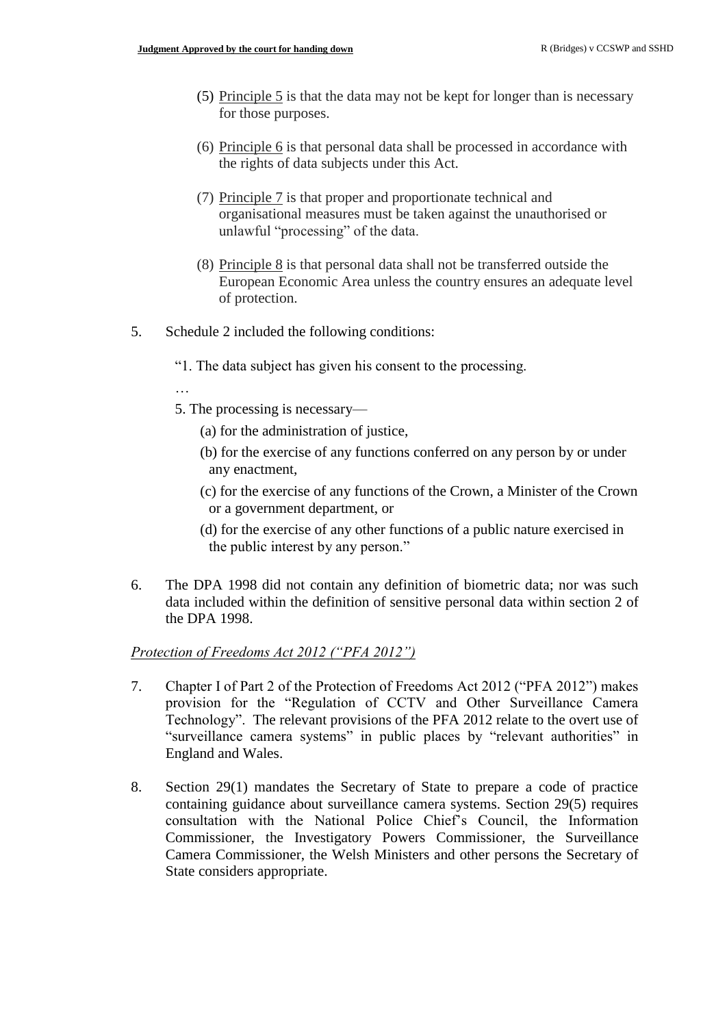(5) Principle 5 is that the data may not be kept for longer than is necessary for those purposes.

(6) Principle 6 is that personal data shall be processed in accordance with the rights of data subjects under this Act.

(7) Principle 7 is that proper and proportionate technical and organisational measures must be taken against the unauthorised or unlawful "processing" of the data.

(8) Principle 8 is that personal data shall not be transferred outside the European Economic Area unless the country ensures an adequate level of protection.

5. Schedule 2 included the following conditions:

   "1. The data subject has given his consent to the processing.

   …

   5. The processing is necessary—

      (a) for the administration of justice,

      (b) for the exercise of any functions conferred on any person by or under any enactment,

      (c) for the exercise of any functions of the Crown, a Minister of the Crown or a government department, or

      (d) for the exercise of any other functions of a public nature exercised in the public interest by any person."

6. The DPA 1998 did not contain any definition of biometric data; nor was such data included within the definition of sensitive personal data within section 2 of the DPA 1998.

*Protection of Freedoms Act 2012 ("PFA 2012")*

7. Chapter I of Part 2 of the Protection of Freedoms Act 2012 ("PFA 2012") makes provision for the "Regulation of CCTV and Other Surveillance Camera Technology". The relevant provisions of the PFA 2012 relate to the overt use of "surveillance camera systems" in public places by "relevant authorities" in England and Wales.

8. Section 29(1) mandates the Secretary of State to prepare a code of practice containing guidance about surveillance camera systems. Section 29(5) requires consultation with the National Police Chief's Council, the Information Commissioner, the Investigatory Powers Commissioner, the Surveillance Camera Commissioner, the Welsh Ministers and other persons the Secretary of State considers appropriate.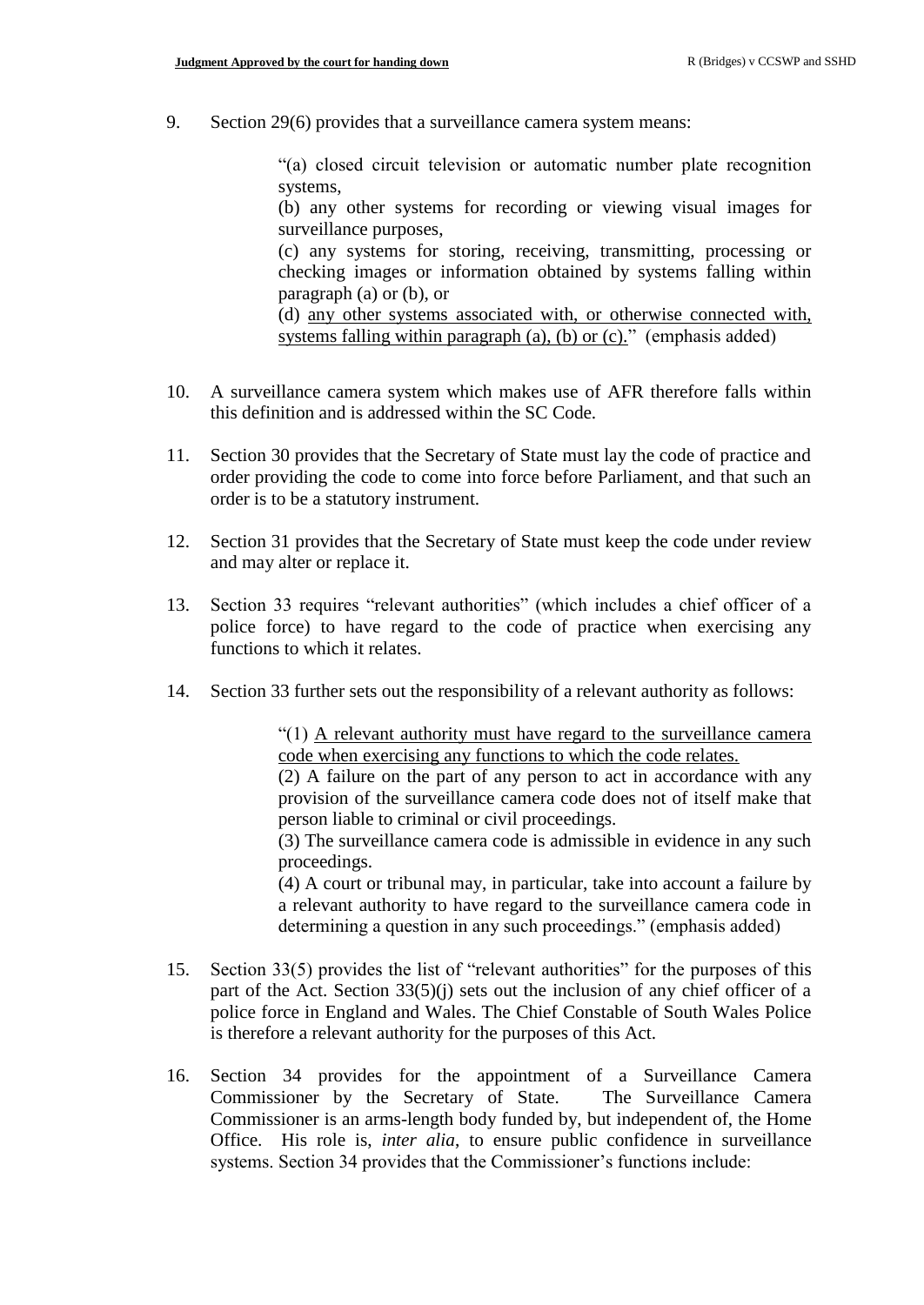9. Section 29(6) provides that a surveillance camera system means:

> "(a) closed circuit television or automatic number plate recognition systems,
>
> (b) any other systems for recording or viewing visual images for surveillance purposes,
>
> (c) any systems for storing, receiving, transmitting, processing or checking images or information obtained by systems falling within paragraph (a) or (b), or
>
> (d) <u>any other systems associated with, or otherwise connected with, systems falling within paragraph (a), (b) or (c).</u>" (emphasis added)

10. A surveillance camera system which makes use of AFR therefore falls within this definition and is addressed within the SC Code.

11. Section 30 provides that the Secretary of State must lay the code of practice and order providing the code to come into force before Parliament, and that such an order is to be a statutory instrument.

12. Section 31 provides that the Secretary of State must keep the code under review and may alter or replace it.

13. Section 33 requires "relevant authorities" (which includes a chief officer of a police force) to have regard to the code of practice when exercising any functions to which it relates.

14. Section 33 further sets out the responsibility of a relevant authority as follows:

> "(1) <u>A relevant authority must have regard to the surveillance camera code when exercising any functions to which the code relates.</u>
>
> (2) A failure on the part of any person to act in accordance with any provision of the surveillance camera code does not of itself make that person liable to criminal or civil proceedings.
>
> (3) The surveillance camera code is admissible in evidence in any such proceedings.
>
> (4) A court or tribunal may, in particular, take into account a failure by a relevant authority to have regard to the surveillance camera code in determining a question in any such proceedings." (emphasis added)

15. Section 33(5) provides the list of "relevant authorities" for the purposes of this part of the Act. Section 33(5)(j) sets out the inclusion of any chief officer of a police force in England and Wales. The Chief Constable of South Wales Police is therefore a relevant authority for the purposes of this Act.

16. Section 34 provides for the appointment of a Surveillance Camera Commissioner by the Secretary of State. The Surveillance Camera Commissioner is an arms-length body funded by, but independent of, the Home Office. His role is, *inter alia*, to ensure public confidence in surveillance systems. Section 34 provides that the Commissioner's functions include: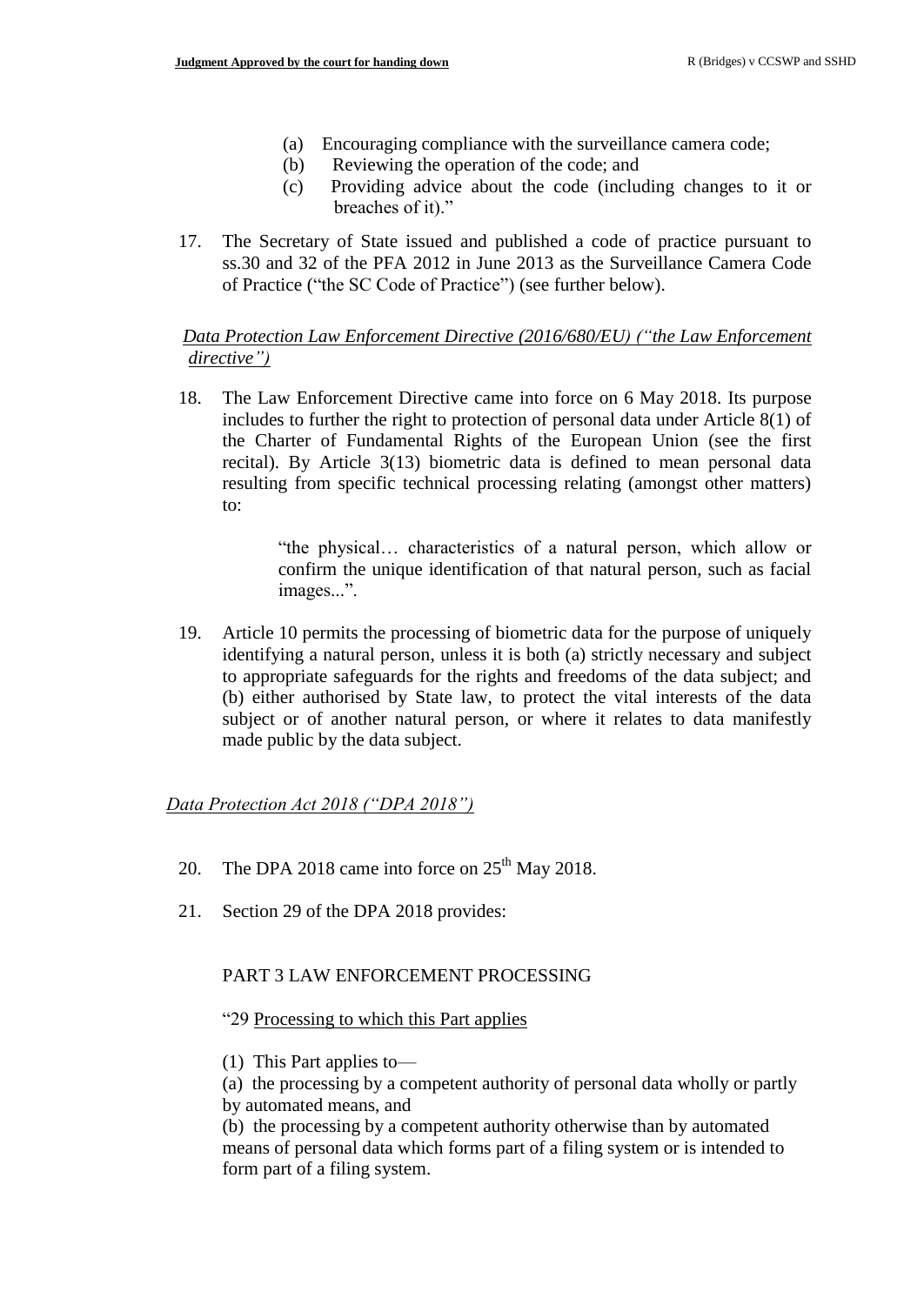(a) Encouraging compliance with the surveillance camera code;
(b) Reviewing the operation of the code; and
(c) Providing advice about the code (including changes to it or breaches of it)."

17. The Secretary of State issued and published a code of practice pursuant to ss.30 and 32 of the PFA 2012 in June 2013 as the Surveillance Camera Code of Practice ("the SC Code of Practice") (see further below).

*Data Protection Law Enforcement Directive (2016/680/EU) ("the Law Enforcement directive")*

18. The Law Enforcement Directive came into force on 6 May 2018. Its purpose includes to further the right to protection of personal data under Article 8(1) of the Charter of Fundamental Rights of the European Union (see the first recital). By Article 3(13) biometric data is defined to mean personal data resulting from specific technical processing relating (amongst other matters) to:

> "the physical… characteristics of a natural person, which allow or confirm the unique identification of that natural person, such as facial images...".

19. Article 10 permits the processing of biometric data for the purpose of uniquely identifying a natural person, unless it is both (a) strictly necessary and subject to appropriate safeguards for the rights and freedoms of the data subject; and (b) either authorised by State law, to protect the vital interests of the data subject or of another natural person, or where it relates to data manifestly made public by the data subject.

*Data Protection Act 2018 ("DPA 2018")*

20. The DPA 2018 came into force on 25th May 2018.

21. Section 29 of the DPA 2018 provides:

PART 3 LAW ENFORCEMENT PROCESSING

"29 Processing to which this Part applies

(1) This Part applies to—

(a) the processing by a competent authority of personal data wholly or partly by automated means, and

(b) the processing by a competent authority otherwise than by automated means of personal data which forms part of a filing system or is intended to form part of a filing system.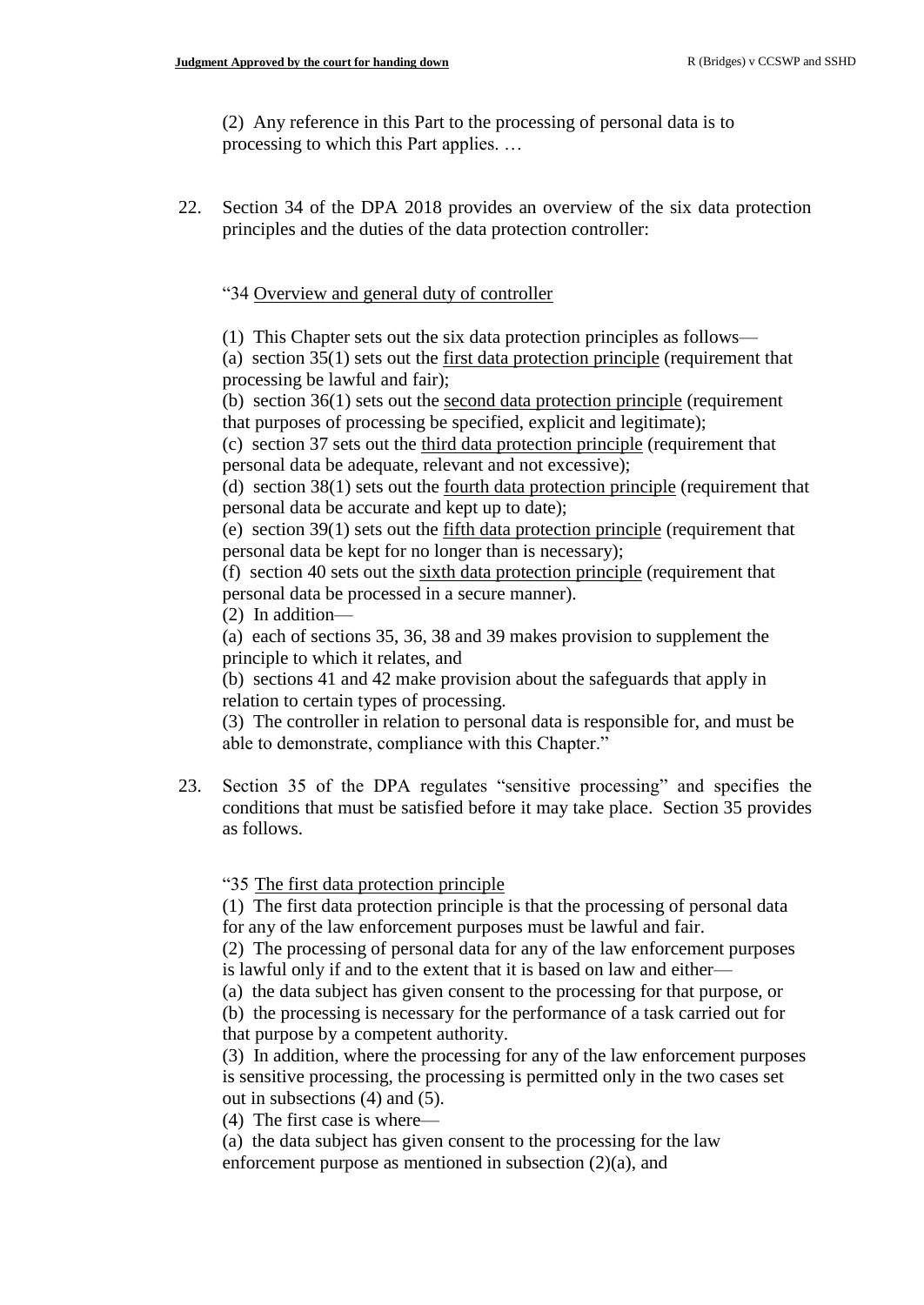(2) Any reference in this Part to the processing of personal data is to processing to which this Part applies. …

22. Section 34 of the DPA 2018 provides an overview of the six data protection principles and the duties of the data protection controller:

"34 Overview and general duty of controller

(1) This Chapter sets out the six data protection principles as follows—
(a) section 35(1) sets out the first data protection principle (requirement that processing be lawful and fair);
(b) section 36(1) sets out the second data protection principle (requirement that purposes of processing be specified, explicit and legitimate);
(c) section 37 sets out the third data protection principle (requirement that personal data be adequate, relevant and not excessive);
(d) section 38(1) sets out the fourth data protection principle (requirement that personal data be accurate and kept up to date);
(e) section 39(1) sets out the fifth data protection principle (requirement that personal data be kept for no longer than is necessary);
(f) section 40 sets out the sixth data protection principle (requirement that personal data be processed in a secure manner).
(2) In addition—
(a) each of sections 35, 36, 38 and 39 makes provision to supplement the principle to which it relates, and
(b) sections 41 and 42 make provision about the safeguards that apply in relation to certain types of processing.
(3) The controller in relation to personal data is responsible for, and must be able to demonstrate, compliance with this Chapter."

23. Section 35 of the DPA regulates "sensitive processing" and specifies the conditions that must be satisfied before it may take place. Section 35 provides as follows.

"35 The first data protection principle
(1) The first data protection principle is that the processing of personal data for any of the law enforcement purposes must be lawful and fair.
(2) The processing of personal data for any of the law enforcement purposes is lawful only if and to the extent that it is based on law and either—
(a) the data subject has given consent to the processing for that purpose, or
(b) the processing is necessary for the performance of a task carried out for that purpose by a competent authority.
(3) In addition, where the processing for any of the law enforcement purposes is sensitive processing, the processing is permitted only in the two cases set out in subsections (4) and (5).
(4) The first case is where—
(a) the data subject has given consent to the processing for the law enforcement purpose as mentioned in subsection (2)(a), and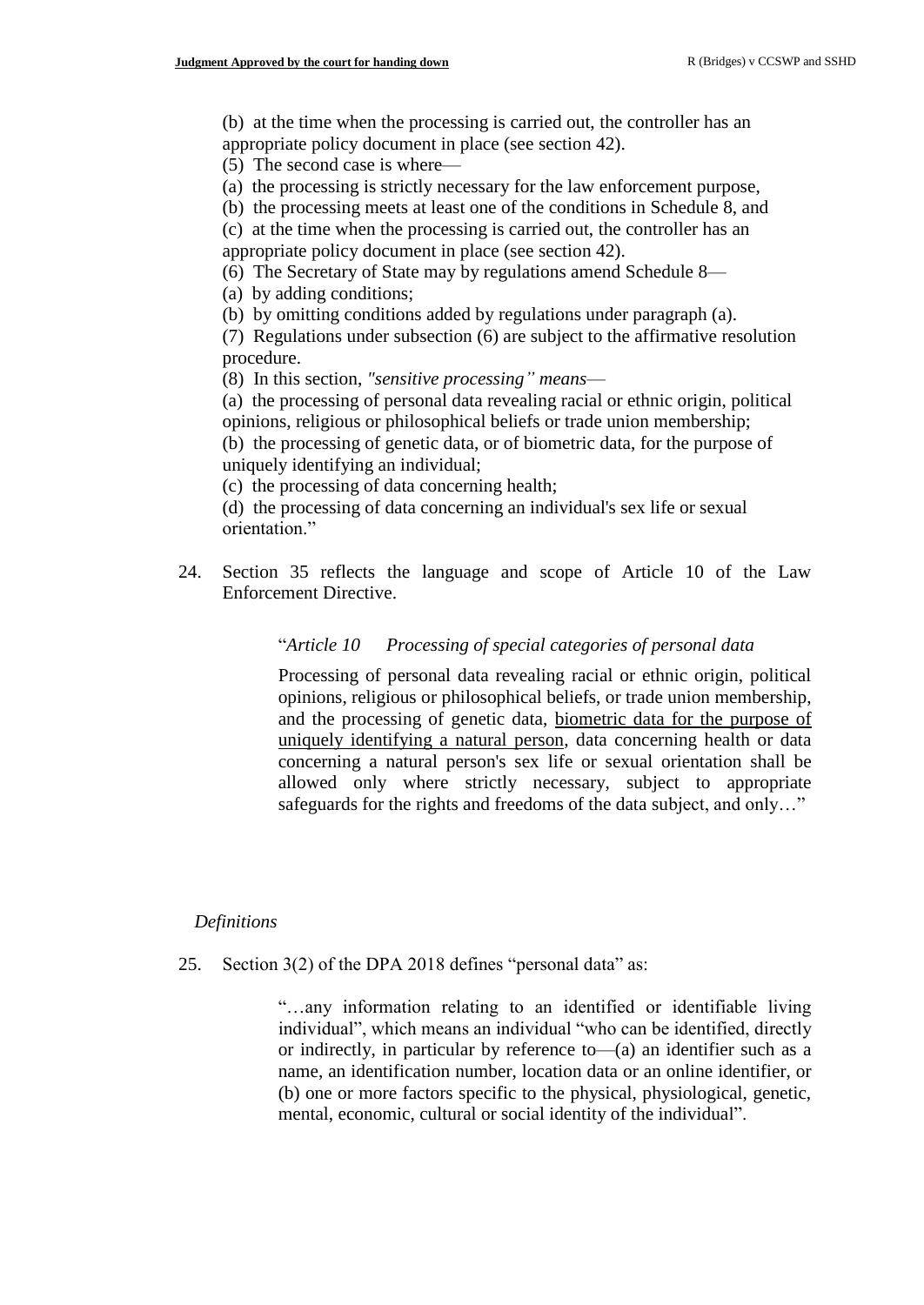(b) at the time when the processing is carried out, the controller has an appropriate policy document in place (see section 42).

(5) The second case is where—

(a) the processing is strictly necessary for the law enforcement purpose,

(b) the processing meets at least one of the conditions in Schedule 8, and

(c) at the time when the processing is carried out, the controller has an appropriate policy document in place (see section 42).

(6) The Secretary of State may by regulations amend Schedule 8—

(a) by adding conditions;

(b) by omitting conditions added by regulations under paragraph (a).

(7) Regulations under subsection (6) are subject to the affirmative resolution procedure.

(8) In this section, *"sensitive processing" means*—

(a) the processing of personal data revealing racial or ethnic origin, political opinions, religious or philosophical beliefs or trade union membership;

(b) the processing of genetic data, or of biometric data, for the purpose of uniquely identifying an individual;

(c) the processing of data concerning health;

(d) the processing of data concerning an individual's sex life or sexual orientation."

24. Section 35 reflects the language and scope of Article 10 of the Law Enforcement Directive.

> "*Article 10 Processing of special categories of personal data*
>
> Processing of personal data revealing racial or ethnic origin, political opinions, religious or philosophical beliefs, or trade union membership, and the processing of genetic data, <u>biometric data for the purpose of uniquely identifying a natural person</u>, data concerning health or data concerning a natural person's sex life or sexual orientation shall be allowed only where strictly necessary, subject to appropriate safeguards for the rights and freedoms of the data subject, and only…"

*Definitions*

25. Section 3(2) of the DPA 2018 defines "personal data" as:

> "…any information relating to an identified or identifiable living individual", which means an individual "who can be identified, directly or indirectly, in particular by reference to—(a) an identifier such as a name, an identification number, location data or an online identifier, or (b) one or more factors specific to the physical, physiological, genetic, mental, economic, cultural or social identity of the individual".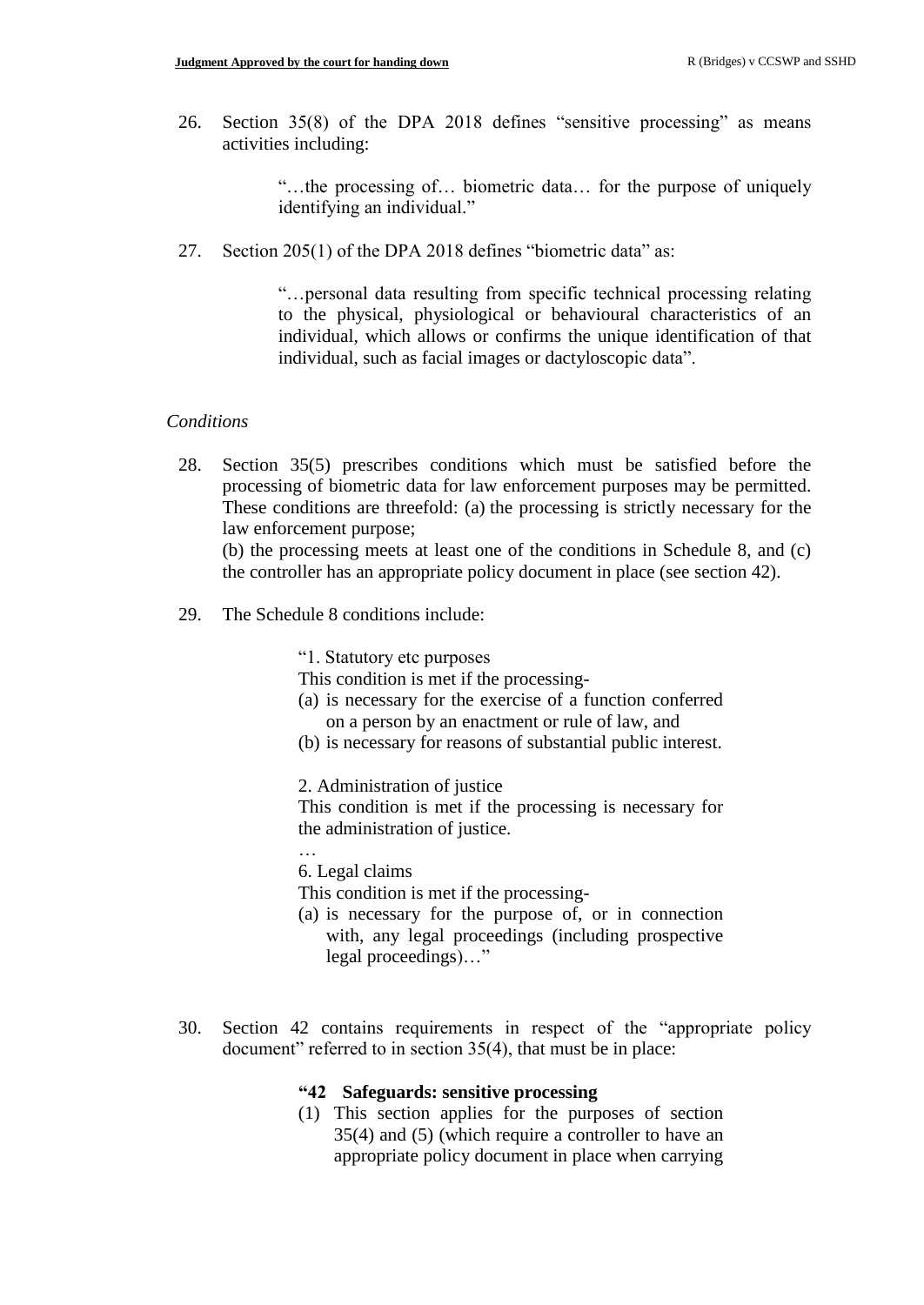26. Section 35(8) of the DPA 2018 defines "sensitive processing" as means activities including:

> "…the processing of… biometric data… for the purpose of uniquely identifying an individual."

27. Section 205(1) of the DPA 2018 defines "biometric data" as:

> "…personal data resulting from specific technical processing relating to the physical, physiological or behavioural characteristics of an individual, which allows or confirms the unique identification of that individual, such as facial images or dactyloscopic data".

*Conditions*

28. Section 35(5) prescribes conditions which must be satisfied before the processing of biometric data for law enforcement purposes may be permitted. These conditions are threefold: (a) the processing is strictly necessary for the law enforcement purpose;
(b) the processing meets at least one of the conditions in Schedule 8, and (c) the controller has an appropriate policy document in place (see section 42).

29. The Schedule 8 conditions include:

> "1. Statutory etc purposes
> This condition is met if the processing-
> (a) is necessary for the exercise of a function conferred on a person by an enactment or rule of law, and
> (b) is necessary for reasons of substantial public interest.
>
> 2. Administration of justice
> This condition is met if the processing is necessary for the administration of justice.
> …
> 6. Legal claims
> This condition is met if the processing-
> (a) is necessary for the purpose of, or in connection with, any legal proceedings (including prospective legal proceedings)…"

30. Section 42 contains requirements in respect of the "appropriate policy document" referred to in section 35(4), that must be in place:

> **"42 Safeguards: sensitive processing**
> (1) This section applies for the purposes of section 35(4) and (5) (which require a controller to have an appropriate policy document in place when carrying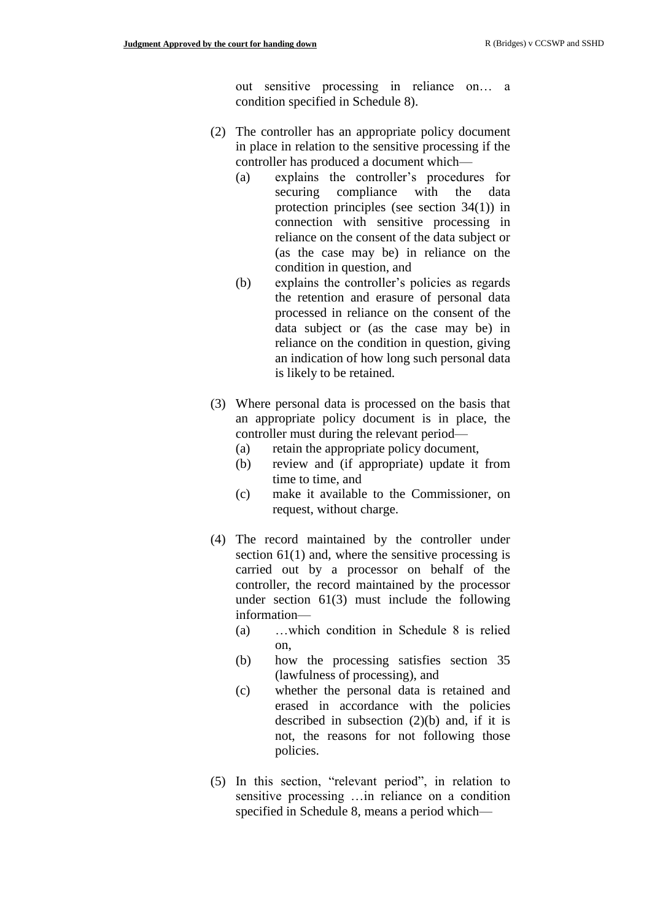out sensitive processing in reliance on… a condition specified in Schedule 8).

(2) The controller has an appropriate policy document in place in relation to the sensitive processing if the controller has produced a document which—

  (a) explains the controller's procedures for securing compliance with the data protection principles (see section 34(1)) in connection with sensitive processing in reliance on the consent of the data subject or (as the case may be) in reliance on the condition in question, and

  (b) explains the controller's policies as regards the retention and erasure of personal data processed in reliance on the consent of the data subject or (as the case may be) in reliance on the condition in question, giving an indication of how long such personal data is likely to be retained.

(3) Where personal data is processed on the basis that an appropriate policy document is in place, the controller must during the relevant period—

  (a) retain the appropriate policy document,

  (b) review and (if appropriate) update it from time to time, and

  (c) make it available to the Commissioner, on request, without charge.

(4) The record maintained by the controller under section 61(1) and, where the sensitive processing is carried out by a processor on behalf of the controller, the record maintained by the processor under section 61(3) must include the following information—

  (a) …which condition in Schedule 8 is relied on,

  (b) how the processing satisfies section 35 (lawfulness of processing), and

  (c) whether the personal data is retained and erased in accordance with the policies described in subsection (2)(b) and, if it is not, the reasons for not following those policies.

(5) In this section, "relevant period", in relation to sensitive processing …in reliance on a condition specified in Schedule 8, means a period which—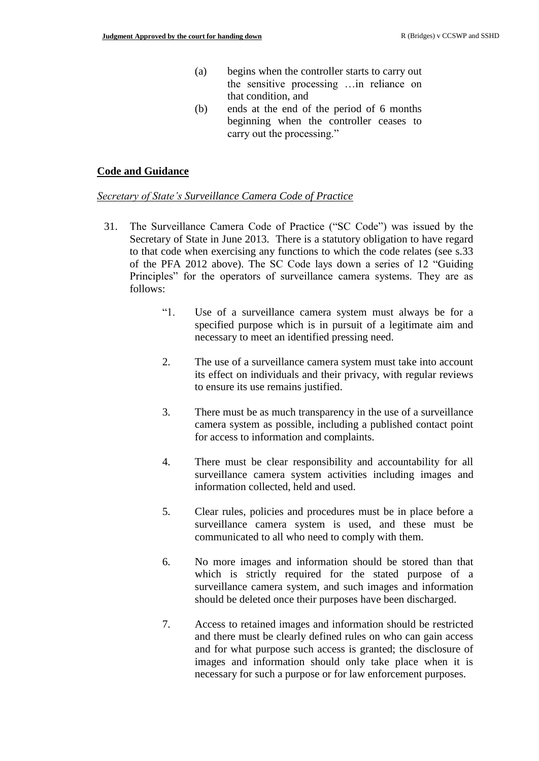(a) begins when the controller starts to carry out the sensitive processing …in reliance on that condition, and

(b) ends at the end of the period of 6 months beginning when the controller ceases to carry out the processing."

## Code and Guidance

### *Secretary of State's Surveillance Camera Code of Practice*

31. The Surveillance Camera Code of Practice ("SC Code") was issued by the Secretary of State in June 2013. There is a statutory obligation to have regard to that code when exercising any functions to which the code relates (see s.33 of the PFA 2012 above). The SC Code lays down a series of 12 "Guiding Principles" for the operators of surveillance camera systems. They are as follows:

> "1. Use of a surveillance camera system must always be for a specified purpose which is in pursuit of a legitimate aim and necessary to meet an identified pressing need.
>
> 2. The use of a surveillance camera system must take into account its effect on individuals and their privacy, with regular reviews to ensure its use remains justified.
>
> 3. There must be as much transparency in the use of a surveillance camera system as possible, including a published contact point for access to information and complaints.
>
> 4. There must be clear responsibility and accountability for all surveillance camera system activities including images and information collected, held and used.
>
> 5. Clear rules, policies and procedures must be in place before a surveillance camera system is used, and these must be communicated to all who need to comply with them.
>
> 6. No more images and information should be stored than that which is strictly required for the stated purpose of a surveillance camera system, and such images and information should be deleted once their purposes have been discharged.
>
> 7. Access to retained images and information should be restricted and there must be clearly defined rules on who can gain access and for what purpose such access is granted; the disclosure of images and information should only take place when it is necessary for such a purpose or for law enforcement purposes.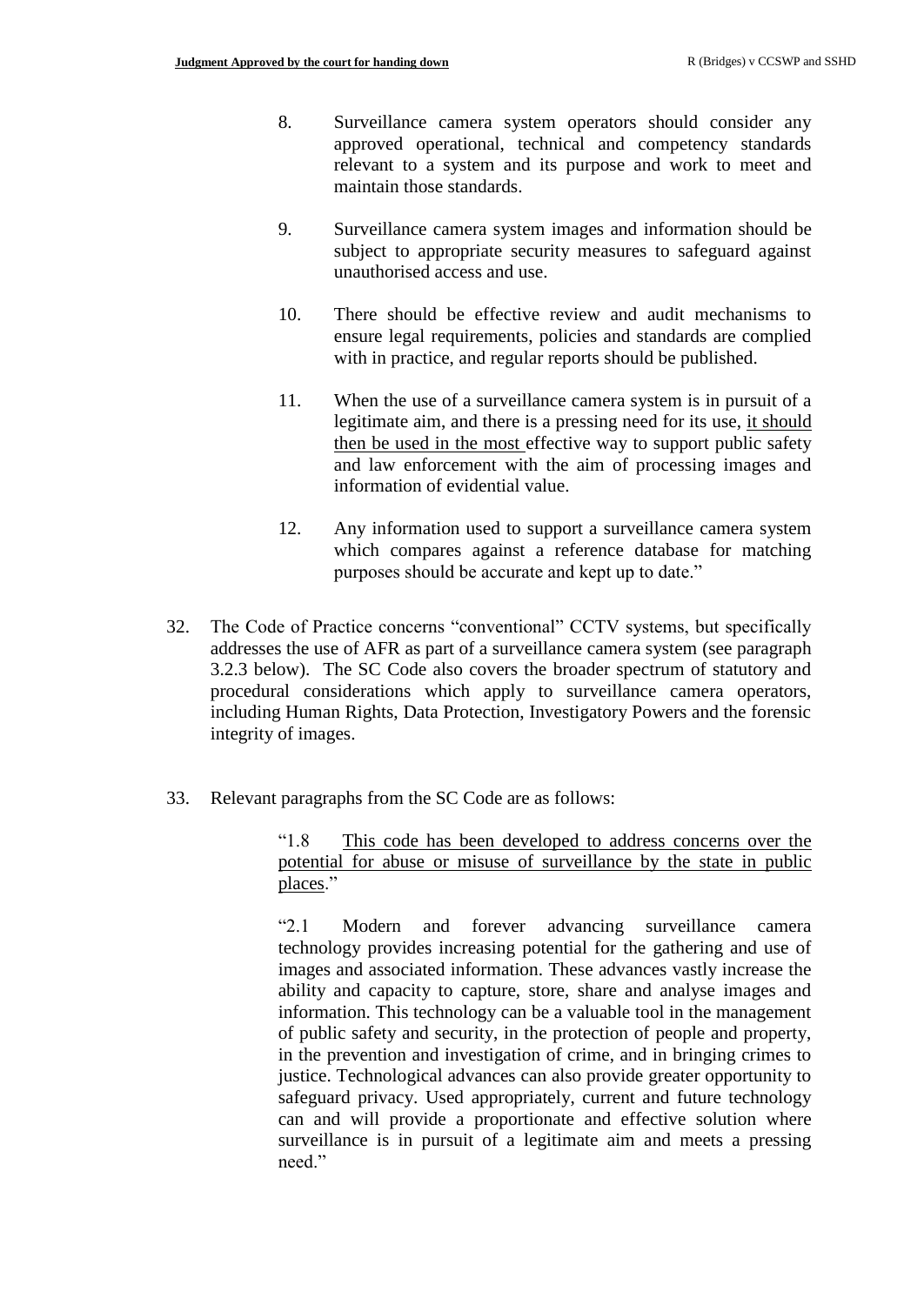8. Surveillance camera system operators should consider any approved operational, technical and competency standards relevant to a system and its purpose and work to meet and maintain those standards.

9. Surveillance camera system images and information should be subject to appropriate security measures to safeguard against unauthorised access and use.

10. There should be effective review and audit mechanisms to ensure legal requirements, policies and standards are complied with in practice, and regular reports should be published.

11. When the use of a surveillance camera system is in pursuit of a legitimate aim, and there is a pressing need for its use, <u>it should then be used in the most</u> effective way to support public safety and law enforcement with the aim of processing images and information of evidential value.

12. Any information used to support a surveillance camera system which compares against a reference database for matching purposes should be accurate and kept up to date."

32. The Code of Practice concerns "conventional" CCTV systems, but specifically addresses the use of AFR as part of a surveillance camera system (see paragraph 3.2.3 below). The SC Code also covers the broader spectrum of statutory and procedural considerations which apply to surveillance camera operators, including Human Rights, Data Protection, Investigatory Powers and the forensic integrity of images.

33. Relevant paragraphs from the SC Code are as follows:

> "1.8 <u>This code has been developed to address concerns over the potential for abuse or misuse of surveillance by the state in public places</u>."
>
> "2.1 Modern and forever advancing surveillance camera technology provides increasing potential for the gathering and use of images and associated information. These advances vastly increase the ability and capacity to capture, store, share and analyse images and information. This technology can be a valuable tool in the management of public safety and security, in the protection of people and property, in the prevention and investigation of crime, and in bringing crimes to justice. Technological advances can also provide greater opportunity to safeguard privacy. Used appropriately, current and future technology can and will provide a proportionate and effective solution where surveillance is in pursuit of a legitimate aim and meets a pressing need."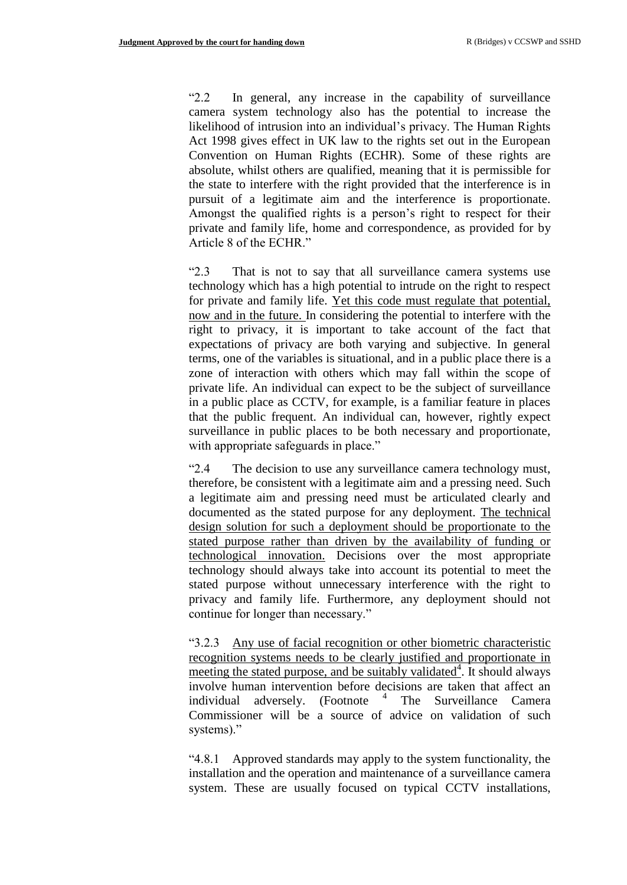"2.2 In general, any increase in the capability of surveillance camera system technology also has the potential to increase the likelihood of intrusion into an individual's privacy. The Human Rights Act 1998 gives effect in UK law to the rights set out in the European Convention on Human Rights (ECHR). Some of these rights are absolute, whilst others are qualified, meaning that it is permissible for the state to interfere with the right provided that the interference is in pursuit of a legitimate aim and the interference is proportionate. Amongst the qualified rights is a person's right to respect for their private and family life, home and correspondence, as provided for by Article 8 of the ECHR."

"2.3 That is not to say that all surveillance camera systems use technology which has a high potential to intrude on the right to respect for private and family life. <u>Yet this code must regulate that potential, now and in the future.</u> In considering the potential to interfere with the right to privacy, it is important to take account of the fact that expectations of privacy are both varying and subjective. In general terms, one of the variables is situational, and in a public place there is a zone of interaction with others which may fall within the scope of private life. An individual can expect to be the subject of surveillance in a public place as CCTV, for example, is a familiar feature in places that the public frequent. An individual can, however, rightly expect surveillance in public places to be both necessary and proportionate, with appropriate safeguards in place."

"2.4 The decision to use any surveillance camera technology must, therefore, be consistent with a legitimate aim and a pressing need. Such a legitimate aim and pressing need must be articulated clearly and documented as the stated purpose for any deployment. <u>The technical design solution for such a deployment should be proportionate to the stated purpose rather than driven by the availability of funding or technological innovation.</u> Decisions over the most appropriate technology should always take into account its potential to meet the stated purpose without unnecessary interference with the right to privacy and family life. Furthermore, any deployment should not continue for longer than necessary."

"3.2.3 <u>Any use of facial recognition or other biometric characteristic recognition systems needs to be clearly justified and proportionate in meeting the stated purpose, and be suitably validated</u>[4]. It should always involve human intervention before decisions are taken that affect an individual adversely. (Footnote [4] The Surveillance Camera Commissioner will be a source of advice on validation of such systems)."

"4.8.1 Approved standards may apply to the system functionality, the installation and the operation and maintenance of a surveillance camera system. These are usually focused on typical CCTV installations,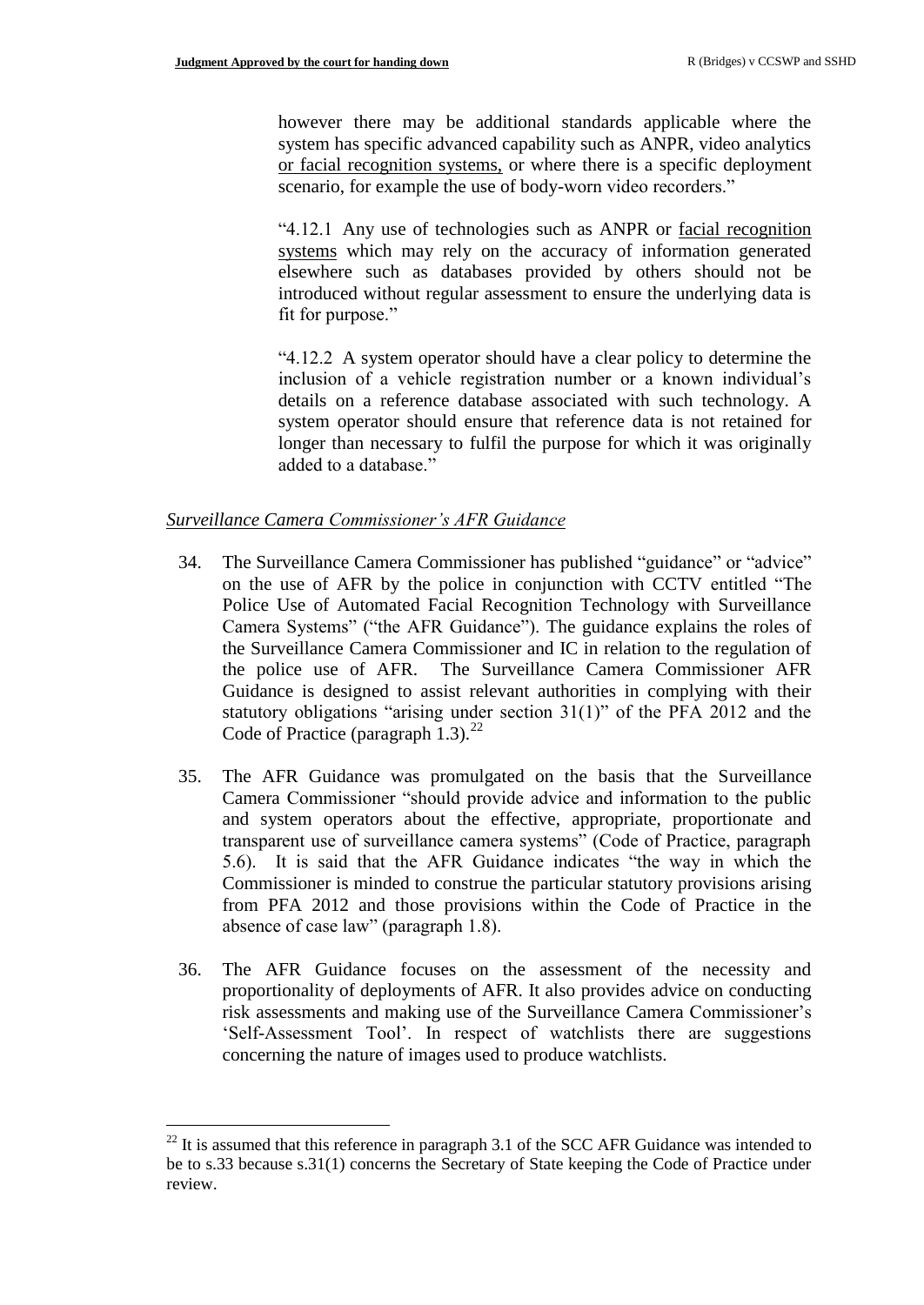however there may be additional standards applicable where the system has specific advanced capability such as ANPR, video analytics <u>or facial recognition systems,</u> or where there is a specific deployment scenario, for example the use of body-worn video recorders."

"4.12.1 Any use of technologies such as ANPR or <u>facial recognition systems</u> which may rely on the accuracy of information generated elsewhere such as databases provided by others should not be introduced without regular assessment to ensure the underlying data is fit for purpose."

"4.12.2 A system operator should have a clear policy to determine the inclusion of a vehicle registration number or a known individual's details on a reference database associated with such technology. A system operator should ensure that reference data is not retained for longer than necessary to fulfil the purpose for which it was originally added to a database."

*Surveillance Camera Commissioner's AFR Guidance*

34. The Surveillance Camera Commissioner has published "guidance" or "advice" on the use of AFR by the police in conjunction with CCTV entitled "The Police Use of Automated Facial Recognition Technology with Surveillance Camera Systems" ("the AFR Guidance"). The guidance explains the roles of the Surveillance Camera Commissioner and IC in relation to the regulation of the police use of AFR. The Surveillance Camera Commissioner AFR Guidance is designed to assist relevant authorities in complying with their statutory obligations "arising under section 31(1)" of the PFA 2012 and the Code of Practice (paragraph 1.3).[22]

35. The AFR Guidance was promulgated on the basis that the Surveillance Camera Commissioner "should provide advice and information to the public and system operators about the effective, appropriate, proportionate and transparent use of surveillance camera systems" (Code of Practice, paragraph 5.6). It is said that the AFR Guidance indicates "the way in which the Commissioner is minded to construe the particular statutory provisions arising from PFA 2012 and those provisions within the Code of Practice in the absence of case law" (paragraph 1.8).

36. The AFR Guidance focuses on the assessment of the necessity and proportionality of deployments of AFR. It also provides advice on conducting risk assessments and making use of the Surveillance Camera Commissioner's 'Self-Assessment Tool'. In respect of watchlists there are suggestions concerning the nature of images used to produce watchlists.

[22] It is assumed that this reference in paragraph 3.1 of the SCC AFR Guidance was intended to be to s.33 because s.31(1) concerns the Secretary of State keeping the Code of Practice under review.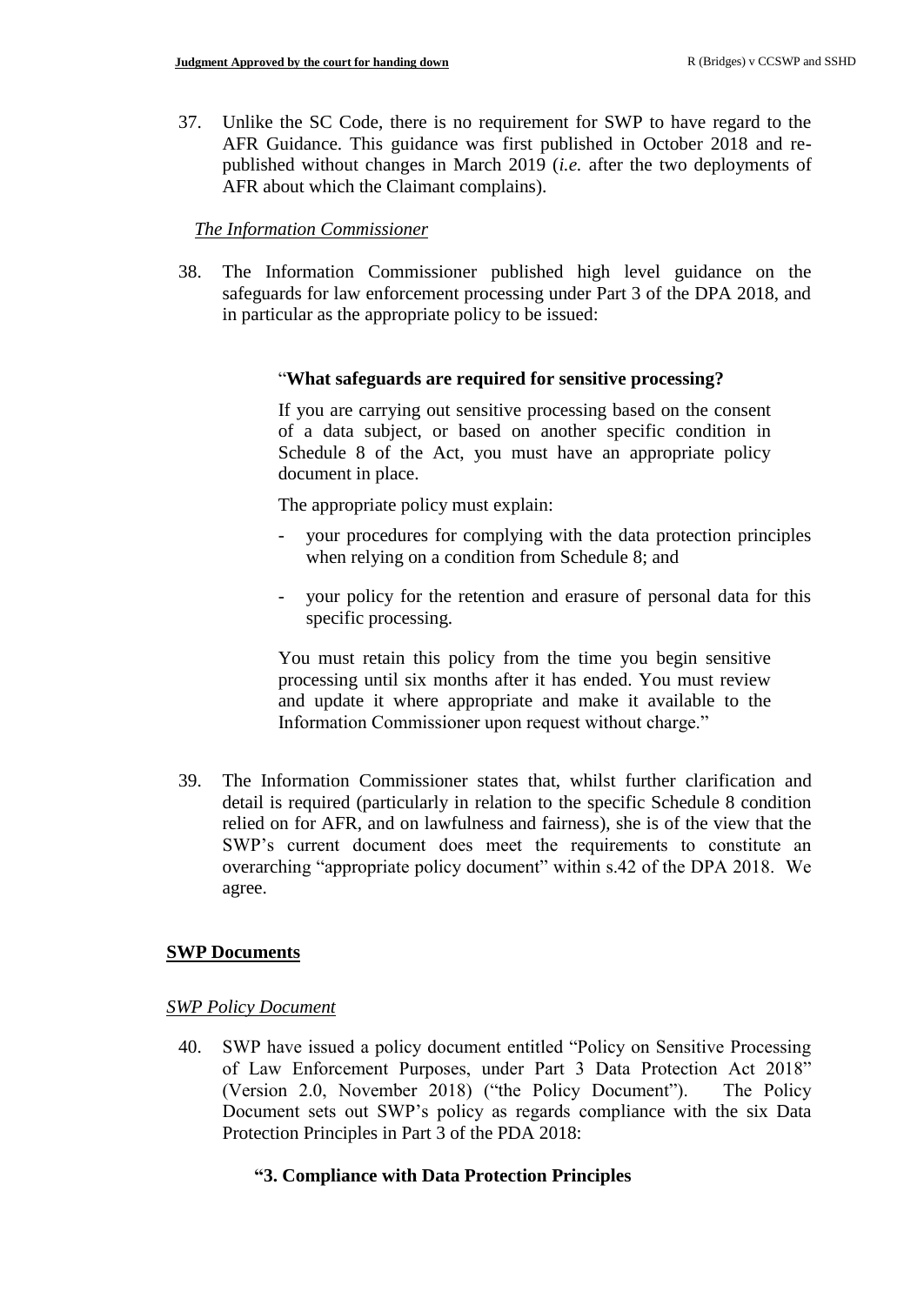37. Unlike the SC Code, there is no requirement for SWP to have regard to the AFR Guidance. This guidance was first published in October 2018 and re-published without changes in March 2019 (*i.e.* after the two deployments of AFR about which the Claimant complains).

*The Information Commissioner*

38. The Information Commissioner published high level guidance on the safeguards for law enforcement processing under Part 3 of the DPA 2018, and in particular as the appropriate policy to be issued:

> "**What safeguards are required for sensitive processing?**
>
> If you are carrying out sensitive processing based on the consent of a data subject, or based on another specific condition in Schedule 8 of the Act, you must have an appropriate policy document in place.
>
> The appropriate policy must explain:
>
> - your procedures for complying with the data protection principles when relying on a condition from Schedule 8; and
> - your policy for the retention and erasure of personal data for this specific processing.
>
> You must retain this policy from the time you begin sensitive processing until six months after it has ended. You must review and update it where appropriate and make it available to the Information Commissioner upon request without charge."

39. The Information Commissioner states that, whilst further clarification and detail is required (particularly in relation to the specific Schedule 8 condition relied on for AFR, and on lawfulness and fairness), she is of the view that the SWP's current document does meet the requirements to constitute an overarching "appropriate policy document" within s.42 of the DPA 2018. We agree.

## SWP Documents

*SWP Policy Document*

40. SWP have issued a policy document entitled "Policy on Sensitive Processing of Law Enforcement Purposes, under Part 3 Data Protection Act 2018" (Version 2.0, November 2018) ("the Policy Document"). The Policy Document sets out SWP's policy as regards compliance with the six Data Protection Principles in Part 3 of the PDA 2018:

> **"3. Compliance with Data Protection Principles**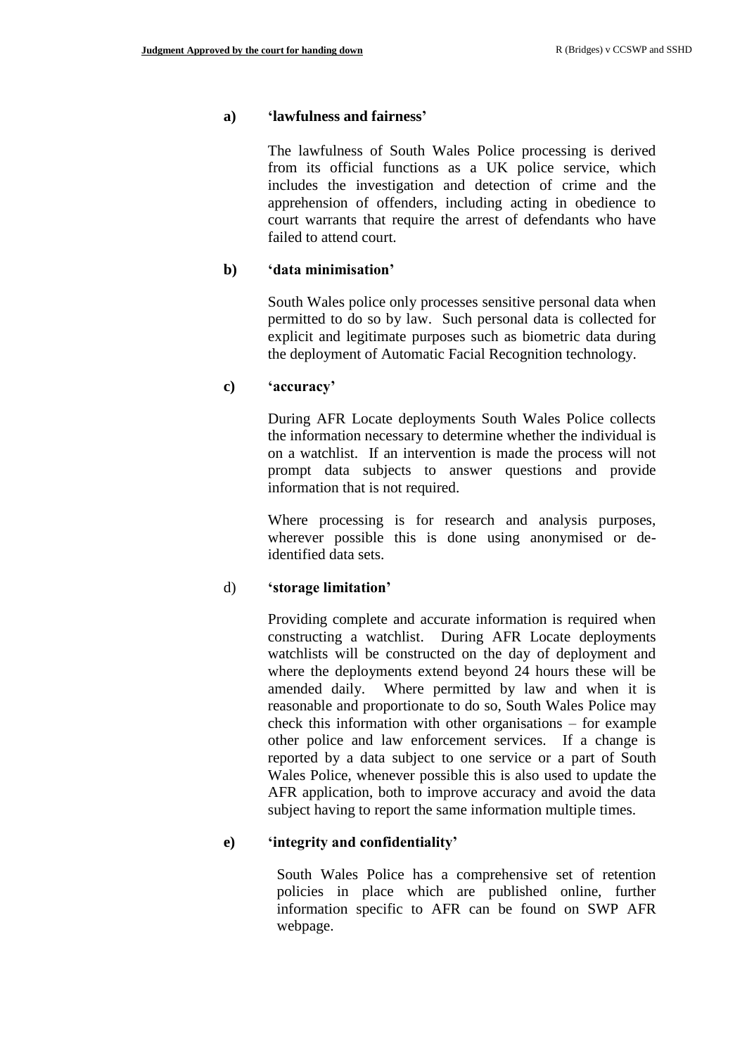**a) 'lawfulness and fairness'**

The lawfulness of South Wales Police processing is derived from its official functions as a UK police service, which includes the investigation and detection of crime and the apprehension of offenders, including acting in obedience to court warrants that require the arrest of defendants who have failed to attend court.

**b) 'data minimisation'**

South Wales police only processes sensitive personal data when permitted to do so by law. Such personal data is collected for explicit and legitimate purposes such as biometric data during the deployment of Automatic Facial Recognition technology.

**c) 'accuracy'**

During AFR Locate deployments South Wales Police collects the information necessary to determine whether the individual is on a watchlist. If an intervention is made the process will not prompt data subjects to answer questions and provide information that is not required.

Where processing is for research and analysis purposes, wherever possible this is done using anonymised or de-identified data sets.

d) **'storage limitation'**

Providing complete and accurate information is required when constructing a watchlist. During AFR Locate deployments watchlists will be constructed on the day of deployment and where the deployments extend beyond 24 hours these will be amended daily. Where permitted by law and when it is reasonable and proportionate to do so, South Wales Police may check this information with other organisations – for example other police and law enforcement services. If a change is reported by a data subject to one service or a part of South Wales Police, whenever possible this is also used to update the AFR application, both to improve accuracy and avoid the data subject having to report the same information multiple times.

**e) 'integrity and confidentiality'**

South Wales Police has a comprehensive set of retention policies in place which are published online, further information specific to AFR can be found on SWP AFR webpage.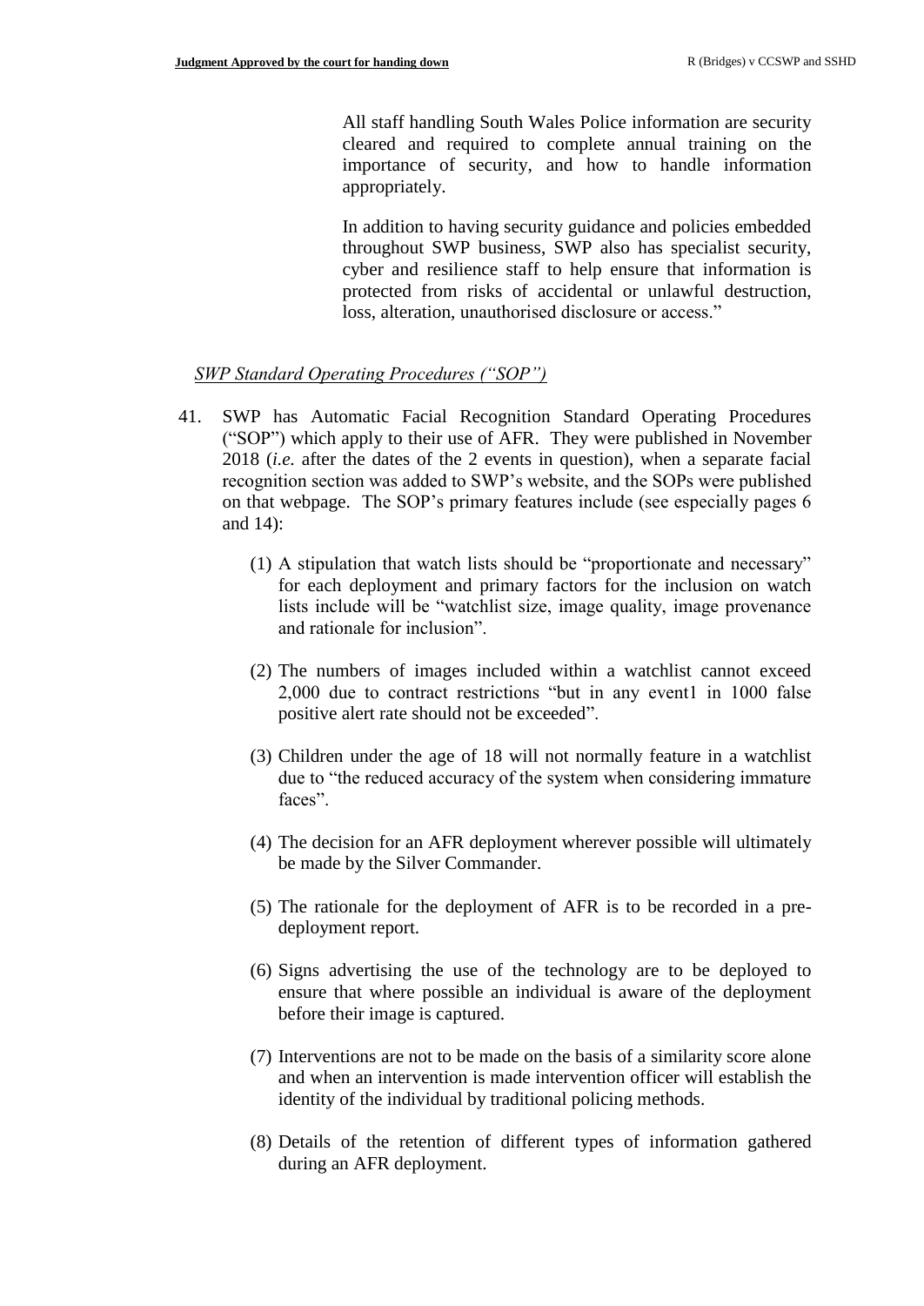All staff handling South Wales Police information are security cleared and required to complete annual training on the importance of security, and how to handle information appropriately.

In addition to having security guidance and policies embedded throughout SWP business, SWP also has specialist security, cyber and resilience staff to help ensure that information is protected from risks of accidental or unlawful destruction, loss, alteration, unauthorised disclosure or access."

*SWP Standard Operating Procedures ("SOP")*

41. SWP has Automatic Facial Recognition Standard Operating Procedures ("SOP") which apply to their use of AFR. They were published in November 2018 (*i.e.* after the dates of the 2 events in question), when a separate facial recognition section was added to SWP's website, and the SOPs were published on that webpage. The SOP's primary features include (see especially pages 6 and 14):

    (1) A stipulation that watch lists should be "proportionate and necessary" for each deployment and primary factors for the inclusion on watch lists include will be "watchlist size, image quality, image provenance and rationale for inclusion".

    (2) The numbers of images included within a watchlist cannot exceed 2,000 due to contract restrictions "but in any event1 in 1000 false positive alert rate should not be exceeded".

    (3) Children under the age of 18 will not normally feature in a watchlist due to "the reduced accuracy of the system when considering immature faces".

    (4) The decision for an AFR deployment wherever possible will ultimately be made by the Silver Commander.

    (5) The rationale for the deployment of AFR is to be recorded in a pre-deployment report.

    (6) Signs advertising the use of the technology are to be deployed to ensure that where possible an individual is aware of the deployment before their image is captured.

    (7) Interventions are not to be made on the basis of a similarity score alone and when an intervention is made intervention officer will establish the identity of the individual by traditional policing methods.

    (8) Details of the retention of different types of information gathered during an AFR deployment.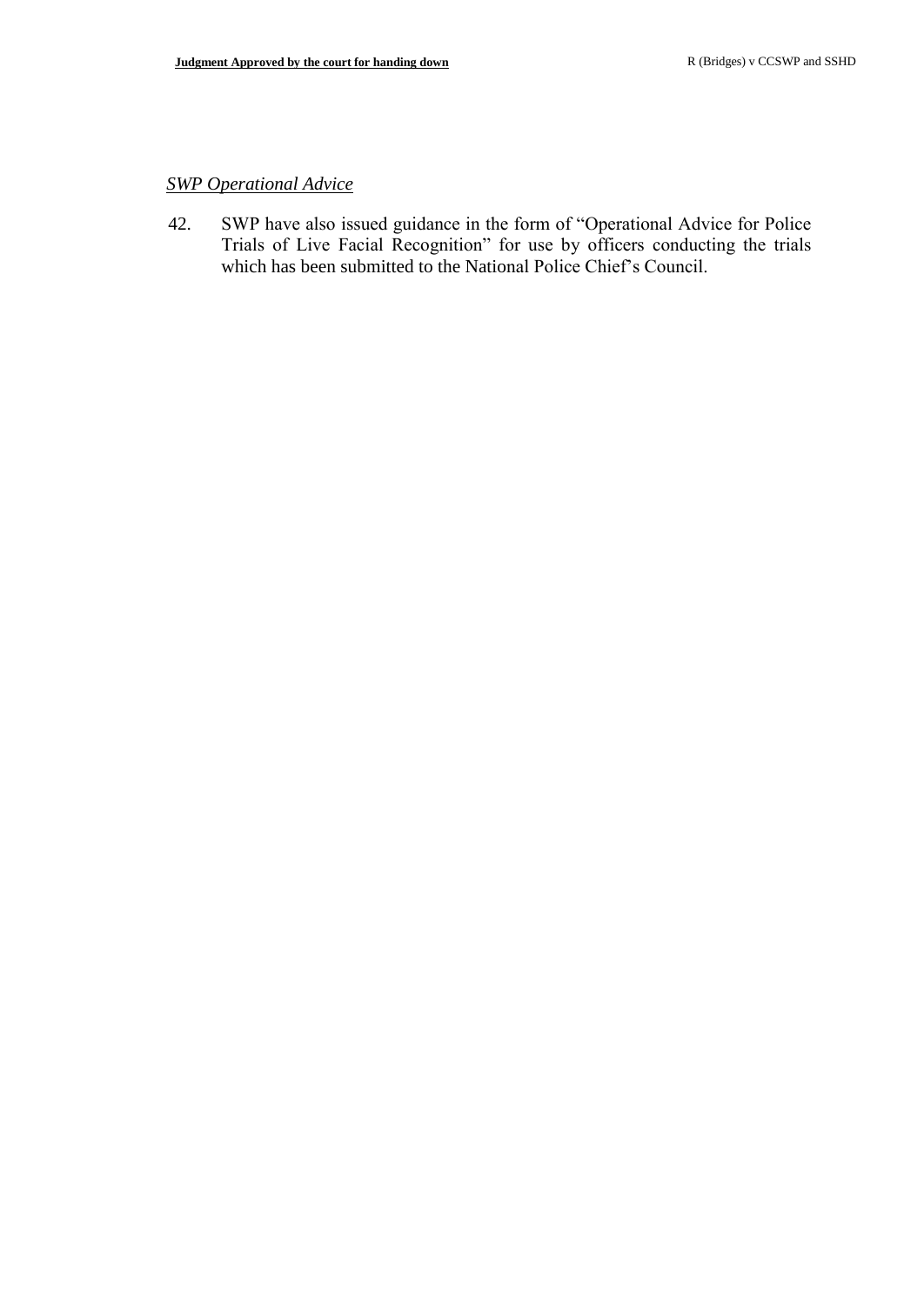*SWP Operational Advice*

42. SWP have also issued guidance in the form of "Operational Advice for Police Trials of Live Facial Recognition" for use by officers conducting the trials which has been submitted to the National Police Chief's Council.